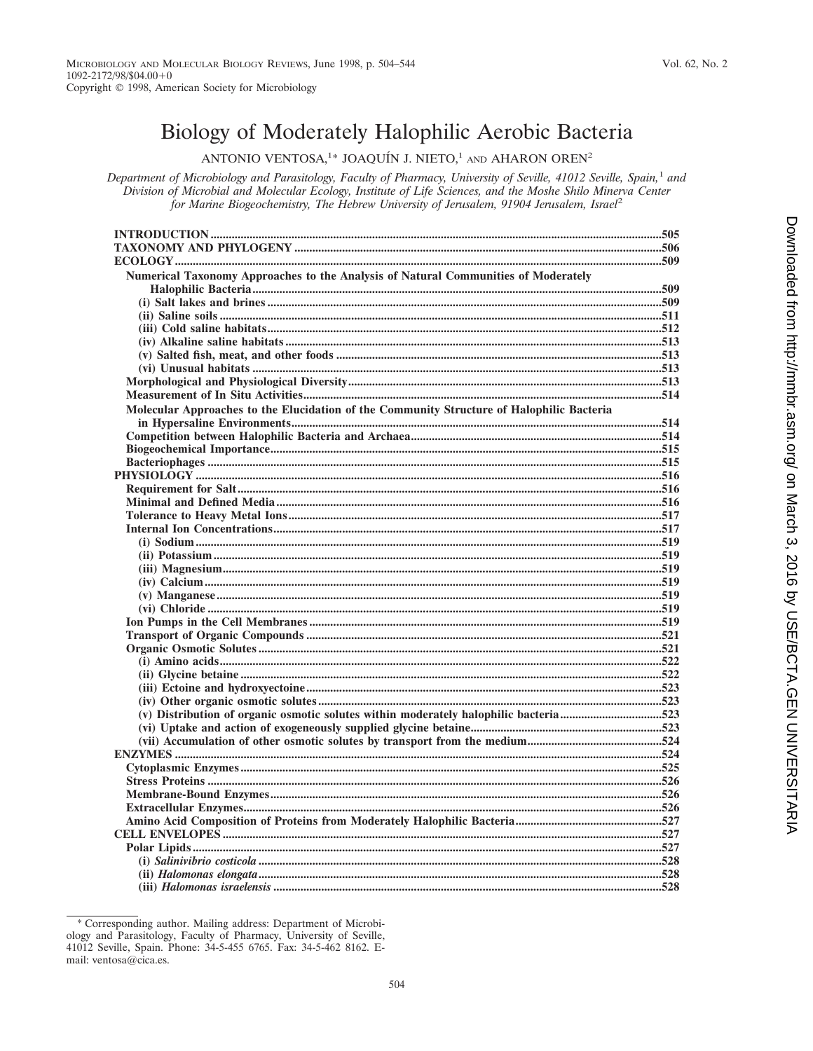# Biology of Moderately Halophilic Aerobic Bacteria

ANTONIO VENTOSA,[1]* JOAQUÍN J. NIETO,[1] AND AHARON OREN[2]

*Department of Microbiology and Parasitology, Faculty of Pharmacy, University of Seville, 41012 Seville, Spain,[1] and Division of Microbial and Molecular Ecology, Institute of Life Sciences, and the Moshe Shilo Minerva Center for Marine Biogeochemistry, The Hebrew University of Jerusalem, 91904 Jerusalem, Israel[2]*

| | |
|---|---|
| **INTRODUCTION** | 505 |
| **TAXONOMY AND PHYLOGENY** | 506 |
| **ECOLOGY** | 509 |
| **Numerical Taxonomy Approaches to the Analysis of Natural Communities of Moderately Halophilic Bacteria** | 509 |
| **(i) Salt lakes and brines** | 509 |
| **(ii) Saline soils** | 511 |
| **(iii) Cold saline habitats** | 512 |
| **(iv) Alkaline saline habitats** | 513 |
| **(v) Salted fish, meat, and other foods** | 513 |
| **(vi) Unusual habitats** | 513 |
| **Morphological and Physiological Diversity** | 513 |
| **Measurement of In Situ Activities** | 514 |
| **Molecular Approaches to the Elucidation of the Community Structure of Halophilic Bacteria in Hypersaline Environments** | 514 |
| **Competition between Halophilic Bacteria and Archaea** | 514 |
| **Biogeochemical Importance** | 515 |
| **Bacteriophages** | 515 |
| **PHYSIOLOGY** | 516 |
| **Requirement for Salt** | 516 |
| **Minimal and Defined Media** | 516 |
| **Tolerance to Heavy Metal Ions** | 517 |
| **Internal Ion Concentrations** | 517 |
| **(i) Sodium** | 519 |
| **(ii) Potassium** | 519 |
| **(iii) Magnesium** | 519 |
| **(iv) Calcium** | 519 |
| **(v) Manganese** | 519 |
| **(vi) Chloride** | 519 |
| **Ion Pumps in the Cell Membranes** | 519 |
| **Transport of Organic Compounds** | 521 |
| **Organic Osmotic Solutes** | 521 |
| **(i) Amino acids** | 522 |
| **(ii) Glycine betaine** | 522 |
| **(iii) Ectoine and hydroxyectoine** | 523 |
| **(iv) Other organic osmotic solutes** | 523 |
| **(v) Distribution of organic osmotic solutes within moderately halophilic bacteria** | 523 |
| **(vi) Uptake and action of exogeneously supplied glycine betaine** | 523 |
| **(vii) Accumulation of other osmotic solutes by transport from the medium** | 524 |
| **ENZYMES** | 524 |
| **Cytoplasmic Enzymes** | 525 |
| **Stress Proteins** | 526 |
| **Membrane-Bound Enzymes** | 526 |
| **Extracellular Enzymes** | 526 |
| **Amino Acid Composition of Proteins from Moderately Halophilic Bacteria** | 527 |
| **CELL ENVELOPES** | 527 |
| **Polar Lipids** | 527 |
| **(i) *Salinivibrio costicola*** | 528 |
| **(ii) *Halomonas elongata*** | 528 |
| **(iii) *Halomonas israelensis*** | 528 |

\* Corresponding author. Mailing address: Department of Microbiology and Parasitology, Faculty of Pharmacy, University of Seville, 41012 Seville, Spain. Phone: 34-5-455 6765. Fax: 34-5-462 8162. E-mail: ventosa@cica.es.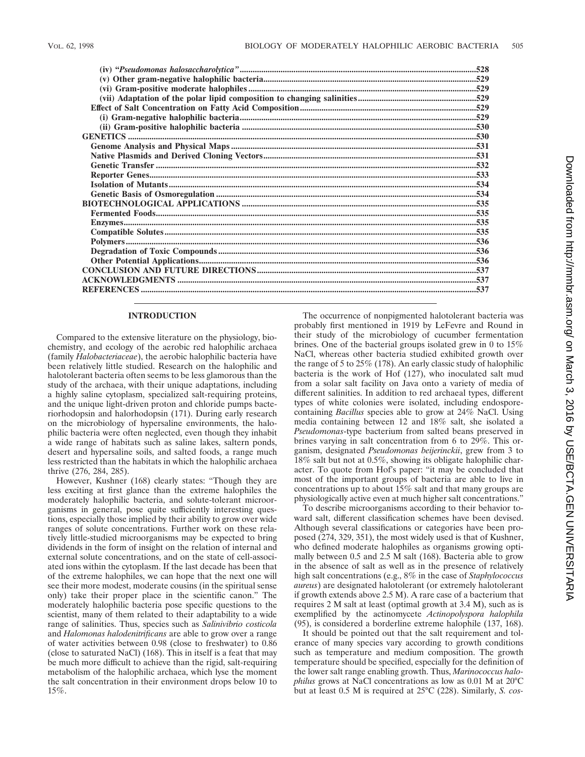(iv) *"Pseudomonas halosaccharolytica"* ....528
(v) Other gram-negative halophilic bacteria....529
(vi) Gram-positive moderate halophiles....529
(vii) Adaptation of the polar lipid composition to changing salinities....529
Effect of Salt Concentration on Fatty Acid Composition....529
(i) Gram-negative halophilic bacteria....529
(ii) Gram-positive halophilic bacteria....530
GENETICS....530
Genome Analysis and Physical Maps....531
Native Plasmids and Derived Cloning Vectors....531
Genetic Transfer....532
Reporter Genes....533
Isolation of Mutants....534
Genetic Basis of Osmoregulation....534
BIOTECHNOLOGICAL APPLICATIONS....535
Fermented Foods....535
Enzymes....535
Compatible Solutes....535
Polymers....536
Degradation of Toxic Compounds....536
Other Potential Applications....536
CONCLUSION AND FUTURE DIRECTIONS....537
ACKNOWLEDGMENTS....537
REFERENCES....537

## INTRODUCTION

Compared to the extensive literature on the physiology, biochemistry, and ecology of the aerobic red halophilic archaea (family *Halobacteriaceae*), the aerobic halophilic bacteria have been relatively little studied. Research on the halophilic and halotolerant bacteria often seems to be less glamorous than the study of the archaea, with their unique adaptations, including a highly saline cytoplasm, specialized salt-requiring proteins, and the unique light-driven proton and chloride pumps bacteriorhodopsin and halorhodopsin (171). During early research on the microbiology of hypersaline environments, the halophilic bacteria were often neglected, even though they inhabit a wide range of habitats such as saline lakes, saltern ponds, desert and hypersaline soils, and salted foods, a range much less restricted than the habitats in which the halophilic archaea thrive (276, 284, 285).

However, Kushner (168) clearly states: "Though they are less exciting at first glance than the extreme halophiles the moderately halophilic bacteria, and solute-tolerant microorganisms in general, pose quite sufficiently interesting questions, especially those implied by their ability to grow over wide ranges of solute concentrations. Further work on these relatively little-studied microorganisms may be expected to bring dividends in the form of insight on the relation of internal and external solute concentrations, and on the state of cell-associated ions within the cytoplasm. If the last decade has been that of the extreme halophiles, we can hope that the next one will see their more modest, moderate cousins (in the spiritual sense only) take their proper place in the scientific canon." The moderately halophilic bacteria pose specific questions to the scientist, many of them related to their adaptability to a wide range of salinities. Thus, species such as *Salinivibrio costicola* and *Halomonas halodenitrificans* are able to grow over a range of water activities between 0.98 (close to freshwater) to 0.86 (close to saturated NaCl) (168). This in itself is a feat that may be much more difficult to achieve than the rigid, salt-requiring metabolism of the halophilic archaea, which lyse the moment the salt concentration in their environment drops below 10 to 15%.

The occurrence of nonpigmented halotolerant bacteria was probably first mentioned in 1919 by LeFevre and Round in their study of the microbiology of cucumber fermentation brines. One of the bacterial groups isolated grew in 0 to 15% NaCl, whereas other bacteria studied exhibited growth over the range of 5 to 25% (178). An early classic study of halophilic bacteria is the work of Hof (127), who inoculated salt mud from a solar salt facility on Java onto a variety of media of different salinities. In addition to red archaeal types, different types of white colonies were isolated, including endospore-containing *Bacillus* species able to grow at 24% NaCl. Using media containing between 12 and 18% salt, she isolated a *Pseudomonas*-type bacterium from salted beans preserved in brines varying in salt concentration from 6 to 29%. This organism, designated *Pseudomonas beijerinckii*, grew from 3 to 18% salt but not at 0.5%, showing its obligate halophilic character. To quote from Hof's paper: "it may be concluded that most of the important groups of bacteria are able to live in concentrations up to about 15% salt and that many groups are physiologically active even at much higher salt concentrations."

To describe microorganisms according to their behavior toward salt, different classification schemes have been devised. Although several classifications or categories have been proposed (274, 329, 351), the most widely used is that of Kushner, who defined moderate halophiles as organisms growing optimally between 0.5 and 2.5 M salt (168). Bacteria able to grow in the absence of salt as well as in the presence of relatively high salt concentrations (e.g., 8% in the case of *Staphylococcus aureus*) are designated halotolerant (or extremely halotolerant if growth extends above 2.5 M). A rare case of a bacterium that requires 2 M salt at least (optimal growth at 3.4 M), such as is exemplified by the actinomycete *Actinopolyspora halophila* (95), is considered a borderline extreme halophile (137, 168).

It should be pointed out that the salt requirement and tolerance of many species vary according to growth conditions such as temperature and medium composition. The growth temperature should be specified, especially for the definition of the lower salt range enabling growth. Thus, *Marinococcus halophilus* grows at NaCl concentrations as low as 0.01 M at 20°C but at least 0.5 M is required at 25°C (228). Similarly, *S. cos-*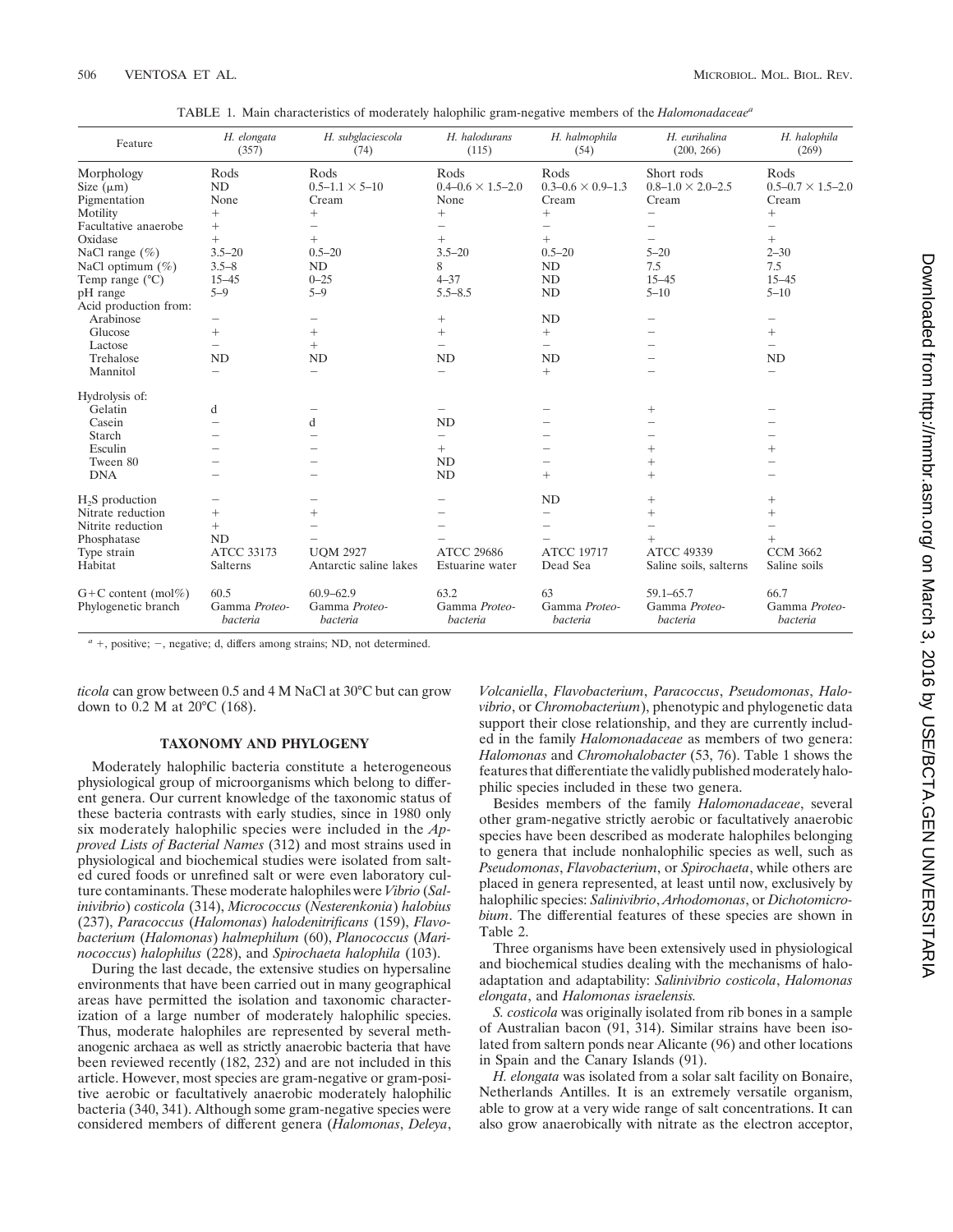TABLE 1. Main characteristics of moderately halophilic gram-negative members of the *Halomonadaceae*[a]

| Feature | *H. elongata* (357) | *H. subglaciescola* (74) | *H. halodurans* (115) | *H. halmophila* (54) | *H. eurihalina* (200, 266) | *H. halophila* (269) |
|---|---|---|---|---|---|---|
| Morphology | Rods | Rods | Rods | Rods | Short rods | Rods |
| Size (μm) | ND | 0.5–1.1 × 5–10 | 0.4–0.6 × 1.5–2.0 | 0.3–0.6 × 0.9–1.3 | 0.8–1.0 × 2.0–2.5 | 0.5–0.7 × 1.5–2.0 |
| Pigmentation | None | Cream | None | Cream | Cream | Cream |
| Motility | + | + | + | + | − | + |
| Facultative anaerobe | + | − | − | − | − | − |
| Oxidase | + | + | + | + | − | + |
| NaCl range (%) | 3.5–20 | 0.5–20 | 3.5–20 | 0.5–20 | 5–20 | 2–30 |
| NaCl optimum (%) | 3.5–8 | ND | 8 | ND | 7.5 | 7.5 |
| Temp range (°C) | 15–45 | 0–25 | 4–37 | ND | 15–45 | 15–45 |
| pH range | 5–9 | 5–9 | 5.5–8.5 | ND | 5–10 | 5–10 |
| Acid production from: | | | | | | |
| Arabinose | − | − | + | ND | − | − |
| Glucose | + | + | + | + | − | + |
| Lactose | − | + | − | − | − | − |
| Trehalose | ND | ND | ND | ND | − | ND |
| Mannitol | − | − | − | + | − | − |
| Hydrolysis of: | | | | | | |
| Gelatin | d | − | − | − | + | − |
| Casein | − | d | ND | − | − | − |
| Starch | − | − | − | − | − | − |
| Esculin | − | − | + | − | + | + |
| Tween 80 | − | − | ND | − | + | − |
| DNA | − | − | ND | + | + | − |
| $H_2S$ production | − | − | − | ND | + | + |
| Nitrate reduction | + | + | − | − | + | + |
| Nitrite reduction | + | − | − | − | − | − |
| Phosphatase | ND | − | − | − | + | + |
| Type strain | ATCC 33173 | UQM 2927 | ATCC 29686 | ATCC 19717 | ATCC 49339 | CCM 3662 |
| Habitat | Salterns | Antarctic saline lakes | Estuarine water | Dead Sea | Saline soils, salterns | Saline soils |
| G+C content (mol%) | 60.5 | 60.9–62.9 | 63.2 | 63 | 59.1–65.7 | 66.7 |
| Phylogenetic branch | Gamma *Proteobacteria* | Gamma *Proteobacteria* | Gamma *Proteobacteria* | Gamma *Proteobacteria* | Gamma *Proteobacteria* | Gamma *Proteobacteria* |

[a] +, positive; −, negative; d, differs among strains; ND, not determined.

*ticola* can grow between 0.5 and 4 M NaCl at 30°C but can grow down to 0.2 M at 20°C (168).

## TAXONOMY AND PHYLOGENY

Moderately halophilic bacteria constitute a heterogeneous physiological group of microorganisms which belong to different genera. Our current knowledge of the taxonomic status of these bacteria contrasts with early studies, since in 1980 only six moderately halophilic species were included in the *Approved Lists of Bacterial Names* (312) and most strains used in physiological and biochemical studies were isolated from salted cured foods or unrefined salt or were even laboratory culture contaminants. These moderate halophiles were *Vibrio* (*Salinivibrio*) *costicola* (314), *Micrococcus* (*Nesterenkonia*) *halobius* (237), *Paracoccus* (*Halomonas*) *halodenitrificans* (159), *Flavobacterium* (*Halomonas*) *halmephilum* (60), *Planococcus* (*Marinococcus*) *halophilus* (228), and *Spirochaeta halophila* (103).

During the last decade, the extensive studies on hypersaline environments that have been carried out in many geographical areas have permitted the isolation and taxonomic characterization of a large number of moderately halophilic species. Thus, moderate halophiles are represented by several methanogenic archaea as well as strictly anaerobic bacteria that have been reviewed recently (182, 232) and are not included in this article. However, most species are gram-negative or gram-positive aerobic or facultatively anaerobic moderately halophilic bacteria (340, 341). Although some gram-negative species were considered members of different genera (*Halomonas*, *Deleya*, *Volcaniella*, *Flavobacterium*, *Paracoccus*, *Pseudomonas*, *Halovibrio*, or *Chromobacterium*), phenotypic and phylogenetic data support their close relationship, and they are currently included in the family *Halomonadaceae* as members of two genera: *Halomonas* and *Chromohalobacter* (53, 76). Table 1 shows the features that differentiate the validly published moderately halophilic species included in these two genera.

Besides members of the family *Halomonadaceae*, several other gram-negative strictly aerobic or facultatively anaerobic species have been described as moderate halophiles belonging to genera that include nonhalophilic species as well, such as *Pseudomonas*, *Flavobacterium*, or *Spirochaeta*, while others are placed in genera represented, at least until now, exclusively by halophilic species: *Salinivibrio*, *Arhodomonas*, or *Dichotomicrobium*. The differential features of these species are shown in Table 2.

Three organisms have been extensively used in physiological and biochemical studies dealing with the mechanisms of haloadaptation and adaptability: *Salinivibrio costicola*, *Halomonas elongata*, and *Halomonas israelensis*.

*S. costicola* was originally isolated from rib bones in a sample of Australian bacon (91, 314). Similar strains have been isolated from saltern ponds near Alicante (96) and other locations in Spain and the Canary Islands (91).

*H. elongata* was isolated from a solar salt facility on Bonaire, Netherlands Antilles. It is an extremely versatile organism, able to grow at a very wide range of salt concentrations. It can also grow anaerobically with nitrate as the electron acceptor,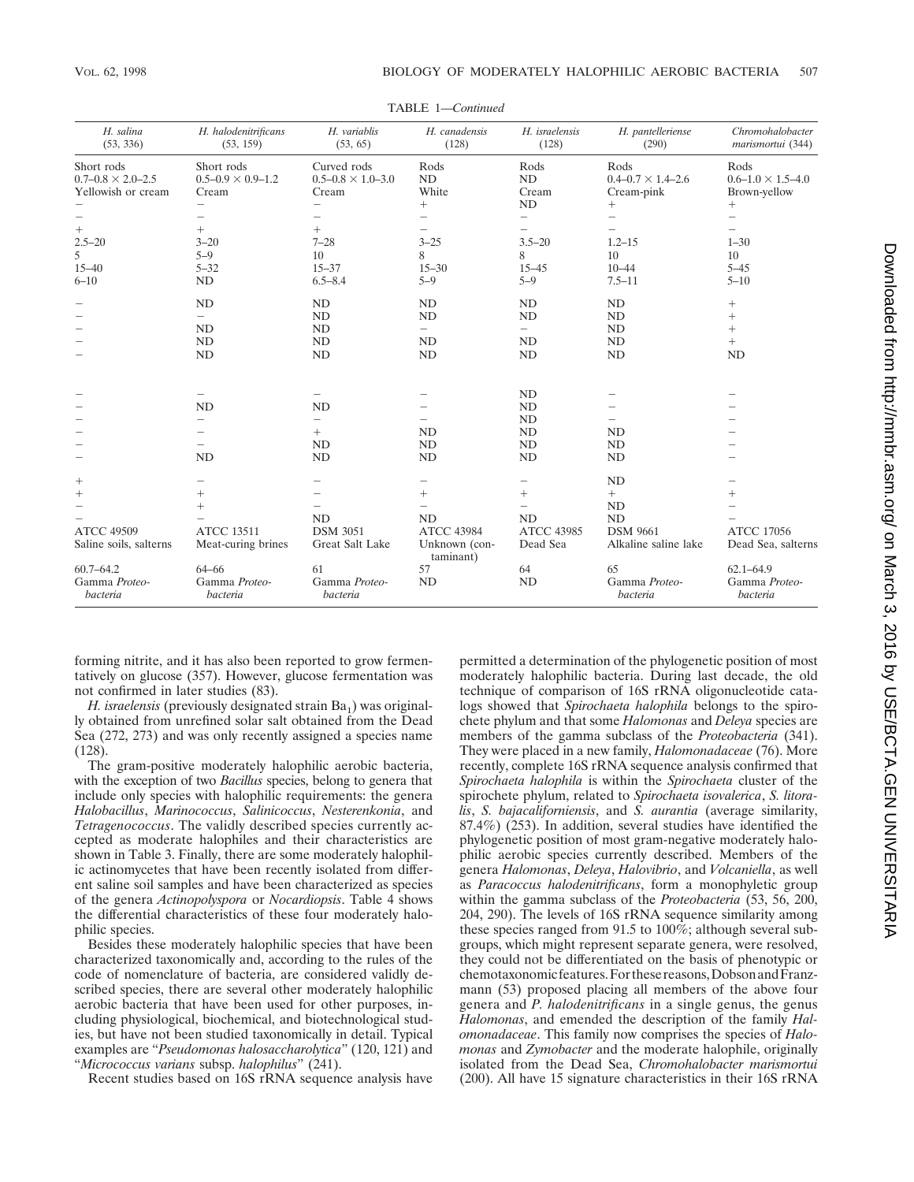TABLE 1—*Continued*

| *H. salina* (53, 336) | *H. halodenitrificans* (53, 159) | *H. variablis* (53, 65) | *H. canadensis* (128) | *H. israelensis* (128) | *H. pantelleriense* (290) | *Chromohalobacter marismortui* (344) |
|---|---|---|---|---|---|---|
| Short rods | Short rods | Curved rods | Rods | Rods | Rods | Rods |
| 0.7–0.8 × 2.0–2.5 | 0.5–0.9 × 0.9–1.2 | 0.5–0.8 × 1.0–3.0 | ND | ND | 0.4–0.7 × 1.4–2.6 | 0.6–1.0 × 1.5–4.0 |
| Yellowish or cream | Cream | Cream | White | Cream | Cream-pink | Brown-yellow |
| − | − | − | + | ND | + | + |
| − | − | − | − | − | − | − |
| + | + | + | − | − | − | − |
| 2.5–20 | 3–20 | 7–28 | 3–25 | 3.5–20 | 1.2–15 | 1–30 |
| 5 | 5–9 | 10 | 8 | 8 | 10 | 10 |
| 15–40 | 5–32 | 15–37 | 15–30 | 15–45 | 10–44 | 5–45 |
| 6–10 | ND | 6.5–8.4 | 5–9 | 5–9 | 7.5–11 | 5–10 |
| − | ND | ND | ND | ND | ND | + |
| − | − | ND | ND | ND | ND | + |
| − | ND | ND | − | − | ND | + |
| − | ND | ND | ND | ND | ND | + |
| − | ND | ND | ND | ND | ND | ND |
| − | − | − | − | ND | − | − |
| − | ND | ND | − | ND | − | − |
| − | − | − | − | ND | − | − |
| − | − | + | ND | ND | ND | − |
| − | − | ND | ND | ND | ND | − |
| − | ND | ND | ND | ND | ND | − |
| + | − | − | − | − | ND | − |
| + | + | − | + | + | + | + |
| − | + | − | − | − | ND | − |
| − | − | ND | ND | ND | ND | − |
| ATCC 49509 | ATCC 13511 | DSM 3051 | ATCC 43984 | ATCC 43985 | DSM 9661 | ATCC 17056 |
| Saline soils, salterns | Meat-curing brines | Great Salt Lake | Unknown (contaminant) | Dead Sea | Alkaline saline lake | Dead Sea, salterns |
| 60.7–64.2 | 64–66 | 61 | 57 | 64 | 65 | 62.1–64.9 |
| Gamma *Proteobacteria* | Gamma *Proteobacteria* | Gamma *Proteobacteria* | ND | ND | Gamma *Proteobacteria* | Gamma *Proteobacteria* |

forming nitrite, and it has also been reported to grow fermentatively on glucose (357). However, glucose fermentation was not confirmed in later studies (83).

*H. israelensis* (previously designated strain $Ba_1$) was originally obtained from unrefined solar salt obtained from the Dead Sea (272, 273) and was only recently assigned a species name (128).

The gram-positive moderately halophilic aerobic bacteria, with the exception of two *Bacillus* species, belong to genera that include only species with halophilic requirements: the genera *Halobacillus*, *Marinococcus*, *Salinicoccus*, *Nesterenkonia*, and *Tetragenococcus*. The validly described species currently accepted as moderate halophiles and their characteristics are shown in Table 3. Finally, there are some moderately halophilic actinomycetes that have been recently isolated from different saline soil samples and have been characterized as species of the genera *Actinopolyspora* or *Nocardiopsis*. Table 4 shows the differential characteristics of these four moderately halophilic species.

Besides these moderately halophilic species that have been characterized taxonomically and, according to the rules of the code of nomenclature of bacteria, are considered validly described species, there are several other moderately halophilic aerobic bacteria that have been used for other purposes, including physiological, biochemical, and biotechnological studies, but have not been studied taxonomically in detail. Typical examples are "*Pseudomonas halosaccharolytica*" (120, 121) and "*Micrococcus varians* subsp. *halophilus*" (241).

Recent studies based on 16S rRNA sequence analysis have permitted a determination of the phylogenetic position of most moderately halophilic bacteria. During last decade, the old technique of comparison of 16S rRNA oligonucleotide catalogs showed that *Spirochaeta halophila* belongs to the spirochete phylum and that some *Halomonas* and *Deleya* species are members of the gamma subclass of the *Proteobacteria* (341). They were placed in a new family, *Halomonadaceae* (76). More recently, complete 16S rRNA sequence analysis confirmed that *Spirochaeta halophila* is within the *Spirochaeta* cluster of the spirochete phylum, related to *Spirochaeta isovalerica*, *S. litoralis*, *S. bajacaliforniensis*, and *S. aurantia* (average similarity, 87.4%) (253). In addition, several studies have identified the phylogenetic position of most gram-negative moderately halophilic aerobic species currently described. Members of the genera *Halomonas*, *Deleya*, *Halovibrio*, and *Volcaniella*, as well as *Paracoccus halodenitrificans*, form a monophyletic group within the gamma subclass of the *Proteobacteria* (53, 56, 200, 204, 290). The levels of 16S rRNA sequence similarity among these species ranged from 91.5 to 100%; although several subgroups, which might represent separate genera, were resolved, they could not be differentiated on the basis of phenotypic or chemotaxonomic features. For these reasons, Dobson and Franzmann (53) proposed placing all members of the above four genera and *P. halodenitrificans* in a single genus, the genus *Halomonas*, and emended the description of the family *Halomonadaceae*. This family now comprises the species of *Halomonas* and *Zymobacter* and the moderate halophile, originally isolated from the Dead Sea, *Chromohalobacter marismortui* (200). All have 15 signature characteristics in their 16S rRNA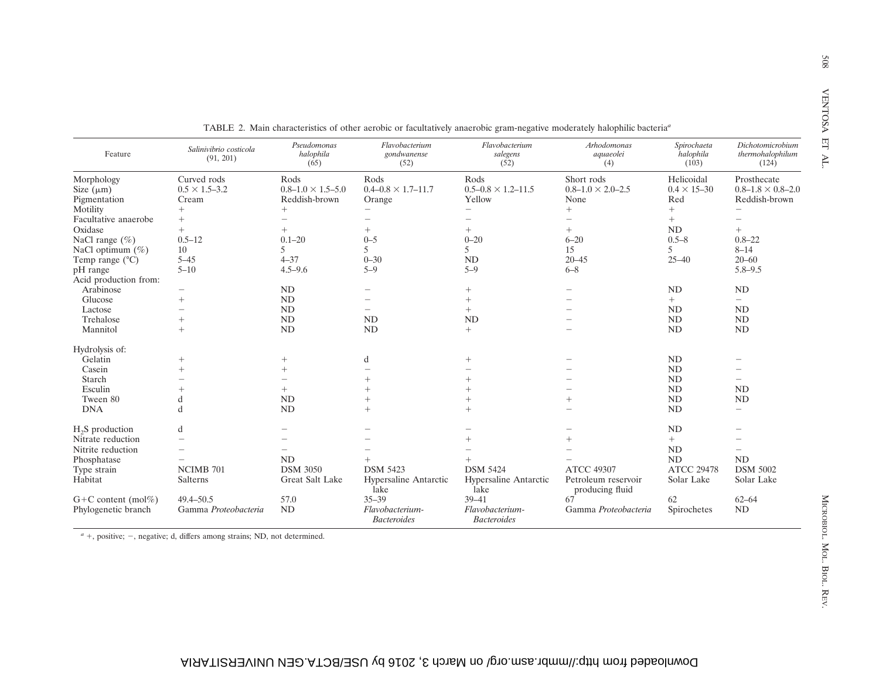TABLE 2. Main characteristics of other aerobic or facultatively anaerobic gram-negative moderately halophilic bacteria[a]

| Feature | *Salinivibrio costicola* (91, 201) | *Pseudomonas halophila* (65) | *Flavobacterium gondwanense* (52) | *Flavobacterium salegens* (52) | *Arhodomonas aquaeolei* (4) | *Spirochaeta halophila* (103) | *Dichotomicrobium thermohalophilum* (124) |
|---|---|---|---|---|---|---|---|
| Morphology | Curved rods | Rods | Rods | Rods | Short rods | Helicoidal | Prosthecate |
| Size (μm) | 0.5 × 1.5–3.2 | 0.8–1.0 × 1.5–5.0 | 0.4–0.8 × 1.7–11.7 | 0.5–0.8 × 1.2–11.5 | 0.8–1.0 × 2.0–2.5 | 0.4 × 15–30 | 0.8–1.8 × 0.8–2.0 |
| Pigmentation | Cream | Reddish-brown | Orange | Yellow | None | Red | Reddish-brown |
| Motility | + | + | − | − | + | + | − |
| Facultative anaerobe | + | − | − | − | − | + | − |
| Oxidase | + | + | + | + | + | ND | + |
| NaCl range (%) | 0.5–12 | 0.1–20 | 0–5 | 0–20 | 6–20 | 0.5–8 | 0.8–22 |
| NaCl optimum (%) | 10 | 5 | 5 | 5 | 15 | 5 | 8–14 |
| Temp range (°C) | 5–45 | 4–37 | 0–30 | ND | 20–45 | 25–40 | 20–60 |
| pH range | 5–10 | 4.5–9.6 | 5–9 | 5–9 | 6–8 | | 5.8–9.5 |
| Acid production from: | | | | | | | |
| Arabinose | − | ND | − | + | − | ND | ND |
| Glucose | + | ND | − | + | − | + | − |
| Lactose | − | ND | − | + | − | ND | ND |
| Trehalose | + | ND | ND | ND | − | ND | ND |
| Mannitol | + | ND | ND | + | − | ND | ND |
| Hydrolysis of: | | | | | | | |
| Gelatin | + | + | d | + | − | ND | − |
| Casein | + | + | − | − | − | ND | − |
| Starch | − | − | + | + | − | ND | − |
| Esculin | + | + | + | + | − | ND | ND |
| Tween 80 | d | ND | + | + | + | ND | ND |
| DNA | d | ND | + | + | − | ND | − |
| $H_2S$ production | d | − | − | − | − | ND | − |
| Nitrate reduction | − | − | − | + | + | + | − |
| Nitrite reduction | − | − | − | − | − | ND | − |
| Phosphatase | − | ND | + | + | − | ND | ND |
| Type strain | NCIMB 701 | DSM 3050 | DSM 5423 | DSM 5424 | ATCC 49307 | ATCC 29478 | DSM 5002 |
| Habitat | Salterns | Great Salt Lake | Hypersaline Antarctic lake | Hypersaline Antarctic lake | Petroleum reservoir producing fluid | Solar Lake | Solar Lake |
| G+C content (mol%) | 49.4–50.5 | 57.0 | 35–39 | 39–41 | 67 | 62 | 62–64 |
| Phylogenetic branch | Gamma *Proteobacteria* | ND | *Flavobacterium-Bacteroides* | *Flavobacterium-Bacteroides* | Gamma *Proteobacteria* | Spirochetes | ND |

[a] +, positive; −, negative; d, differs among strains; ND, not determined.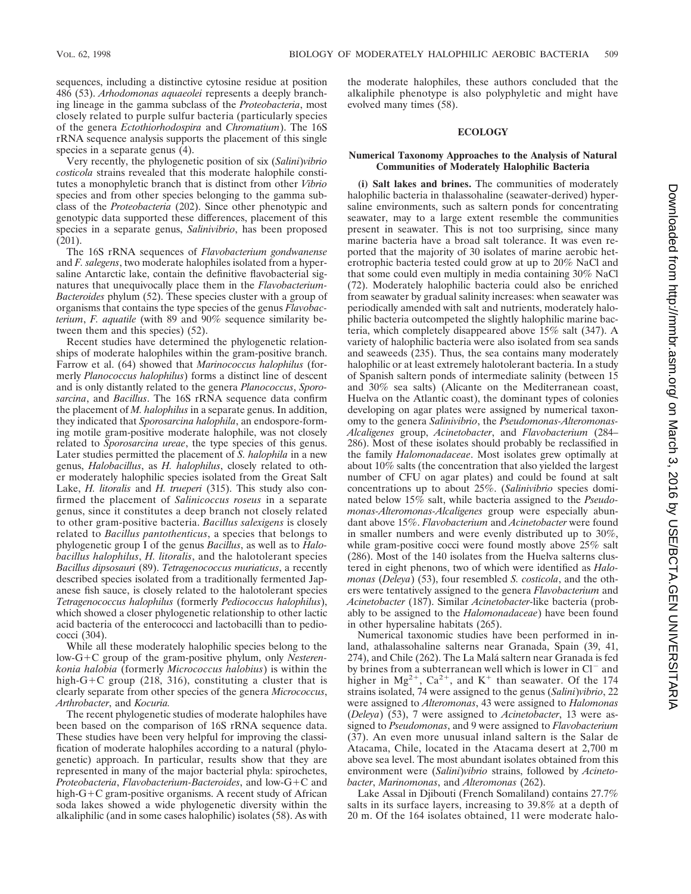sequences, including a distinctive cytosine residue at position 486 (53). *Arhodomonas aquaeolei* represents a deeply branching lineage in the gamma subclass of the *Proteobacteria*, most closely related to purple sulfur bacteria (particularly species of the genera *Ectothiorhodospira* and *Chromatium*). The 16S rRNA sequence analysis supports the placement of this single species in a separate genus (4).

Very recently, the phylogenetic position of six (*Salini*)*vibrio costicola* strains revealed that this moderate halophile constitutes a monophyletic branch that is distinct from other *Vibrio* species and from other species belonging to the gamma subclass of the *Proteobacteria* (202). Since other phenotypic and genotypic data supported these differences, placement of this species in a separate genus, *Salinivibrio*, has been proposed (201).

The 16S rRNA sequences of *Flavobacterium gondwanense* and *F. salegens*, two moderate halophiles isolated from a hypersaline Antarctic lake, contain the definitive flavobacterial signatures that unequivocally place them in the *Flavobacterium-Bacteroides* phylum (52). These species cluster with a group of organisms that contains the type species of the genus *Flavobacterium*, *F. aquatile* (with 89 and 90% sequence similarity between them and this species) (52).

Recent studies have determined the phylogenetic relationships of moderate halophiles within the gram-positive branch. Farrow et al. (64) showed that *Marinococcus halophilus* (formerly *Planococcus halophilus*) forms a distinct line of descent and is only distantly related to the genera *Planococcus*, *Sporosarcina*, and *Bacillus*. The 16S rRNA sequence data confirm the placement of *M. halophilus* in a separate genus. In addition, they indicated that *Sporosarcina halophila*, an endospore-forming motile gram-positive moderate halophile, was not closely related to *Sporosarcina ureae*, the type species of this genus. Later studies permitted the placement of *S. halophila* in a new genus, *Halobacillus*, as *H. halophilus*, closely related to other moderately halophilic species isolated from the Great Salt Lake, *H. litoralis* and *H. trueperi* (315). This study also confirmed the placement of *Salinicoccus roseus* in a separate genus, since it constitutes a deep branch not closely related to other gram-positive bacteria. *Bacillus salexigens* is closely related to *Bacillus pantothenticus*, a species that belongs to phylogenetic group I of the genus *Bacillus*, as well as to *Halobacillus halophilus*, *H. litoralis*, and the halotolerant species *Bacillus dipsosauri* (89). *Tetragenococcus muriaticus*, a recently described species isolated from a traditionally fermented Japanese fish sauce, is closely related to the halotolerant species *Tetragenococcus halophilus* (formerly *Pediococcus halophilus*), which showed a closer phylogenetic relationship to other lactic acid bacteria of the enterococci and lactobacilli than to pediococci (304).

While all these moderately halophilic species belong to the low-G+C group of the gram-positive phylum, only *Nesterenkonia halobia* (formerly *Micrococcus halobius*) is within the high-G+C group (218, 316), constituting a cluster that is clearly separate from other species of the genera *Micrococcus*, *Arthrobacter*, and *Kocuria.*

The recent phylogenetic studies of moderate halophiles have been based on the comparison of 16S rRNA sequence data. These studies have been very helpful for improving the classification of moderate halophiles according to a natural (phylogenetic) approach. In particular, results show that they are represented in many of the major bacterial phyla: spirochetes, *Proteobacteria*, *Flavobacterium-Bacteroides*, and low-G+C and high-G+C gram-positive organisms. A recent study of African soda lakes showed a wide phylogenetic diversity within the alkaliphilic (and in some cases halophilic) isolates (58). As with the moderate halophiles, these authors concluded that the alkaliphile phenotype is also polyphyletic and might have evolved many times (58).

## ECOLOGY

### Numerical Taxonomy Approaches to the Analysis of Natural Communities of Moderately Halophilic Bacteria

**(i) Salt lakes and brines.** The communities of moderately halophilic bacteria in thalassohaline (seawater-derived) hypersaline environments, such as saltern ponds for concentrating seawater, may to a large extent resemble the communities present in seawater. This is not too surprising, since many marine bacteria have a broad salt tolerance. It was even reported that the majority of 30 isolates of marine aerobic heterotrophic bacteria tested could grow at up to 20% NaCl and that some could even multiply in media containing 30% NaCl (72). Moderately halophilic bacteria could also be enriched from seawater by gradual salinity increases: when seawater was periodically amended with salt and nutrients, moderately halophilic bacteria outcompeted the slightly halophilic marine bacteria, which completely disappeared above 15% salt (347). A variety of halophilic bacteria were also isolated from sea sands and seaweeds (235). Thus, the sea contains many moderately halophilic or at least extremely halotolerant bacteria. In a study of Spanish saltern ponds of intermediate salinity (between 15 and 30% sea salts) (Alicante on the Mediterranean coast, Huelva on the Atlantic coast), the dominant types of colonies developing on agar plates were assigned by numerical taxonomy to the genera *Salinivibrio*, the *Pseudomonas-Alteromonas-Alcaligenes* group, *Acinetobacter*, and *Flavobacterium* (284–286). Most of these isolates should probably be reclassified in the family *Halomonadaceae*. Most isolates grew optimally at about 10% salts (the concentration that also yielded the largest number of CFU on agar plates) and could be found at salt concentrations up to about 25%. (*Salinivibrio* species dominated below 15% salt, while bacteria assigned to the *Pseudomonas-Alteromonas-Alcaligenes* group were especially abundant above 15%. *Flavobacterium* and *Acinetobacter* were found in smaller numbers and were evenly distributed up to 30%, while gram-positive cocci were found mostly above 25% salt (286). Most of the 140 isolates from the Huelva salterns clustered in eight phenons, two of which were identified as *Halomonas* (*Deleya*) (53), four resembled *S. costicola*, and the others were tentatively assigned to the genera *Flavobacterium* and *Acinetobacter* (187). Similar *Acinetobacter*-like bacteria (probably to be assigned to the *Halomonadaceae*) have been found in other hypersaline habitats (265).

Numerical taxonomic studies have been performed in inland, athalassohaline salterns near Granada, Spain (39, 41, 274), and Chile (262). The La Malá saltern near Granada is fed by brines from a subterranean well which is lower in $Cl^-$ and higher in $Mg^{2+}$, $Ca^{2+}$, and $K^+$ than seawater. Of the 174 strains isolated, 74 were assigned to the genus (*Salini*)*vibrio*, 22 were assigned to *Alteromonas*, 43 were assigned to *Halomonas* (*Deleya*) (53), 7 were assigned to *Acinetobacter*, 13 were assigned to *Pseudomonas*, and 9 were assigned to *Flavobacterium* (37). An even more unusual inland saltern is the Salar de Atacama, Chile, located in the Atacama desert at 2,700 m above sea level. The most abundant isolates obtained from this environment were (*Salini*)*vibrio* strains, followed by *Acinetobacter*, *Marinomonas*, and *Alteromonas* (262).

Lake Assal in Djibouti (French Somaliland) contains 27.7% salts in its surface layers, increasing to 39.8% at a depth of 20 m. Of the 164 isolates obtained, 11 were moderate halo-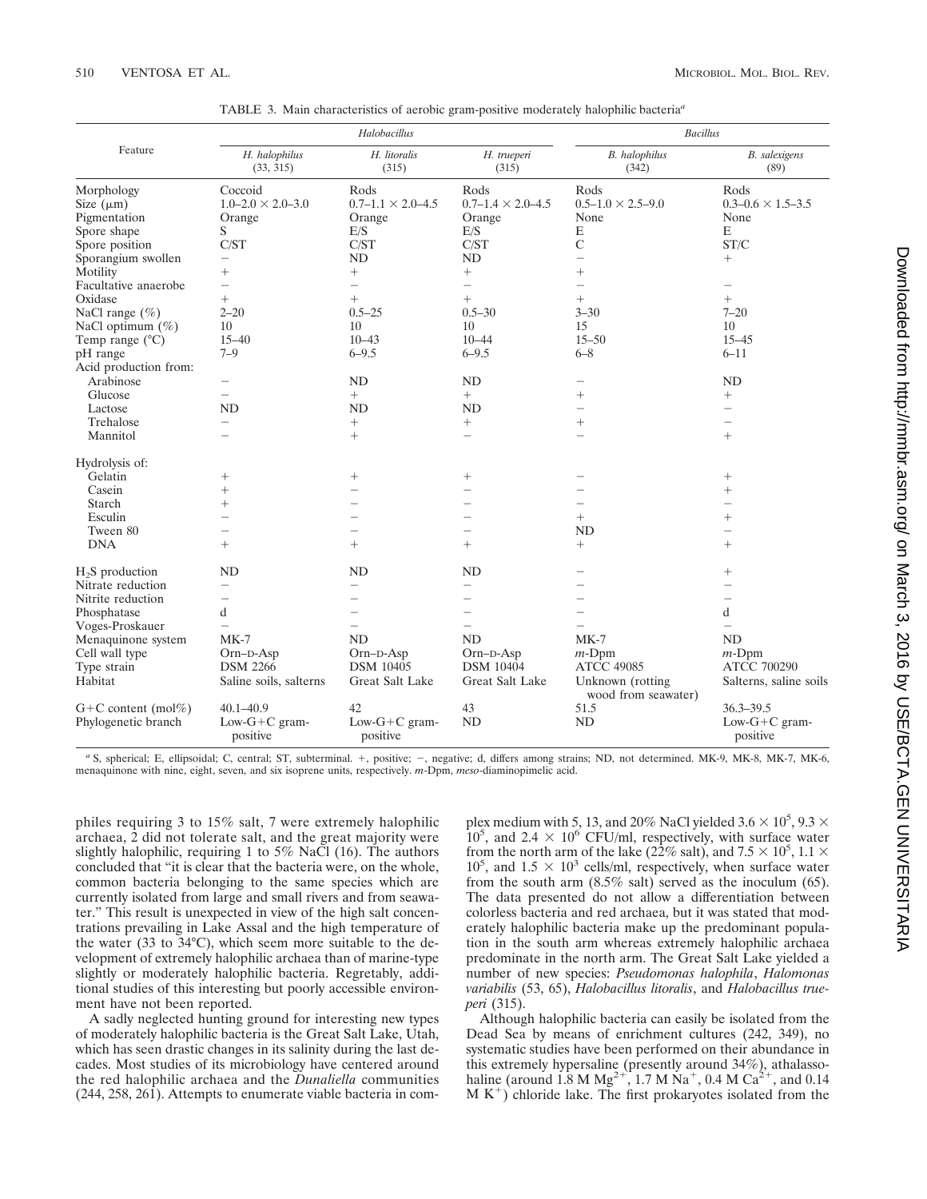TABLE 3. Main characteristics of aerobic gram-positive moderately halophilic bacteria[a]

| Feature | *Halobacillus* | | | *Bacillus* | |
|---|---|---|---|---|---|
| | *H. halophilus* (33, 315) | *H. litoralis* (315) | *H. trueperi* (315) | *B. halophilus* (342) | *B. salexigens* (89) |
| Morphology | Coccoid | Rods | Rods | Rods | Rods |
| Size (μm) | 1.0–2.0 × 2.0–3.0 | 0.7–1.1 × 2.0–4.5 | 0.7–1.4 × 2.0–4.5 | 0.5–1.0 × 2.5–9.0 | 0.3–0.6 × 1.5–3.5 |
| Pigmentation | Orange | Orange | Orange | None | None |
| Spore shape | S | E/S | E/S | E | E |
| Spore position | C/ST | C/ST | C/ST | C | ST/C |
| Sporangium swollen | − | ND | ND | − | + |
| Motility | + | + | + | + | |
| Facultative anaerobe | − | − | − | − | − |
| Oxidase | + | + | + | + | + |
| NaCl range (%) | 2–20 | 0.5–25 | 0.5–30 | 3–30 | 7–20 |
| NaCl optimum (%) | 10 | 10 | 10 | 15 | 10 |
| Temp range (°C) | 15–40 | 10–43 | 10–44 | 15–50 | 15–45 |
| pH range | 7–9 | 6–9.5 | 6–9.5 | 6–8 | 6–11 |
| Acid production from: | | | | | |
| Arabinose | − | ND | ND | − | ND |
| Glucose | − | + | + | + | + |
| Lactose | ND | ND | ND | − | − |
| Trehalose | − | + | + | + | − |
| Mannitol | − | + | − | − | + |
| Hydrolysis of: | | | | | |
| Gelatin | + | + | + | − | + |
| Casein | + | − | − | − | + |
| Starch | + | − | − | − | − |
| Esculin | − | − | − | + | + |
| Tween 80 | − | − | − | ND | − |
| DNA | + | + | + | + | + |
| $H_2S$ production | ND | ND | ND | − | + |
| Nitrate reduction | − | − | − | − | − |
| Nitrite reduction | − | − | − | − | − |
| Phosphatase | d | − | − | − | d |
| Voges-Proskauer | − | − | − | − | − |
| Menaquinone system | MK-7 | ND | ND | MK-7 | ND |
| Cell wall type | Orn–D-Asp | Orn–D-Asp | Orn–D-Asp | *m*-Dpm | *m*-Dpm |
| Type strain | DSM 2266 | DSM 10405 | DSM 10404 | ATCC 49085 | ATCC 700290 |
| Habitat | Saline soils, salterns | Great Salt Lake | Great Salt Lake | Unknown (rotting wood from seawater) | Salterns, saline soils |
| G+C content (mol%) | 40.1–40.9 | 42 | 43 | 51.5 | 36.3–39.5 |
| Phylogenetic branch | Low-G+C gram-positive | Low-G+C gram-positive | ND | ND | Low-G+C gram-positive |

[a] S, spherical; E, ellipsoidal; C, central; ST, subterminal. +, positive; −, negative; d, differs among strains; ND, not determined. MK-9, MK-8, MK-7, MK-6, menaquinone with nine, eight, seven, and six isoprene units, respectively. *m*-Dpm, *meso*-diaminopimelic acid.

philes requiring 3 to 15% salt, 7 were extremely halophilic archaea, 2 did not tolerate salt, and the great majority were slightly halophilic, requiring 1 to 5% NaCl (16). The authors concluded that "it is clear that the bacteria were, on the whole, common bacteria belonging to the same species which are currently isolated from large and small rivers and from seawater." This result is unexpected in view of the high salt concentrations prevailing in Lake Assal and the high temperature of the water (33 to 34°C), which seem more suitable to the development of extremely halophilic archaea than of marine-type slightly or moderately halophilic bacteria. Regretably, additional studies of this interesting but poorly accessible environment have not been reported.

A sadly neglected hunting ground for interesting new types of moderately halophilic bacteria is the Great Salt Lake, Utah, which has seen drastic changes in its salinity during the last decades. Most studies of its microbiology have centered around the red halophilic archaea and the *Dunaliella* communities (244, 258, 261). Attempts to enumerate viable bacteria in complex medium with 5, 13, and 20% NaCl yielded $3.6 \times 10^5$, $9.3 \times 10^5$, and $2.4 \times 10^6$ CFU/ml, respectively, with surface water from the north arm of the lake (22% salt), and $7.5 \times 10^5$, $1.1 \times 10^5$, and $1.5 \times 10^3$ cells/ml, respectively, when surface water from the south arm (8.5% salt) served as the inoculum (65). The data presented do not allow a differentiation between colorless bacteria and red archaea, but it was stated that moderately halophilic bacteria make up the predominant population in the south arm whereas extremely halophilic archaea predominate in the north arm. The Great Salt Lake yielded a number of new species: *Pseudomonas halophila*, *Halomonas variabilis* (53, 65), *Halobacillus litoralis*, and *Halobacillus trueperi* (315).

Although halophilic bacteria can easily be isolated from the Dead Sea by means of enrichment cultures (242, 349), no systematic studies have been performed on their abundance in this extremely hypersaline (presently around 34%), athalassohaline (around 1.8 M $Mg^{2+}$, 1.7 M $Na^+$, 0.4 M $Ca^{2+}$, and 0.14 M $K^+$) chloride lake. The first prokaryotes isolated from the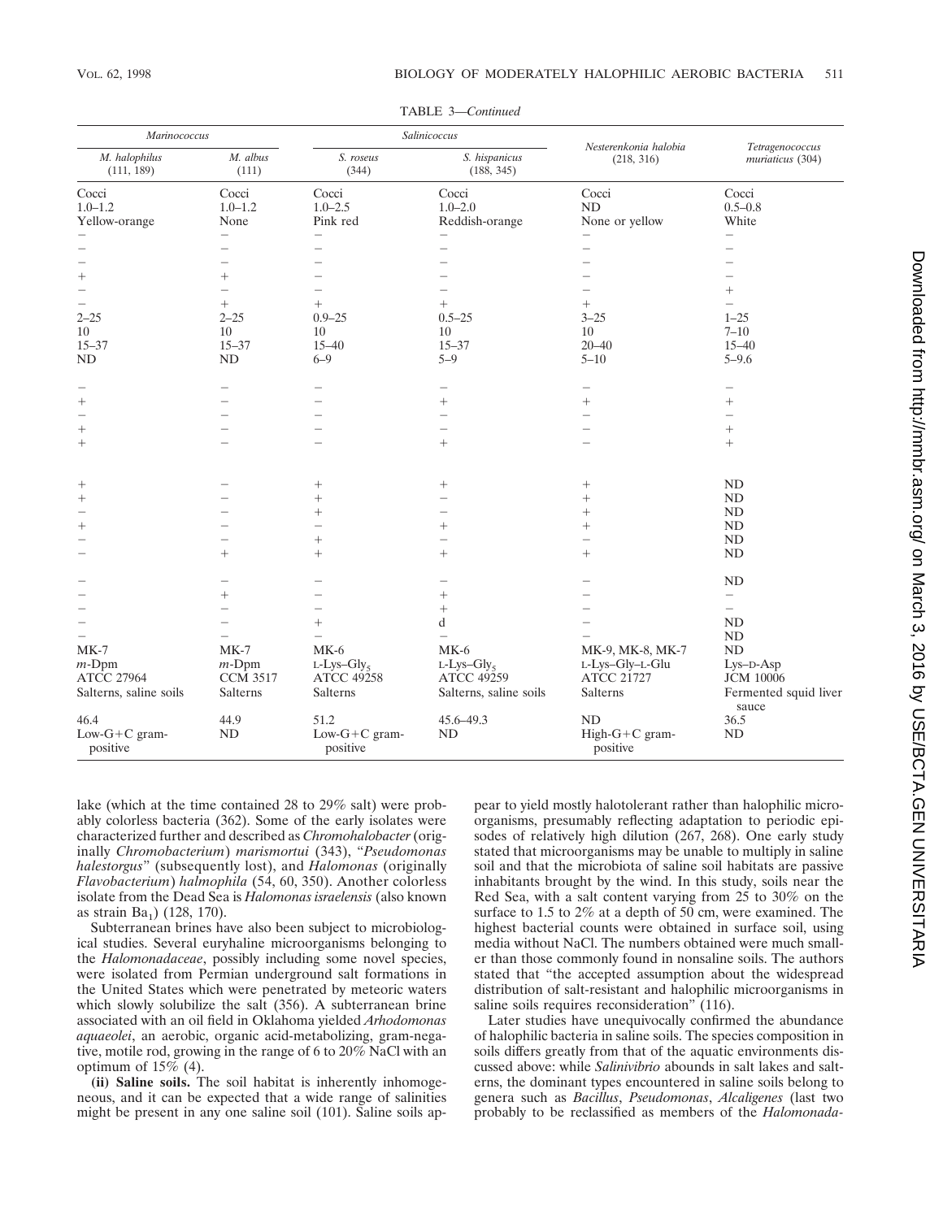TABLE 3—*Continued*

| *Marinococcus* | | *Salinicoccus* | | *Nesterenkonia halobia* (218, 316) | *Tetragenococcus muriaticus* (304) |
|---|---|---|---|---|---|
| *M. halophilus* (111, 189) | *M. albus* (111) | *S. roseus* (344) | *S. hispanicus* (188, 345) | | |
| Cocci | Cocci | Cocci | Cocci | Cocci | Cocci |
| 1.0–1.2 | 1.0–1.2 | 1.0–2.5 | 1.0–2.0 | ND | 0.5–0.8 |
| Yellow-orange | None | Pink red | Reddish-orange | None or yellow | White |
| – | – | – | – | – | – |
| – | – | – | – | – | – |
| – | – | – | – | – | – |
| + | + | – | – | – | – |
| – | – | – | – | – | + |
| – | + | + | + | + | – |
| 2–25 | 2–25 | 0.9–25 | 0.5–25 | 3–25 | 1–25 |
| 10 | 10 | 10 | 10 | 10 | 7–10 |
| 15–37 | 15–37 | 15–40 | 15–37 | 20–40 | 15–40 |
| ND | ND | 6–9 | 5–9 | 5–10 | 5–9.6 |
| – | – | – | – | – | – |
| + | – | – | + | + | + |
| – | – | – | – | – | – |
| + | – | – | – | – | + |
| + | – | – | + | – | + |
| + | – | + | + | + | ND |
| + | – | + | – | + | ND |
| – | – | + | – | + | ND |
| + | – | – | + | + | ND |
| – | – | + | – | – | ND |
| – | + | + | + | + | ND |
| – | – | – | – | – | ND |
| – | + | – | + | – | – |
| – | – | – | + | – | – |
| – | – | + | d | – | ND |
| – | – | – | – | – | ND |
| MK-7 | MK-7 | MK-6 | MK-6 | MK-9, MK-8, MK-7 | ND |
| *m*-Dpm | *m*-Dpm | L-Lys–$Gly_5$ | L-Lys–$Gly_5$ | L-Lys–Gly–L-Glu | Lys–D-Asp |
| ATCC 27964 | CCM 3517 | ATCC 49258 | ATCC 49259 | ATCC 21727 | JCM 10006 |
| Salterns, saline soils | Salterns | Salterns | Salterns, saline soils | Salterns | Fermented squid liver sauce |
| 46.4 | 44.9 | 51.2 | 45.6–49.3 | ND | 36.5 |
| Low-G+C gram-positive | ND | Low-G+C gram-positive | ND | High-G+C gram-positive | ND |

lake (which at the time contained 28 to 29% salt) were probably colorless bacteria (362). Some of the early isolates were characterized further and described as *Chromohalobacter* (originally *Chromobacterium*) *marismortui* (343), "*Pseudomonas halestorgus*" (subsequently lost), and *Halomonas* (originally *Flavobacterium*) *halmophila* (54, 60, 350). Another colorless isolate from the Dead Sea is *Halomonas israelensis* (also known as strain $Ba_1$) (128, 170).

Subterranean brines have also been subject to microbiological studies. Several euryhaline microorganisms belonging to the *Halomonadaceae*, possibly including some novel species, were isolated from Permian underground salt formations in the United States which were penetrated by meteoric waters which slowly solubilize the salt (356). A subterranean brine associated with an oil field in Oklahoma yielded *Arhodomonas aquaeolei*, an aerobic, organic acid-metabolizing, gram-negative, motile rod, growing in the range of 6 to 20% NaCl with an optimum of 15% (4).

**(ii) Saline soils.** The soil habitat is inherently inhomogeneous, and it can be expected that a wide range of salinities might be present in any one saline soil (101). Saline soils appear to yield mostly halotolerant rather than halophilic microorganisms, presumably reflecting adaptation to periodic episodes of relatively high dilution (267, 268). One early study stated that microorganisms may be unable to multiply in saline soil and that the microbiota of saline soil habitats are passive inhabitants brought by the wind. In this study, soils near the Red Sea, with a salt content varying from 25 to 30% on the surface to 1.5 to 2% at a depth of 50 cm, were examined. The highest bacterial counts were obtained in surface soil, using media without NaCl. The numbers obtained were much smaller than those commonly found in nonsaline soils. The authors stated that "the accepted assumption about the widespread distribution of salt-resistant and halophilic microorganisms in saline soils requires reconsideration" (116).

Later studies have unequivocally confirmed the abundance of halophilic bacteria in saline soils. The species composition in soils differs greatly from that of the aquatic environments discussed above: while *Salinivibrio* abounds in salt lakes and salterns, the dominant types encountered in saline soils belong to genera such as *Bacillus*, *Pseudomonas*, *Alcaligenes* (last two probably to be reclassified as members of the *Halomonada-*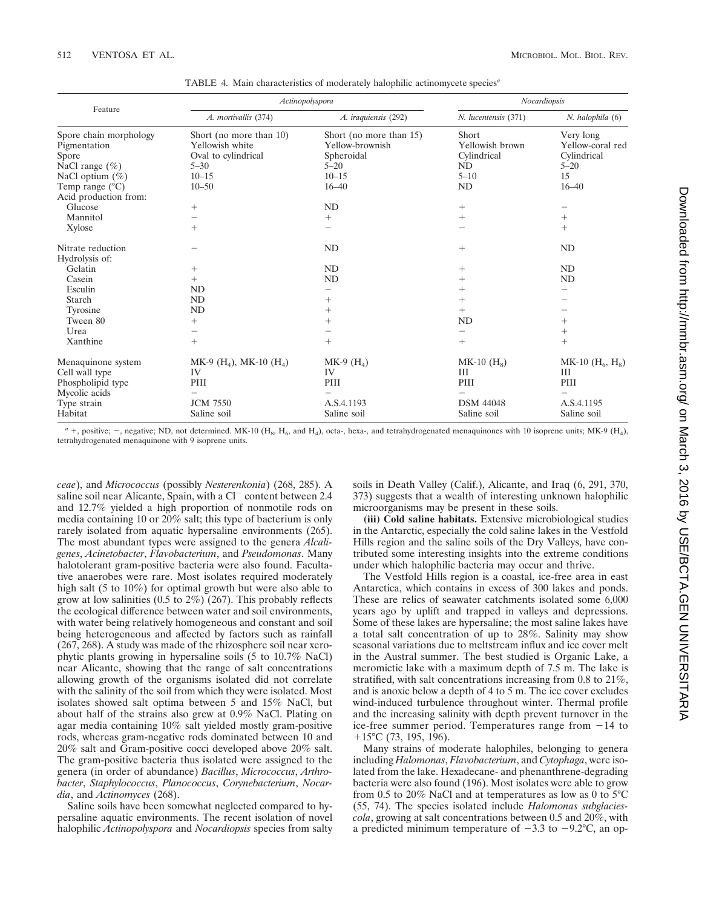TABLE 4. Main characteristics of moderately halophilic actinomycete species[a]

| Feature | *Actinopolyspora* | | *Nocardiopsis* | |
|---|---|---|---|---|
| | *A. mortivallis* (374) | *A. iraquiensis* (292) | *N. lucentensis* (371) | *N. halophila* (6) |
| Spore chain morphology | Short (no more than 10) | Short (no more than 15) | Short | Very long |
| Pigmentation | Yellowish white | Yellow-brownish | Yellowish brown | Yellow-coral red |
| Spore | Oval to cylindrical | Spheroidal | Cylindrical | Cylindrical |
| NaCl range (%) | 5–30 | 5–20 | ND | 5–20 |
| NaCl optium (%) | 10–15 | 10–15 | 5–10 | 15 |
| Temp range (°C) | 10–50 | 16–40 | ND | 16–40 |
| Acid production from: | | | | |
| Glucose | + | ND | + | – |
| Mannitol | – | + | + | + |
| Xylose | + | – | – | + |
| Nitrate reduction | – | ND | + | ND |
| Hydrolysis of: | | | | |
| Gelatin | + | ND | + | ND |
| Casein | + | ND | + | ND |
| Esculin | ND | – | + | – |
| Starch | ND | + | + | – |
| Tyrosine | ND | + | + | – |
| Tween 80 | + | + | ND | + |
| Urea | – | – | – | + |
| Xanthine | + | + | + | + |
| Menaquinone system | MK-9 ($H_4$), MK-10 ($H_4$) | MK-9 ($H_4$) | MK-10 ($H_8$) | MK-10 ($H_6$, $H_8$) |
| Cell wall type | IV | IV | III | III |
| Phospholipid type | PIII | PIII | PIII | PIII |
| Mycolic acids | – | – | – | – |
| Type strain | JCM 7550 | A.S.4.1193 | DSM 44048 | A.S.4.1195 |
| Habitat | Saline soil | Saline soil | Saline soil | Saline soil |

[a] +, positive; –, negative; ND, not determined. MK-10 ($H_8$, $H_6$, and $H_4$), octa-, hexa-, and tetrahydrogenated menaquinones with 10 isoprene units; MK-9 ($H_4$), tetrahydrogenated menaquinone with 9 isoprene units.

*ceae*), and *Micrococcus* (possibly *Nesterenkonia*) (268, 285). A saline soil near Alicante, Spain, with a $Cl^-$ content between 2.4 and 12.7% yielded a high proportion of nonmotile rods on media containing 10 or 20% salt; this type of bacterium is only rarely isolated from aquatic hypersaline environments (265). The most abundant types were assigned to the genera *Alcaligenes*, *Acinetobacter*, *Flavobacterium*, and *Pseudomonas*. Many halotolerant gram-positive bacteria were also found. Facultative anaerobes were rare. Most isolates required moderately high salt (5 to 10%) for optimal growth but were also able to grow at low salinities (0.5 to 2%) (267). This probably reflects the ecological difference between water and soil environments, with water being relatively homogeneous and constant and soil being heterogeneous and affected by factors such as rainfall (267, 268). A study was made of the rhizosphere soil near xerophytic plants growing in hypersaline soils (5 to 10.7% NaCl) near Alicante, showing that the range of salt concentrations allowing growth of the organisms isolated did not correlate with the salinity of the soil from which they were isolated. Most isolates showed salt optima between 5 and 15% NaCl, but about half of the strains also grew at 0.9% NaCl. Plating on agar media containing 10% salt yielded mostly gram-positive rods, whereas gram-negative rods dominated between 10 and 20% salt and Gram-positive cocci developed above 20% salt. The gram-positive bacteria thus isolated were assigned to the genera (in order of abundance) *Bacillus*, *Micrococcus*, *Arthrobacter*, *Staphylococcus*, *Planococcus*, *Corynebacterium*, *Nocardia*, and *Actinomyces* (268).

Saline soils have been somewhat neglected compared to hypersaline aquatic environments. The recent isolation of novel halophilic *Actinopolyspora* and *Nocardiopsis* species from salty soils in Death Valley (Calif.), Alicante, and Iraq (6, 291, 370, 373) suggests that a wealth of interesting unknown halophilic microorganisms may be present in these soils.

**(iii) Cold saline habitats.** Extensive microbiological studies in the Antarctic, especially the cold saline lakes in the Vestfold Hills region and the saline soils of the Dry Valleys, have contributed some interesting insights into the extreme conditions under which halophilic bacteria may occur and thrive.

The Vestfold Hills region is a coastal, ice-free area in east Antarctica, which contains in excess of 300 lakes and ponds. These are relics of seawater catchments isolated some 6,000 years ago by uplift and trapped in valleys and depressions. Some of these lakes are hypersaline; the most saline lakes have a total salt concentration of up to 28%. Salinity may show seasonal variations due to meltstream influx and ice cover melt in the Austral summer. The best studied is Organic Lake, a meromictic lake with a maximum depth of 7.5 m. The lake is stratified, with salt concentrations increasing from 0.8 to 21%, and is anoxic below a depth of 4 to 5 m. The ice cover excludes wind-induced turbulence throughout winter. Thermal profile and the increasing salinity with depth prevent turnover in the ice-free summer period. Temperatures range from −14 to +15°C (73, 195, 196).

Many strains of moderate halophiles, belonging to genera including *Halomonas*, *Flavobacterium*, and *Cytophaga*, were isolated from the lake. Hexadecane- and phenanthrene-degrading bacteria were also found (196). Most isolates were able to grow from 0.5 to 20% NaCl and at temperatures as low as 0 to 5°C (55, 74). The species isolated include *Halomonas subglaciescola*, growing at salt concentrations between 0.5 and 20%, with a predicted minimum temperature of −3.3 to −9.2°C, an op-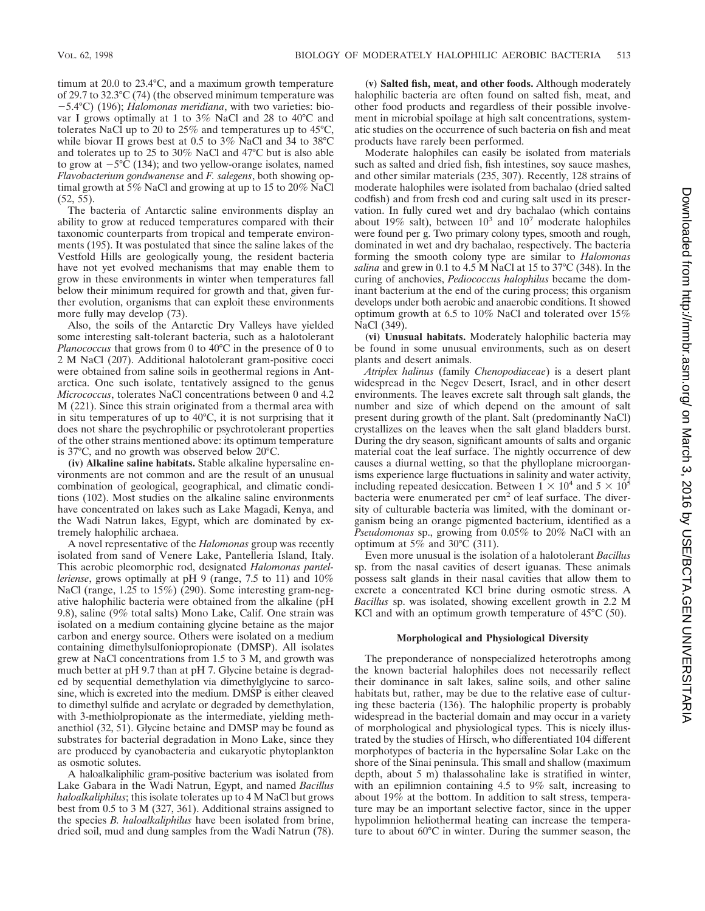timum at 20.0 to 23.4°C, and a maximum growth temperature of 29.7 to 32.3°C (74) (the observed minimum temperature was −5.4°C) (196); *Halomonas meridiana*, with two varieties: biovar I grows optimally at 1 to 3% NaCl and 28 to 40°C and tolerates NaCl up to 20 to 25% and temperatures up to 45°C, while biovar II grows best at 0.5 to 3% NaCl and 34 to 38°C and tolerates up to 25 to 30% NaCl and 47°C but is also able to grow at −5°C (134); and two yellow-orange isolates, named *Flavobacterium gondwanense* and *F. salegens*, both showing optimal growth at 5% NaCl and growing at up to 15 to 20% NaCl (52, 55).

The bacteria of Antarctic saline environments display an ability to grow at reduced temperatures compared with their taxonomic counterparts from tropical and temperate environments (195). It was postulated that since the saline lakes of the Vestfold Hills are geologically young, the resident bacteria have not yet evolved mechanisms that may enable them to grow in these environments in winter when temperatures fall below their minimum required for growth and that, given further evolution, organisms that can exploit these environments more fully may develop (73).

Also, the soils of the Antarctic Dry Valleys have yielded some interesting salt-tolerant bacteria, such as a halotolerant *Planococcus* that grows from 0 to 40°C in the presence of 0 to 2 M NaCl (207). Additional halotolerant gram-positive cocci were obtained from saline soils in geothermal regions in Antarctica. One such isolate, tentatively assigned to the genus *Micrococcus*, tolerates NaCl concentrations between 0 and 4.2 M (221). Since this strain originated from a thermal area with in situ temperatures of up to 40°C, it is not surprising that it does not share the psychrophilic or psychrotolerant properties of the other strains mentioned above: its optimum temperature is 37°C, and no growth was observed below 20°C.

**(iv) Alkaline saline habitats.** Stable alkaline hypersaline environments are not common and are the result of an unusual combination of geological, geographical, and climatic conditions (102). Most studies on the alkaline saline environments have concentrated on lakes such as Lake Magadi, Kenya, and the Wadi Natrun lakes, Egypt, which are dominated by extremely halophilic archaea.

A novel representative of the *Halomonas* group was recently isolated from sand of Venere Lake, Pantelleria Island, Italy. This aerobic pleomorphic rod, designated *Halomonas pantelleriense*, grows optimally at pH 9 (range, 7.5 to 11) and 10% NaCl (range, 1.25 to 15%) (290). Some interesting gram-negative halophilic bacteria were obtained from the alkaline (pH 9.8), saline (9% total salts) Mono Lake, Calif. One strain was isolated on a medium containing glycine betaine as the major carbon and energy source. Others were isolated on a medium containing dimethylsulfoniopropionate (DMSP). All isolates grew at NaCl concentrations from 1.5 to 3 M, and growth was much better at pH 9.7 than at pH 7. Glycine betaine is degraded by sequential demethylation via dimethylglycine to sarcosine, which is excreted into the medium. DMSP is either cleaved to dimethyl sulfide and acrylate or degraded by demethylation, with 3-methiolpropionate as the intermediate, yielding methanethiol (32, 51). Glycine betaine and DMSP may be found as substrates for bacterial degradation in Mono Lake, since they are produced by cyanobacteria and eukaryotic phytoplankton as osmotic solutes.

A haloalkaliphilic gram-positive bacterium was isolated from Lake Gabara in the Wadi Natrun, Egypt, and named *Bacillus haloalkaliphilus*; this isolate tolerates up to 4 M NaCl but grows best from 0.5 to 3 M (327, 361). Additional strains assigned to the species *B. haloalkaliphilus* have been isolated from brine, dried soil, mud and dung samples from the Wadi Natrun (78).

**(v) Salted fish, meat, and other foods.** Although moderately halophilic bacteria are often found on salted fish, meat, and other food products and regardless of their possible involvement in microbial spoilage at high salt concentrations, systematic studies on the occurrence of such bacteria on fish and meat products have rarely been performed.

Moderate halophiles can easily be isolated from materials such as salted and dried fish, fish intestines, soy sauce mashes, and other similar materials (235, 307). Recently, 128 strains of moderate halophiles were isolated from bachalao (dried salted codfish) and from fresh cod and curing salt used in its preservation. In fully cured wet and dry bachalao (which contains about 19% salt), between $10^3$ and $10^7$ moderate halophiles were found per g. Two primary colony types, smooth and rough, dominated in wet and dry bachalao, respectively. The bacteria forming the smooth colony type are similar to *Halomonas salina* and grew in 0.1 to 4.5 M NaCl at 15 to 37°C (348). In the curing of anchovies, *Pediococcus halophilus* became the dominant bacterium at the end of the curing process; this organism develops under both aerobic and anaerobic conditions. It showed optimum growth at 6.5 to 10% NaCl and tolerated over 15% NaCl (349).

**(vi) Unusual habitats.** Moderately halophilic bacteria may be found in some unusual environments, such as on desert plants and desert animals.

*Atriplex halinus* (family *Chenopodiaceae*) is a desert plant widespread in the Negev Desert, Israel, and in other desert environments. The leaves excrete salt through salt glands, the number and size of which depend on the amount of salt present during growth of the plant. Salt (predominantly NaCl) crystallizes on the leaves when the salt gland bladders burst. During the dry season, significant amounts of salts and organic material coat the leaf surface. The nightly occurrence of dew causes a diurnal wetting, so that the phylloplane microorganisms experience large fluctuations in salinity and water activity, including repeated desiccation. Between $1 \times 10^4$ and $5 \times 10^5$ bacteria were enumerated per $cm^2$ of leaf surface. The diversity of culturable bacteria was limited, with the dominant organism being an orange pigmented bacterium, identified as a *Pseudomonas* sp., growing from 0.05% to 20% NaCl with an optimum at 5% and 30°C (311).

Even more unusual is the isolation of a halotolerant *Bacillus* sp. from the nasal cavities of desert iguanas. These animals possess salt glands in their nasal cavities that allow them to excrete a concentrated KCl brine during osmotic stress. A *Bacillus* sp. was isolated, showing excellent growth in 2.2 M KCl and with an optimum growth temperature of 45°C (50).

### Morphological and Physiological Diversity

The preponderance of nonspecialized heterotrophs among the known bacterial halophiles does not necessarily reflect their dominance in salt lakes, saline soils, and other saline habitats but, rather, may be due to the relative ease of culturing these bacteria (136). The halophilic property is probably widespread in the bacterial domain and may occur in a variety of morphological and physiological types. This is nicely illustrated by the studies of Hirsch, who differentiated 104 different morphotypes of bacteria in the hypersaline Solar Lake on the shore of the Sinai peninsula. This small and shallow (maximum depth, about 5 m) thalassohaline lake is stratified in winter, with an epilimnion containing 4.5 to 9% salt, increasing to about 19% at the bottom. In addition to salt stress, temperature may be an important selective factor, since in the upper hypolimnion heliothermal heating can increase the temperature to about 60°C in winter. During the summer season, the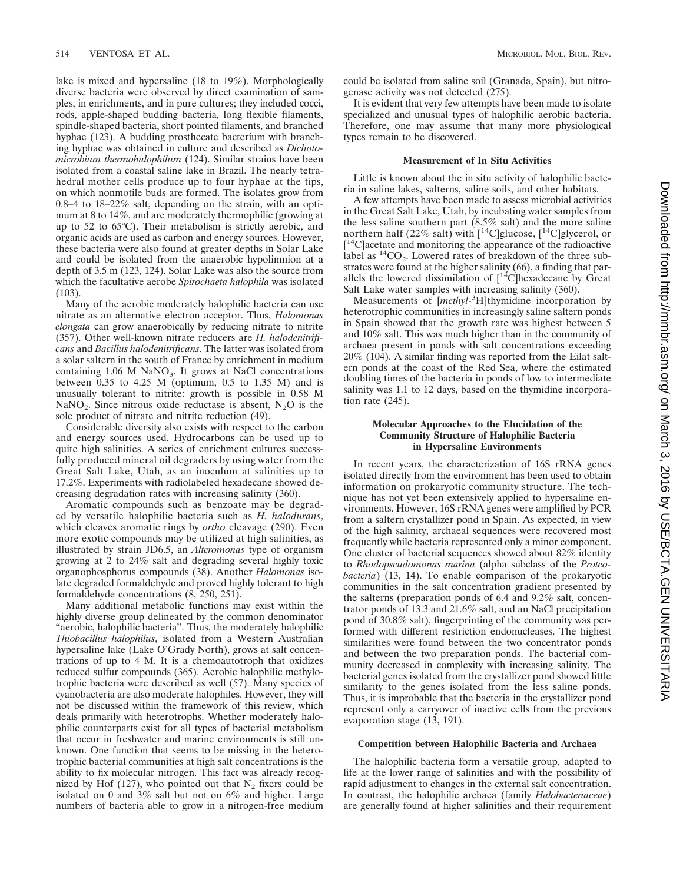lake is mixed and hypersaline (18 to 19%). Morphologically diverse bacteria were observed by direct examination of samples, in enrichments, and in pure cultures; they included cocci, rods, apple-shaped budding bacteria, long flexible filaments, spindle-shaped bacteria, short pointed filaments, and branched hyphae (123). A budding prosthecate bacterium with branching hyphae was obtained in culture and described as *Dichotomicrobium thermohalophilum* (124). Similar strains have been isolated from a coastal saline lake in Brazil. The nearly tetrahedral mother cells produce up to four hyphae at the tips, on which nonmotile buds are formed. The isolates grow from 0.8–4 to 18–22% salt, depending on the strain, with an optimum at 8 to 14%, and are moderately thermophilic (growing at up to 52 to 65°C). Their metabolism is strictly aerobic, and organic acids are used as carbon and energy sources. However, these bacteria were also found at greater depths in Solar Lake and could be isolated from the anaerobic hypolimnion at a depth of 3.5 m (123, 124). Solar Lake was also the source from which the facultative aerobe *Spirochaeta halophila* was isolated (103).

Many of the aerobic moderately halophilic bacteria can use nitrate as an alternative electron acceptor. Thus, *Halomonas elongata* can grow anaerobically by reducing nitrate to nitrite (357). Other well-known nitrate reducers are *H. halodenitrificans* and *Bacillus halodenitrificans*. The latter was isolated from a solar saltern in the south of France by enrichment in medium containing 1.06 M $NaNO_3$. It grows at NaCl concentrations between 0.35 to 4.25 M (optimum, 0.5 to 1.35 M) and is unusually tolerant to nitrite: growth is possible in 0.58 M $NaNO_2$. Since nitrous oxide reductase is absent, $N_2O$ is the sole product of nitrate and nitrite reduction (49).

Considerable diversity also exists with respect to the carbon and energy sources used. Hydrocarbons can be used up to quite high salinities. A series of enrichment cultures successfully produced mineral oil degraders by using water from the Great Salt Lake, Utah, as an inoculum at salinities up to 17.2%. Experiments with radiolabeled hexadecane showed decreasing degradation rates with increasing salinity (360).

Aromatic compounds such as benzoate may be degraded by versatile halophilic bacteria such as *H. halodurans*, which cleaves aromatic rings by *ortho* cleavage (290). Even more exotic compounds may be utilized at high salinities, as illustrated by strain JD6.5, an *Alteromonas* type of organism growing at 2 to 24% salt and degrading several highly toxic organophosphorus compounds (38). Another *Halomonas* isolate degraded formaldehyde and proved highly tolerant to high formaldehyde concentrations (8, 250, 251).

Many additional metabolic functions may exist within the highly diverse group delineated by the common denominator "aerobic, halophilic bacteria". Thus, the moderately halophilic *Thiobacillus halophilus*, isolated from a Western Australian hypersaline lake (Lake O'Grady North), grows at salt concentrations of up to 4 M. It is a chemoautotroph that oxidizes reduced sulfur compounds (365). Aerobic halophilic methylotrophic bacteria were described as well (57). Many species of cyanobacteria are also moderate halophiles. However, they will not be discussed within the framework of this review, which deals primarily with heterotrophs. Whether moderately halophilic counterparts exist for all types of bacterial metabolism that occur in freshwater and marine environments is still unknown. One function that seems to be missing in the heterotrophic bacterial communities at high salt concentrations is the ability to fix molecular nitrogen. This fact was already recognized by Hof (127), who pointed out that $N_2$ fixers could be isolated on 0 and 3% salt but not on 6% and higher. Large numbers of bacteria able to grow in a nitrogen-free medium could be isolated from saline soil (Granada, Spain), but nitrogenase activity was not detected (275).

It is evident that very few attempts have been made to isolate specialized and unusual types of halophilic aerobic bacteria. Therefore, one may assume that many more physiological types remain to be discovered.

### Measurement of In Situ Activities

Little is known about the in situ activity of halophilic bacteria in saline lakes, salterns, saline soils, and other habitats.

A few attempts have been made to assess microbial activities in the Great Salt Lake, Utah, by incubating water samples from the less saline southern part (8.5% salt) and the more saline northern half (22% salt) with [$^{14}$C]glucose, [$^{14}$C]glycerol, or [$^{14}$C]acetate and monitoring the appearance of the radioactive label as $^{14}CO_2$. Lowered rates of breakdown of the three substrates were found at the higher salinity (66), a finding that parallels the lowered dissimilation of [$^{14}$C]hexadecane by Great Salt Lake water samples with increasing salinity (360).

Measurements of [*methyl*-$^3$H]thymidine incorporation by heterotrophic communities in increasingly saline saltern ponds in Spain showed that the growth rate was highest between 5 and 10% salt. This was much higher than in the community of archaea present in ponds with salt concentrations exceeding 20% (104). A similar finding was reported from the Eilat saltern ponds at the coast of the Red Sea, where the estimated doubling times of the bacteria in ponds of low to intermediate salinity was 1.1 to 12 days, based on the thymidine incorporation rate (245).

### Molecular Approaches to the Elucidation of the Community Structure of Halophilic Bacteria in Hypersaline Environments

In recent years, the characterization of 16S rRNA genes isolated directly from the environment has been used to obtain information on prokaryotic community structure. The technique has not yet been extensively applied to hypersaline environments. However, 16S rRNA genes were amplified by PCR from a saltern crystallizer pond in Spain. As expected, in view of the high salinity, archaeal sequences were recovered most frequently while bacteria represented only a minor component. One cluster of bacterial sequences showed about 82% identity to *Rhodopseudomonas marina* (alpha subclass of the *Proteobacteria*) (13, 14). To enable comparison of the prokaryotic communities in the salt concentration gradient presented by the salterns (preparation ponds of 6.4 and 9.2% salt, concentrator ponds of 13.3 and 21.6% salt, and an NaCl precipitation pond of 30.8% salt), fingerprinting of the community was performed with different restriction endonucleases. The highest similarities were found between the two concentrator ponds and between the two preparation ponds. The bacterial community decreased in complexity with increasing salinity. The bacterial genes isolated from the crystallizer pond showed little similarity to the genes isolated from the less saline ponds. Thus, it is improbable that the bacteria in the crystallizer pond represent only a carryover of inactive cells from the previous evaporation stage (13, 191).

### Competition between Halophilic Bacteria and Archaea

The halophilic bacteria form a versatile group, adapted to life at the lower range of salinities and with the possibility of rapid adjustment to changes in the external salt concentration. In contrast, the halophilic archaea (family *Halobacteriaceae*) are generally found at higher salinities and their requirement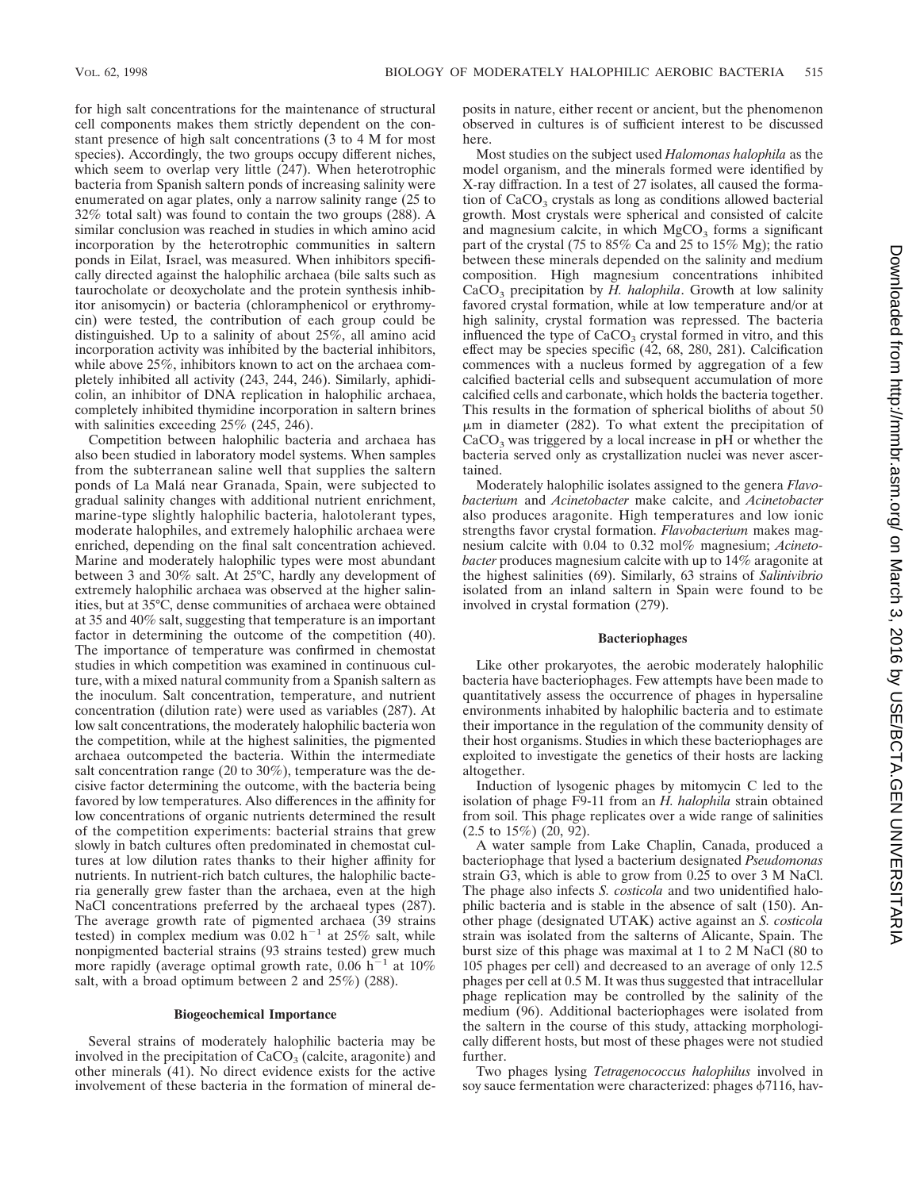for high salt concentrations for the maintenance of structural cell components makes them strictly dependent on the constant presence of high salt concentrations (3 to 4 M for most species). Accordingly, the two groups occupy different niches, which seem to overlap very little (247). When heterotrophic bacteria from Spanish saltern ponds of increasing salinity were enumerated on agar plates, only a narrow salinity range (25 to 32% total salt) was found to contain the two groups (288). A similar conclusion was reached in studies in which amino acid incorporation by the heterotrophic communities in saltern ponds in Eilat, Israel, was measured. When inhibitors specifically directed against the halophilic archaea (bile salts such as taurocholate or deoxycholate and the protein synthesis inhibitor anisomycin) or bacteria (chloramphenicol or erythromycin) were tested, the contribution of each group could be distinguished. Up to a salinity of about 25%, all amino acid incorporation activity was inhibited by the bacterial inhibitors, while above 25%, inhibitors known to act on the archaea completely inhibited all activity (243, 244, 246). Similarly, aphidicolin, an inhibitor of DNA replication in halophilic archaea, completely inhibited thymidine incorporation in saltern brines with salinities exceeding 25% (245, 246).

Competition between halophilic bacteria and archaea has also been studied in laboratory model systems. When samples from the subterranean saline well that supplies the saltern ponds of La Malá near Granada, Spain, were subjected to gradual salinity changes with additional nutrient enrichment, marine-type slightly halophilic bacteria, halotolerant types, moderate halophiles, and extremely halophilic archaea were enriched, depending on the final salt concentration achieved. Marine and moderately halophilic types were most abundant between 3 and 30% salt. At 25°C, hardly any development of extremely halophilic archaea was observed at the higher salinities, but at 35°C, dense communities of archaea were obtained at 35 and 40% salt, suggesting that temperature is an important factor in determining the outcome of the competition (40). The importance of temperature was confirmed in chemostat studies in which competition was examined in continuous culture, with a mixed natural community from a Spanish saltern as the inoculum. Salt concentration, temperature, and nutrient concentration (dilution rate) were used as variables (287). At low salt concentrations, the moderately halophilic bacteria won the competition, while at the highest salinities, the pigmented archaea outcompeted the bacteria. Within the intermediate salt concentration range (20 to 30%), temperature was the decisive factor determining the outcome, with the bacteria being favored by low temperatures. Also differences in the affinity for low concentrations of organic nutrients determined the result of the competition experiments: bacterial strains that grew slowly in batch cultures often predominated in chemostat cultures at low dilution rates thanks to their higher affinity for nutrients. In nutrient-rich batch cultures, the halophilic bacteria generally grew faster than the archaea, even at the high NaCl concentrations preferred by the archaeal types (287). The average growth rate of pigmented archaea (39 strains tested) in complex medium was 0.02 $h^{-1}$ at 25% salt, while nonpigmented bacterial strains (93 strains tested) grew much more rapidly (average optimal growth rate, 0.06 $h^{-1}$ at 10% salt, with a broad optimum between 2 and 25%) (288).

### Biogeochemical Importance

Several strains of moderately halophilic bacteria may be involved in the precipitation of $CaCO_3$ (calcite, aragonite) and other minerals (41). No direct evidence exists for the active involvement of these bacteria in the formation of mineral deposits in nature, either recent or ancient, but the phenomenon observed in cultures is of sufficient interest to be discussed here.

Most studies on the subject used *Halomonas halophila* as the model organism, and the minerals formed were identified by X-ray diffraction. In a test of 27 isolates, all caused the formation of $CaCO_3$ crystals as long as conditions allowed bacterial growth. Most crystals were spherical and consisted of calcite and magnesium calcite, in which $MgCO_3$ forms a significant part of the crystal (75 to 85% Ca and 25 to 15% Mg); the ratio between these minerals depended on the salinity and medium composition. High magnesium concentrations inhibited $CaCO_3$ precipitation by *H. halophila*. Growth at low salinity favored crystal formation, while at low temperature and/or at high salinity, crystal formation was repressed. The bacteria influenced the type of $CaCO_3$ crystal formed in vitro, and this effect may be species specific (42, 68, 280, 281). Calcification commences with a nucleus formed by aggregation of a few calcified bacterial cells and subsequent accumulation of more calcified cells and carbonate, which holds the bacteria together. This results in the formation of spherical bioliths of about 50 μm in diameter (282). To what extent the precipitation of $CaCO_3$ was triggered by a local increase in pH or whether the bacteria served only as crystallization nuclei was never ascertained.

Moderately halophilic isolates assigned to the genera *Flavobacterium* and *Acinetobacter* make calcite, and *Acinetobacter* also produces aragonite. High temperatures and low ionic strengths favor crystal formation. *Flavobacterium* makes magnesium calcite with 0.04 to 0.32 mol% magnesium; *Acinetobacter* produces magnesium calcite with up to 14% aragonite at the highest salinities (69). Similarly, 63 strains of *Salinivibrio* isolated from an inland saltern in Spain were found to be involved in crystal formation (279).

### Bacteriophages

Like other prokaryotes, the aerobic moderately halophilic bacteria have bacteriophages. Few attempts have been made to quantitatively assess the occurrence of phages in hypersaline environments inhabited by halophilic bacteria and to estimate their importance in the regulation of the community density of their host organisms. Studies in which these bacteriophages are exploited to investigate the genetics of their hosts are lacking altogether.

Induction of lysogenic phages by mitomycin C led to the isolation of phage F9-11 from an *H. halophila* strain obtained from soil. This phage replicates over a wide range of salinities (2.5 to 15%) (20, 92).

A water sample from Lake Chaplin, Canada, produced a bacteriophage that lysed a bacterium designated *Pseudomonas* strain G3, which is able to grow from 0.25 to over 3 M NaCl. The phage also infects *S. costicola* and two unidentified halophilic bacteria and is stable in the absence of salt (150). Another phage (designated UTAK) active against an *S. costicola* strain was isolated from the salterns of Alicante, Spain. The burst size of this phage was maximal at 1 to 2 M NaCl (80 to 105 phages per cell) and decreased to an average of only 12.5 phages per cell at 0.5 M. It was thus suggested that intracellular phage replication may be controlled by the salinity of the medium (96). Additional bacteriophages were isolated from the saltern in the course of this study, attacking morphologically different hosts, but most of these phages were not studied further.

Two phages lysing *Tetragenococcus halophilus* involved in soy sauce fermentation were characterized: phages ϕ7116, hav-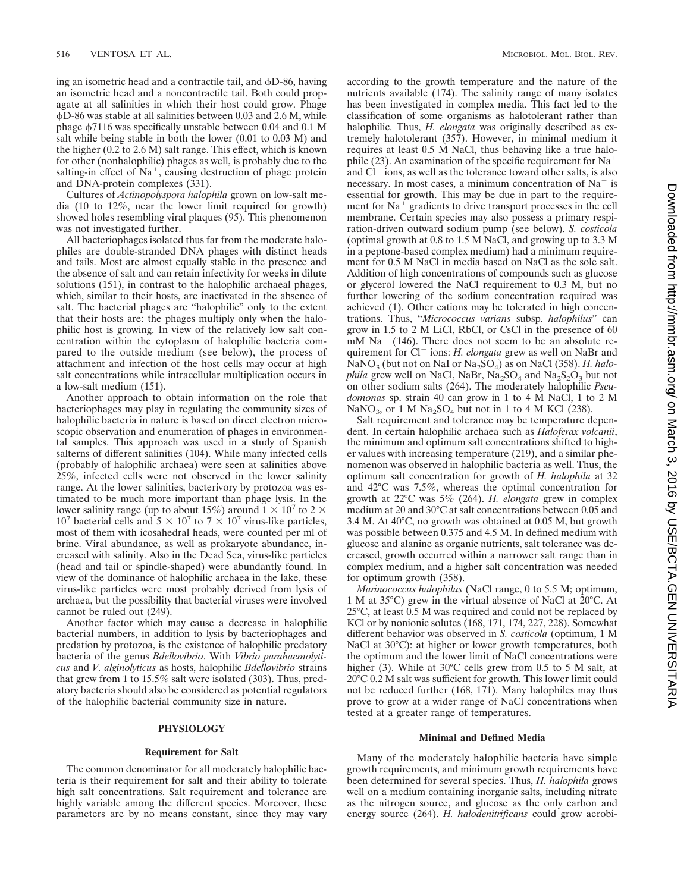ing an isometric head and a contractile tail, and φD-86, having an isometric head and a noncontractile tail. Both could propagate at all salinities in which their host could grow. Phage φD-86 was stable at all salinities between 0.03 and 2.6 M, while phage φ7116 was specifically unstable between 0.04 and 0.1 M salt while being stable in both the lower (0.01 to 0.03 M) and the higher (0.2 to 2.6 M) salt range. This effect, which is known for other (nonhalophilic) phages as well, is probably due to the salting-in effect of $Na^+$, causing destruction of phage protein and DNA-protein complexes (331).

Cultures of *Actinopolyspora halophila* grown on low-salt media (10 to 12%, near the lower limit required for growth) showed holes resembling viral plaques (95). This phenomenon was not investigated further.

All bacteriophages isolated thus far from the moderate halophiles are double-stranded DNA phages with distinct heads and tails. Most are almost equally stable in the presence and the absence of salt and can retain infectivity for weeks in dilute solutions (151), in contrast to the halophilic archaeal phages, which, similar to their hosts, are inactivated in the absence of salt. The bacterial phages are "halophilic" only to the extent that their hosts are: the phages multiply only when the halophilic host is growing. In view of the relatively low salt concentration within the cytoplasm of halophilic bacteria compared to the outside medium (see below), the process of attachment and infection of the host cells may occur at high salt concentrations while intracellular multiplication occurs in a low-salt medium (151).

Another approach to obtain information on the role that bacteriophages may play in regulating the community sizes of halophilic bacteria in nature is based on direct electron microscopic observation and enumeration of phages in environmental samples. This approach was used in a study of Spanish salterns of different salinities (104). While many infected cells (probably of halophilic archaea) were seen at salinities above 25%, infected cells were not observed in the lower salinity range. At the lower salinities, bacterivory by protozoa was estimated to be much more important than phage lysis. In the lower salinity range (up to about 15%) around $1 \times 10^7$ to $2 \times 10^7$ bacterial cells and $5 \times 10^7$ to $7 \times 10^7$ virus-like particles, most of them with icosahedral heads, were counted per ml of brine. Viral abundance, as well as prokaryote abundance, increased with salinity. Also in the Dead Sea, virus-like particles (head and tail or spindle-shaped) were abundantly found. In view of the dominance of halophilic archaea in the lake, these virus-like particles were most probably derived from lysis of archaea, but the possibility that bacterial viruses were involved cannot be ruled out (249).

Another factor which may cause a decrease in halophilic bacterial numbers, in addition to lysis by bacteriophages and predation by protozoa, is the existence of halophilic predatory bacteria of the genus *Bdellovibrio*. With *Vibrio parahaemolyticus* and *V. alginolyticus* as hosts, halophilic *Bdellovibrio* strains that grew from 1 to 15.5% salt were isolated (303). Thus, predatory bacteria should also be considered as potential regulators of the halophilic bacterial community size in nature.

## PHYSIOLOGY

### Requirement for Salt

The common denominator for all moderately halophilic bacteria is their requirement for salt and their ability to tolerate high salt concentrations. Salt requirement and tolerance are highly variable among the different species. Moreover, these parameters are by no means constant, since they may vary according to the growth temperature and the nature of the nutrients available (174). The salinity range of many isolates has been investigated in complex media. This fact led to the classification of some organisms as halotolerant rather than halophilic. Thus, *H. elongata* was originally described as extremely halotolerant (357). However, in minimal medium it requires at least 0.5 M NaCl, thus behaving like a true halophile (23). An examination of the specific requirement for $Na^+$ and $Cl^-$ ions, as well as the tolerance toward other salts, is also necessary. In most cases, a minimum concentration of $Na^+$ is essential for growth. This may be due in part to the requirement for $Na^+$ gradients to drive transport processes in the cell membrane. Certain species may also possess a primary respiration-driven outward sodium pump (see below). *S. costicola* (optimal growth at 0.8 to 1.5 M NaCl, and growing up to 3.3 M in a peptone-based complex medium) had a minimum requirement for 0.5 M NaCl in media based on NaCl as the sole salt. Addition of high concentrations of compounds such as glucose or glycerol lowered the NaCl requirement to 0.3 M, but no further lowering of the sodium concentration required was achieved (1). Other cations may be tolerated in high concentrations. Thus, "*Micrococcus varians* subsp. *halophilus*" can grow in 1.5 to 2 M LiCl, RbCl, or CsCl in the presence of 60 mM $Na^+$ (146). There does not seem to be an absolute requirement for $Cl^-$ ions: *H. elongata* grew as well on NaBr and $NaNO_3$ (but not on NaI or $Na_2SO_4$) as on NaCl (358). *H. halophila* grew well on NaCl, NaBr, $Na_2SO_4$ and $Na_2S_2O_3$ but not on other sodium salts (264). The moderately halophilic *Pseudomonas* sp. strain 40 can grow in 1 to 4 M NaCl, 1 to 2 M $NaNO_3$, or 1 M $Na_2SO_4$ but not in 1 to 4 M KCl (238).

Salt requirement and tolerance may be temperature dependent. In certain halophilic archaea such as *Haloferax volcanii*, the minimum and optimum salt concentrations shifted to higher values with increasing temperature (219), and a similar phenomenon was observed in halophilic bacteria as well. Thus, the optimum salt concentration for growth of *H. halophila* at 32 and 42°C was 7.5%, whereas the optimal concentration for growth at 22°C was 5% (264). *H. elongata* grew in complex medium at 20 and 30°C at salt concentrations between 0.05 and 3.4 M. At 40°C, no growth was obtained at 0.05 M, but growth was possible between 0.375 and 4.5 M. In defined medium with glucose and alanine as organic nutrients, salt tolerance was decreased, growth occurred within a narrower salt range than in complex medium, and a higher salt concentration was needed for optimum growth (358).

*Marinococcus halophilus* (NaCl range, 0 to 5.5 M; optimum, 1 M at 35°C) grew in the virtual absence of NaCl at 20°C. At 25°C, at least 0.5 M was required and could not be replaced by KCl or by nonionic solutes (168, 171, 174, 227, 228). Somewhat different behavior was observed in *S. costicola* (optimum, 1 M NaCl at 30°C): at higher or lower growth temperatures, both the optimum and the lower limit of NaCl concentrations were higher (3). While at 30°C cells grew from 0.5 to 5 M salt, at 20°C 0.2 M salt was sufficient for growth. This lower limit could not be reduced further (168, 171). Many halophiles may thus prove to grow at a wider range of NaCl concentrations when tested at a greater range of temperatures.

### Minimal and Defined Media

Many of the moderately halophilic bacteria have simple growth requirements, and minimum growth requirements have been determined for several species. Thus, *H. halophila* grows well on a medium containing inorganic salts, including nitrate as the nitrogen source, and glucose as the only carbon and energy source (264). *H. halodenitrificans* could grow aerobi-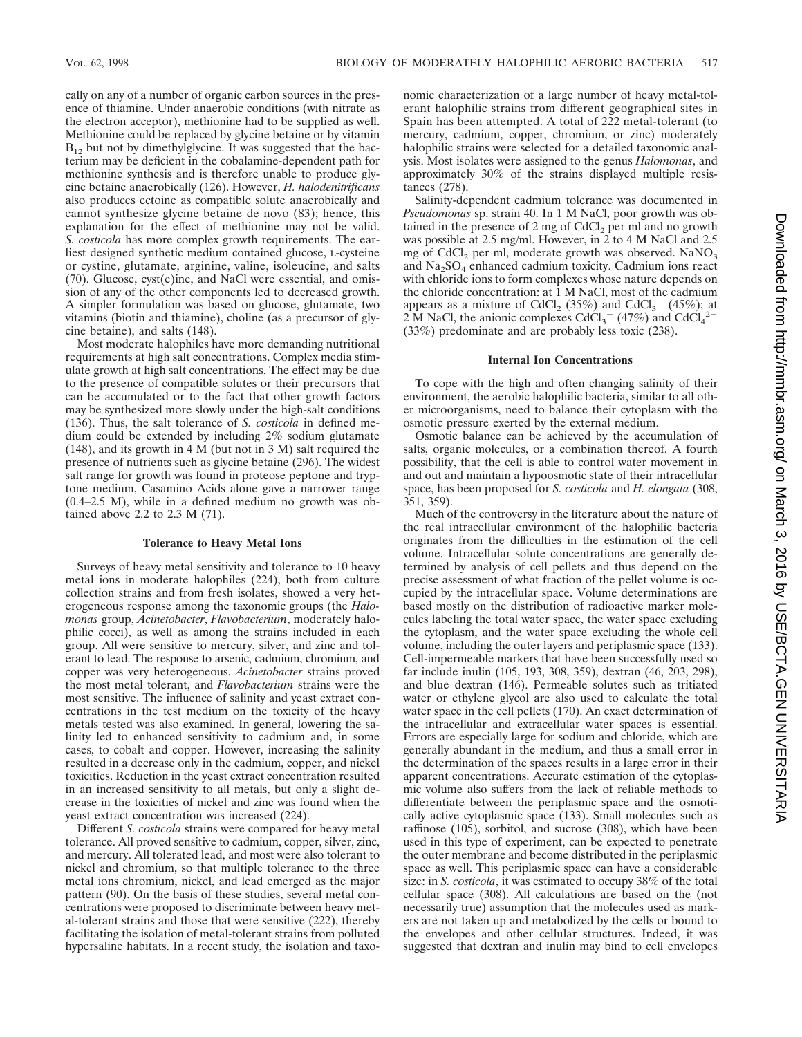cally on any of a number of organic carbon sources in the presence of thiamine. Under anaerobic conditions (with nitrate as the electron acceptor), methionine had to be supplied as well. Methionine could be replaced by glycine betaine or by vitamin $B_{12}$ but not by dimethylglycine. It was suggested that the bacterium may be deficient in the cobalamine-dependent path for methionine synthesis and is therefore unable to produce glycine betaine anaerobically (126). However, *H. halodenitrificans* also produces ectoine as compatible solute anaerobically and cannot synthesize glycine betaine de novo (83); hence, this explanation for the effect of methionine may not be valid. *S. costicola* has more complex growth requirements. The earliest designed synthetic medium contained glucose, L-cysteine or cystine, glutamate, arginine, valine, isoleucine, and salts (70). Glucose, cyst(e)ine, and NaCl were essential, and omission of any of the other components led to decreased growth. A simpler formulation was based on glucose, glutamate, two vitamins (biotin and thiamine), choline (as a precursor of glycine betaine), and salts (148).

Most moderate halophiles have more demanding nutritional requirements at high salt concentrations. Complex media stimulate growth at high salt concentrations. The effect may be due to the presence of compatible solutes or their precursors that can be accumulated or to the fact that other growth factors may be synthesized more slowly under the high-salt conditions (136). Thus, the salt tolerance of *S. costicola* in defined medium could be extended by including 2% sodium glutamate (148), and its growth in 4 M (but not in 3 M) salt required the presence of nutrients such as glycine betaine (296). The widest salt range for growth was found in proteose peptone and tryptone medium, Casamino Acids alone gave a narrower range (0.4–2.5 M), while in a defined medium no growth was obtained above 2.2 to 2.3 M (71).

### Tolerance to Heavy Metal Ions

Surveys of heavy metal sensitivity and tolerance to 10 heavy metal ions in moderate halophiles (224), both from culture collection strains and from fresh isolates, showed a very heterogeneous response among the various groups (the *Halomonas* group, *Acinetobacter*, *Flavobacterium*, moderately halophilic cocci), as well as among the strains included in each group. All were sensitive to mercury, silver, and zinc and tolerant to lead. The response to arsenic, cadmium, chromium, and copper was very heterogeneous. *Acinetobacter* strains proved the most metal tolerant, and *Flavobacterium* strains were the most sensitive. The influence of salinity and yeast extract concentrations in the test medium on the toxicity of the heavy metals tested was also examined. In general, lowering the salinity led to enhanced sensitivity to cadmium and, in some cases, to cobalt and copper. However, increasing the salinity resulted in a decrease only in the cadmium, copper, and nickel toxicities. Reduction in the yeast extract concentration resulted in an increased sensitivity to all metals, but only a slight decrease in the toxicities of nickel and zinc was found when the yeast extract concentration was increased (224).

Different *S. costicola* strains were compared for heavy metal tolerance. All proved sensitive to cadmium, copper, silver, zinc, and mercury. All tolerated lead, and most were also tolerant to nickel and chromium, so that multiple tolerance to the three metal ions chromium, nickel, and lead emerged as the major pattern (90). On the basis of these studies, several metal concentrations were proposed to discriminate between heavy metal-tolerant strains and those that were sensitive (222), thereby facilitating the isolation of metal-tolerant strains from polluted hypersaline habitats. In a recent study, the isolation and taxonomic characterization of a large number of heavy metal-tolerant halophilic strains from different geographical sites in Spain has been attempted. A total of 222 metal-tolerant (to mercury, cadmium, copper, chromium, or zinc) moderately halophilic strains were selected for a detailed taxonomic analysis. Most isolates were assigned to the genus *Halomonas*, and approximately 30% of the strains displayed multiple resistances (278).

Salinity-dependent cadmium tolerance was documented in *Pseudomonas* sp. strain 40. In 1 M NaCl, poor growth was obtained in the presence of 2 mg of $CdCl_2$ per ml and no growth was possible at 2.5 mg/ml. However, in 2 to 4 M NaCl and 2.5 mg of $CdCl_2$ per ml, moderate growth was observed. $NaNO_3$ and $Na_2SO_4$ enhanced cadmium toxicity. Cadmium ions react with chloride ions to form complexes whose nature depends on the chloride concentration: at 1 M NaCl, most of the cadmium appears as a mixture of $CdCl_2$ (35%) and $CdCl_3^-$ (45%); at 2 M NaCl, the anionic complexes $CdCl_3^-$ (47%) and $CdCl_4^{2-}$ (33%) predominate and are probably less toxic (238).

### Internal Ion Concentrations

To cope with the high and often changing salinity of their environment, the aerobic halophilic bacteria, similar to all other microorganisms, need to balance their cytoplasm with the osmotic pressure exerted by the external medium.

Osmotic balance can be achieved by the accumulation of salts, organic molecules, or a combination thereof. A fourth possibility, that the cell is able to control water movement in and out and maintain a hypoosmotic state of their intracellular space, has been proposed for *S. costicola* and *H. elongata* (308, 351, 359).

Much of the controversy in the literature about the nature of the real intracellular environment of the halophilic bacteria originates from the difficulties in the estimation of the cell volume. Intracellular solute concentrations are generally determined by analysis of cell pellets and thus depend on the precise assessment of what fraction of the pellet volume is occupied by the intracellular space. Volume determinations are based mostly on the distribution of radioactive marker molecules labeling the total water space, the water space excluding the cytoplasm, and the water space excluding the whole cell volume, including the outer layers and periplasmic space (133). Cell-impermeable markers that have been successfully used so far include inulin (105, 193, 308, 359), dextran (46, 203, 298), and blue dextran (146). Permeable solutes such as tritiated water or ethylene glycol are also used to calculate the total water space in the cell pellets (170). An exact determination of the intracellular and extracellular water spaces is essential. Errors are especially large for sodium and chloride, which are generally abundant in the medium, and thus a small error in the determination of the spaces results in a large error in their apparent concentrations. Accurate estimation of the cytoplasmic volume also suffers from the lack of reliable methods to differentiate between the periplasmic space and the osmotically active cytoplasmic space (133). Small molecules such as raffinose (105), sorbitol, and sucrose (308), which have been used in this type of experiment, can be expected to penetrate the outer membrane and become distributed in the periplasmic space as well. This periplasmic space can have a considerable size: in *S. costicola*, it was estimated to occupy 38% of the total cellular space (308). All calculations are based on the (not necessarily true) assumption that the molecules used as markers are not taken up and metabolized by the cells or bound to the envelopes and other cellular structures. Indeed, it was suggested that dextran and inulin may bind to cell envelopes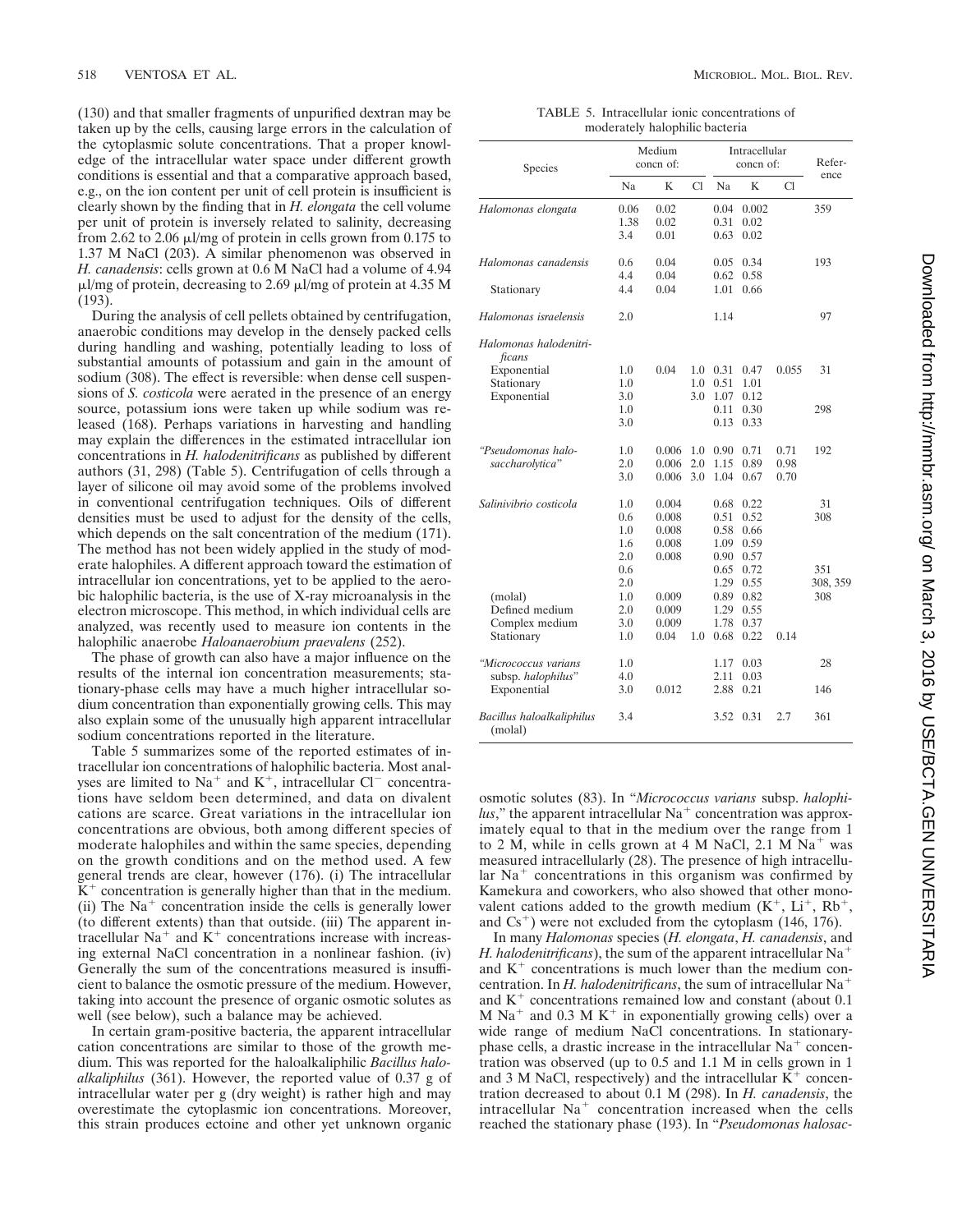(130) and that smaller fragments of unpurified dextran may be taken up by the cells, causing large errors in the calculation of the cytoplasmic solute concentrations. That a proper knowledge of the intracellular water space under different growth conditions is essential and that a comparative approach based, e.g., on the ion content per unit of cell protein is insufficient is clearly shown by the finding that in *H. elongata* the cell volume per unit of protein is inversely related to salinity, decreasing from 2.62 to 2.06 μl/mg of protein in cells grown from 0.175 to 1.37 M NaCl (203). A similar phenomenon was observed in *H. canadensis*: cells grown at 0.6 M NaCl had a volume of 4.94 μl/mg of protein, decreasing to 2.69 μl/mg of protein at 4.35 M (193).

During the analysis of cell pellets obtained by centrifugation, anaerobic conditions may develop in the densely packed cells during handling and washing, potentially leading to loss of substantial amounts of potassium and gain in the amount of sodium (308). The effect is reversible: when dense cell suspensions of *S. costicola* were aerated in the presence of an energy source, potassium ions were taken up while sodium was released (168). Perhaps variations in harvesting and handling may explain the differences in the estimated intracellular ion concentrations in *H. halodenitrificans* as published by different authors (31, 298) (Table 5). Centrifugation of cells through a layer of silicone oil may avoid some of the problems involved in conventional centrifugation techniques. Oils of different densities must be used to adjust for the density of the cells, which depends on the salt concentration of the medium (171). The method has not been widely applied in the study of moderate halophiles. A different approach toward the estimation of intracellular ion concentrations, yet to be applied to the aerobic halophilic bacteria, is the use of X-ray microanalysis in the electron microscope. This method, in which individual cells are analyzed, was recently used to measure ion contents in the halophilic anaerobe *Haloanaerobium praevalens* (252).

The phase of growth can also have a major influence on the results of the internal ion concentration measurements; stationary-phase cells may have a much higher intracellular sodium concentration than exponentially growing cells. This may also explain some of the unusually high apparent intracellular sodium concentrations reported in the literature.

Table 5 summarizes some of the reported estimates of intracellular ion concentrations of halophilic bacteria. Most analyses are limited to $Na^+$ and $K^+$, intracellular $Cl^-$ concentrations have seldom been determined, and data on divalent cations are scarce. Great variations in the intracellular ion concentrations are obvious, both among different species of moderate halophiles and within the same species, depending on the growth conditions and on the method used. A few general trends are clear, however (176). (i) The intracellular $K^+$ concentration is generally higher than that in the medium. (ii) The $Na^+$ concentration inside the cells is generally lower (to different extents) than that outside. (iii) The apparent intracellular $Na^+$ and $K^+$ concentrations increase with increasing external NaCl concentration in a nonlinear fashion. (iv) Generally the sum of the concentrations measured is insufficient to balance the osmotic pressure of the medium. However, taking into account the presence of organic osmotic solutes as well (see below), such a balance may be achieved.

In certain gram-positive bacteria, the apparent intracellular cation concentrations are similar to those of the growth medium. This was reported for the haloalkaliphilic *Bacillus haloalkaliphilus* (361). However, the reported value of 0.37 g of intracellular water per g (dry weight) is rather high and may overestimate the cytoplasmic ion concentrations. Moreover, this strain produces ectoine and other yet unknown organic osmotic solutes (83). In "*Micrococcus varians* subsp. *halophilus*," the apparent intracellular $Na^+$ concentration was approximately equal to that in the medium over the range from 1 to 2 M, while in cells grown at 4 M NaCl, 2.1 M $Na^+$ was measured intracellularly (28). The presence of high intracellular $Na^+$ concentrations in this organism was confirmed by Kamekura and coworkers, who also showed that other monovalent cations added to the growth medium ($K^+$, $Li^+$, $Rb^+$, and $Cs^+$) were not excluded from the cytoplasm (146, 176).

In many *Halomonas* species (*H. elongata*, *H. canadensis*, and *H. halodenitrificans*), the sum of the apparent intracellular $Na^+$ and $K^+$ concentrations is much lower than the medium concentration. In *H. halodenitrificans*, the sum of intracellular $Na^+$ and $K^+$ concentrations remained low and constant (about 0.1 M $Na^+$ and 0.3 M $K^+$ in exponentially growing cells) over a wide range of medium NaCl concentrations. In stationary-phase cells, a drastic increase in the intracellular $Na^+$ concentration was observed (up to 0.5 and 1.1 M in cells grown in 1 and 3 M NaCl, respectively) and the intracellular $K^+$ concentration decreased to about 0.1 M (298). In *H. canadensis*, the intracellular $Na^+$ concentration increased when the cells reached the stationary phase (193). In "*Pseudomonas halosac-*

TABLE 5. Intracellular ionic concentrations of moderately halophilic bacteria

| Species | Medium concn of: | | | Intracellular concn of: | | | Reference |
|---|---|---|---|---|---|---|---|
| | Na | K | Cl | Na | K | Cl | |
| *Halomonas elongata* | 0.06 | 0.02 | | 0.04 | 0.002 | | 359 |
| | 1.38 | 0.02 | | 0.31 | 0.02 | | |
| | 3.4 | 0.01 | | 0.63 | 0.02 | | |
| *Halomonas canadensis* | 0.6 | 0.04 | | 0.05 | 0.34 | | 193 |
| | 4.4 | 0.04 | | 0.62 | 0.58 | | |
| Stationary | 4.4 | 0.04 | | 1.01 | 0.66 | | |
| *Halomonas israelensis* | 2.0 | | | 1.14 | | | 97 |
| *Halomonas halodenitrificans* | | | | | | | |
| Exponential | 1.0 | 0.04 | 1.0 | 0.31 | 0.47 | 0.055 | 31 |
| Stationary | 1.0 | | 1.0 | 0.51 | 1.01 | | |
| Exponential | 3.0 | | 3.0 | 1.07 | 0.12 | | |
| | 1.0 | | | 0.11 | 0.30 | | 298 |
| | 3.0 | | | 0.13 | 0.33 | | |
| "*Pseudomonas halosaccharolytica*" | 1.0 | 0.006 | 1.0 | 0.90 | 0.71 | 0.71 | 192 |
| | 2.0 | 0.006 | 2.0 | 1.15 | 0.89 | 0.98 | |
| | 3.0 | 0.006 | 3.0 | 1.04 | 0.67 | 0.70 | |
| *Salinivibrio costicola* | 1.0 | 0.004 | | 0.68 | 0.22 | | 31 |
| | 0.6 | 0.008 | | 0.51 | 0.52 | | 308 |
| | 1.0 | 0.008 | | 0.58 | 0.66 | | |
| | 1.6 | 0.008 | | 1.09 | 0.59 | | |
| | 2.0 | 0.008 | | 0.90 | 0.57 | | |
| | 0.6 | | | 0.65 | 0.72 | | 351 |
| | 2.0 | | | 1.29 | 0.55 | | 308, 359 |
| (molal) | 1.0 | 0.009 | | 0.89 | 0.82 | | 308 |
| Defined medium | 2.0 | 0.009 | | 1.29 | 0.55 | | |
| Complex medium | 3.0 | 0.009 | | 1.78 | 0.37 | | |
| Stationary | 1.0 | 0.04 | 1.0 | 0.68 | 0.22 | 0.14 | |
| "*Micrococcus varians* subsp. *halophilus*" | 1.0 | | | 1.17 | 0.03 | | 28 |
| | 4.0 | | | 2.11 | 0.03 | | |
| Exponential | 3.0 | 0.012 | | 2.88 | 0.21 | | 146 |
| *Bacillus haloalkaliphilus* (molal) | 3.4 | | | 3.52 | 0.31 | 2.7 | 361 |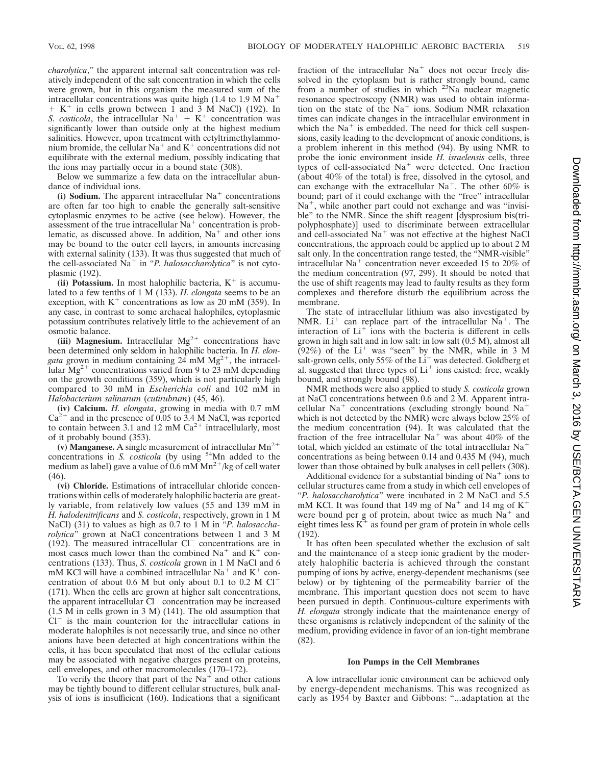*charolytica*," the apparent internal salt concentration was relatively independent of the salt concentration in which the cells were grown, but in this organism the measured sum of the intracellular concentrations was quite high (1.4 to 1.9 M $Na^+$ + $K^+$ in cells grown between 1 and 3 M NaCl) (192). In *S. costicola*, the intracellular $Na^+$ + $K^+$ concentration was significantly lower than outside only at the highest medium salinities. However, upon treatment with cetyltrimethylammonium bromide, the cellular $Na^+$ and $K^+$ concentrations did not equilibrate with the external medium, possibly indicating that the ions may partially occur in a bound state (308).

Below we summarize a few data on the intracellular abundance of individual ions.

**(i) Sodium.** The apparent intracellular $Na^+$ concentrations are often far too high to enable the generally salt-sensitive cytoplasmic enzymes to be active (see below). However, the assessment of the true intracellular $Na^+$ concentration is problematic, as discussed above. In addition, $Na^+$ and other ions may be bound to the outer cell layers, in amounts increasing with external salinity (133). It was thus suggested that much of the cell-associated $Na^+$ in "*P. halosaccharolytica*" is not cytoplasmic (192).

**(ii) Potassium.** In most halophilic bacteria, $K^+$ is accumulated to a few tenths of 1 M (133). *H. elongata* seems to be an exception, with $K^+$ concentrations as low as 20 mM (359). In any case, in contrast to some archaeal halophiles, cytoplasmic potassium contributes relatively little to the achievement of an osmotic balance.

**(iii) Magnesium.** Intracellular $Mg^{2+}$ concentrations have been determined only seldom in halophilic bacteria. In *H. elongata* grown in medium containing 24 mM $Mg^{2+}$, the intracellular $Mg^{2+}$ concentrations varied from 9 to 23 mM depending on the growth conditions (359), which is not particularly high compared to 30 mM in *Escherichia coli* and 102 mM in *Halobacterium salinarum* (*cutirubrum*) (45, 46).

**(iv) Calcium.** *H. elongata*, growing in media with 0.7 mM $Ca^{2+}$ and in the presence of 0.05 to 3.4 M NaCl, was reported to contain between 3.1 and 12 mM $Ca^{2+}$ intracellularly, most of it probably bound (353).

**(v) Manganese.** A single measurement of intracellular $Mn^{2+}$ concentrations in *S. costicola* (by using $^{54}$Mn added to the medium as label) gave a value of 0.6 mM $Mn^{2+}$/kg of cell water (46).

**(vi) Chloride.** Estimations of intracellular chloride concentrations within cells of moderately halophilic bacteria are greatly variable, from relatively low values (55 and 139 mM in *H. halodenitrificans* and *S. costicola*, respectively, grown in 1 M NaCl) (31) to values as high as 0.7 to 1 M in "*P. halosaccharolytica*" grown at NaCl concentrations between 1 and 3 M (192). The measured intracellular $Cl^-$ concentrations are in most cases much lower than the combined $Na^+$ and $K^+$ concentrations (133). Thus, *S. costicola* grown in 1 M NaCl and 6 mM KCl will have a combined intracellular $Na^+$ and $K^+$ concentration of about 0.6 M but only about 0.1 to 0.2 M $Cl^-$ (171). When the cells are grown at higher salt concentrations, the apparent intracellular $Cl^-$ concentration may be increased (1.5 M in cells grown in 3 M) (141). The old assumption that $Cl^-$ is the main counterion for the intracellular cations in moderate halophiles is not necessarily true, and since no other anions have been detected at high concentrations within the cells, it has been speculated that most of the cellular cations may be associated with negative charges present on proteins, cell envelopes, and other macromolecules (170–172).

To verify the theory that part of the $Na^+$ and other cations may be tightly bound to different cellular structures, bulk analysis of ions is insufficient (160). Indications that a significant fraction of the intracellular $Na^+$ does not occur freely dissolved in the cytoplasm but is rather strongly bound, came from a number of studies in which $^{23}$Na nuclear magnetic resonance spectroscopy (NMR) was used to obtain information on the state of the $Na^+$ ions. Sodium NMR relaxation times can indicate changes in the intracellular environment in which the $Na^+$ is embedded. The need for thick cell suspensions, easily leading to the development of anoxic conditions, is a problem inherent in this method (94). By using NMR to probe the ionic environment inside *H. israelensis* cells, three types of cell-associated $Na^+$ were detected. One fraction (about 40% of the total) is free, dissolved in the cytosol, and can exchange with the extracellular $Na^+$. The other 60% is bound; part of it could exchange with the "free" intracellular $Na^+$, while another part could not exchange and was "invisible" to the NMR. Since the shift reagent [dysprosium bis(tripolyphosphate)] used to discriminate between extracellular and cell-associated $Na^+$ was not effective at the highest NaCl concentrations, the approach could be applied up to about 2 M salt only. In the concentration range tested, the "NMR-visible" intracellular $Na^+$ concentration never exceeded 15 to 20% of the medium concentration (97, 299). It should be noted that the use of shift reagents may lead to faulty results as they form complexes and therefore disturb the equilibrium across the membrane.

The state of intracellular lithium was also investigated by NMR. $Li^+$ can replace part of the intracellular $Na^+$. The interaction of $Li^+$ ions with the bacteria is different in cells grown in high salt and in low salt: in low salt (0.5 M), almost all (92%) of the $Li^+$ was "seen" by the NMR, while in 3 M salt-grown cells, only 55% of the $Li^+$ was detected. Goldberg et al. suggested that three types of $Li^+$ ions existed: free, weakly bound, and strongly bound (98).

NMR methods were also applied to study *S. costicola* grown at NaCl concentrations between 0.6 and 2 M. Apparent intracellular $Na^+$ concentrations (excluding strongly bound $Na^+$ which is not detected by the NMR) were always below 25% of the medium concentration (94). It was calculated that the fraction of the free intracellular $Na^+$ was about 40% of the total, which yielded an estimate of the total intracellular $Na^+$ concentrations as being between 0.14 and 0.435 M (94), much lower than those obtained by bulk analyses in cell pellets (308).

Additional evidence for a substantial binding of $Na^+$ ions to cellular structures came from a study in which cell envelopes of "*P. halosaccharolytica*" were incubated in 2 M NaCl and 5.5 mM KCl. It was found that 149 mg of $Na^+$ and 14 mg of $K^+$ were bound per g of protein, about twice as much $Na^+$ and eight times less $K^+$ as found per gram of protein in whole cells (192).

It has often been speculated whether the exclusion of salt and the maintenance of a steep ionic gradient by the moderately halophilic bacteria is achieved through the constant pumping of ions by active, energy-dependent mechanisms (see below) or by tightening of the permeability barrier of the membrane. This important question does not seem to have been pursued in depth. Continuous-culture experiments with *H. elongata* strongly indicate that the maintenance energy of these organisms is relatively independent of the salinity of the medium, providing evidence in favor of an ion-tight membrane (82).

### Ion Pumps in the Cell Membranes

A low intracellular ionic environment can be achieved only by energy-dependent mechanisms. This was recognized as early as 1954 by Baxter and Gibbons: "...adaptation at the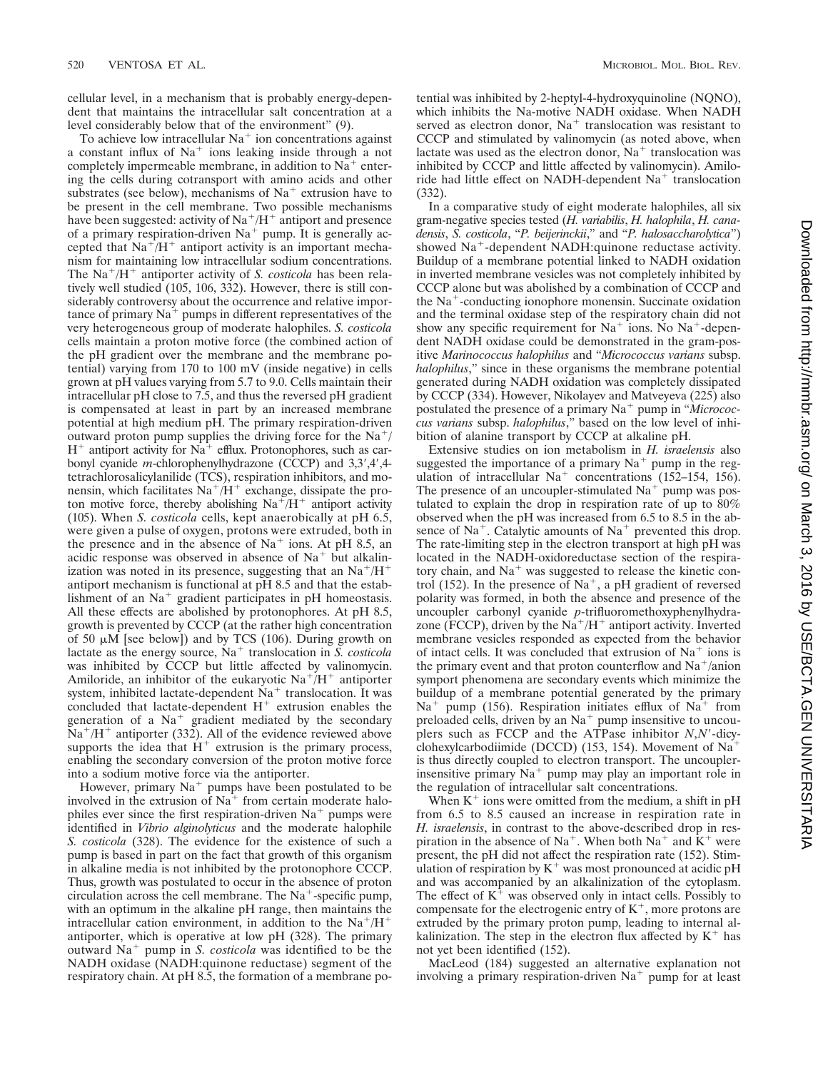cellular level, in a mechanism that is probably energy-dependent that maintains the intracellular salt concentration at a level considerably below that of the environment" (9).

To achieve low intracellular $Na^+$ ion concentrations against a constant influx of $Na^+$ ions leaking inside through a not completely impermeable membrane, in addition to $Na^+$ entering the cells during cotransport with amino acids and other substrates (see below), mechanisms of $Na^+$ extrusion have to be present in the cell membrane. Two possible mechanisms have been suggested: activity of $Na^+/H^+$ antiport and presence of a primary respiration-driven $Na^+$ pump. It is generally accepted that $Na^+/H^+$ antiport activity is an important mechanism for maintaining low intracellular sodium concentrations. The $Na^+/H^+$ antiporter activity of *S. costicola* has been relatively well studied (105, 106, 332). However, there is still considerably controversy about the occurrence and relative importance of primary $Na^+$ pumps in different representatives of the very heterogeneous group of moderate halophiles. *S. costicola* cells maintain a proton motive force (the combined action of the pH gradient over the membrane and the membrane potential) varying from 170 to 100 mV (inside negative) in cells grown at pH values varying from 5.7 to 9.0. Cells maintain their intracellular pH close to 7.5, and thus the reversed pH gradient is compensated at least in part by an increased membrane potential at high medium pH. The primary respiration-driven outward proton pump supplies the driving force for the $Na^+/H^+$ antiport activity for $Na^+$ efflux. Protonophores, such as carbonyl cyanide *m*-chlorophenylhydrazone (CCCP) and 3,3′,4′,4-tetrachlorosalicylanilide (TCS), respiration inhibitors, and monensin, which facilitates $Na^+/H^+$ exchange, dissipate the proton motive force, thereby abolishing $Na^+/H^+$ antiport activity (105). When *S. costicola* cells, kept anaerobically at pH 6.5, were given a pulse of oxygen, protons were extruded, both in the presence and in the absence of $Na^+$ ions. At pH 8.5, an acidic response was observed in absence of $Na^+$ but alkalinization was noted in its presence, suggesting that an $Na^+/H^+$ antiport mechanism is functional at pH 8.5 and that the establishment of an $Na^+$ gradient participates in pH homeostasis. All these effects are abolished by protonophores. At pH 8.5, growth is prevented by CCCP (at the rather high concentration of 50 μM [see below]) and by TCS (106). During growth on lactate as the energy source, $Na^+$ translocation in *S. costicola* was inhibited by CCCP but little affected by valinomycin. Amiloride, an inhibitor of the eukaryotic $Na^+/H^+$ antiporter system, inhibited lactate-dependent $Na^+$ translocation. It was concluded that lactate-dependent $H^+$ extrusion enables the generation of a $Na^+$ gradient mediated by the secondary $Na^+/H^+$ antiporter (332). All of the evidence reviewed above supports the idea that $H^+$ extrusion is the primary process, enabling the secondary conversion of the proton motive force into a sodium motive force via the antiporter.

However, primary $Na^+$ pumps have been postulated to be involved in the extrusion of $Na^+$ from certain moderate halophiles ever since the first respiration-driven $Na^+$ pumps were identified in *Vibrio alginolyticus* and the moderate halophile *S. costicola* (328). The evidence for the existence of such a pump is based in part on the fact that growth of this organism in alkaline media is not inhibited by the protonophore CCCP. Thus, growth was postulated to occur in the absence of proton circulation across the cell membrane. The $Na^+$-specific pump, with an optimum in the alkaline pH range, then maintains the intracellular cation environment, in addition to the $Na^+/H^+$ antiporter, which is operative at low pH (328). The primary outward $Na^+$ pump in *S. costicola* was identified to be the NADH oxidase (NADH:quinone reductase) segment of the respiratory chain. At pH 8.5, the formation of a membrane potential was inhibited by 2-heptyl-4-hydroxyquinoline (NQNO), which inhibits the Na-motive NADH oxidase. When NADH served as electron donor, $Na^+$ translocation was resistant to CCCP and stimulated by valinomycin (as noted above, when lactate was used as the electron donor, $Na^+$ translocation was inhibited by CCCP and little affected by valinomycin). Amiloride had little effect on NADH-dependent $Na^+$ translocation (332).

In a comparative study of eight moderate halophiles, all six gram-negative species tested (*H. variabilis*, *H. halophila*, *H. canadensis*, *S. costicola*, "*P. beijerinckii*," and "*P. halosaccharolytica*") showed $Na^+$-dependent NADH:quinone reductase activity. Buildup of a membrane potential linked to NADH oxidation in inverted membrane vesicles was not completely inhibited by CCCP alone but was abolished by a combination of CCCP and the $Na^+$-conducting ionophore monensin. Succinate oxidation and the terminal oxidase step of the respiratory chain did not show any specific requirement for $Na^+$ ions. No $Na^+$-dependent NADH oxidase could be demonstrated in the gram-positive *Marinococcus halophilus* and "*Micrococcus varians* subsp. *halophilus*," since in these organisms the membrane potential generated during NADH oxidation was completely dissipated by CCCP (334). However, Nikolayev and Matveyeva (225) also postulated the presence of a primary $Na^+$ pump in "*Micrococcus varians* subsp. *halophilus*," based on the low level of inhibition of alanine transport by CCCP at alkaline pH.

Extensive studies on ion metabolism in *H. israelensis* also suggested the importance of a primary $Na^+$ pump in the regulation of intracellular $Na^+$ concentrations (152–154, 156). The presence of an uncoupler-stimulated $Na^+$ pump was postulated to explain the drop in respiration rate of up to 80% observed when the pH was increased from 6.5 to 8.5 in the absence of $Na^+$. Catalytic amounts of $Na^+$ prevented this drop. The rate-limiting step in the electron transport at high pH was located in the NADH-oxidoreductase section of the respiratory chain, and $Na^+$ was suggested to release the kinetic control (152). In the presence of $Na^+$, a pH gradient of reversed polarity was formed, in both the absence and presence of the uncoupler carbonyl cyanide *p*-trifluoromethoxyphenylhydrazone (FCCP), driven by the $Na^+/H^+$ antiport activity. Inverted membrane vesicles responded as expected from the behavior of intact cells. It was concluded that extrusion of $Na^+$ ions is the primary event and that proton counterflow and $Na^+$/anion symport phenomena are secondary events which minimize the buildup of a membrane potential generated by the primary $Na^+$ pump (156). Respiration initiates efflux of $Na^+$ from preloaded cells, driven by an $Na^+$ pump insensitive to uncouplers such as FCCP and the ATPase inhibitor *N*,*N*′-dicyclohexylcarbodiimide (DCCD) (153, 154). Movement of $Na^+$ is thus directly coupled to electron transport. The uncoupler-insensitive primary $Na^+$ pump may play an important role in the regulation of intracellular salt concentrations.

When $K^+$ ions were omitted from the medium, a shift in pH from 6.5 to 8.5 caused an increase in respiration rate in *H. israelensis*, in contrast to the above-described drop in respiration in the absence of $Na^+$. When both $Na^+$ and $K^+$ were present, the pH did not affect the respiration rate (152). Stimulation of respiration by $K^+$ was most pronounced at acidic pH and was accompanied by an alkalinization of the cytoplasm. The effect of $K^+$ was observed only in intact cells. Possibly to compensate for the electrogenic entry of $K^+$, more protons are extruded by the primary proton pump, leading to internal alkalinization. The step in the electron flux affected by $K^+$ has not yet been identified (152).

MacLeod (184) suggested an alternative explanation not involving a primary respiration-driven $Na^+$ pump for at least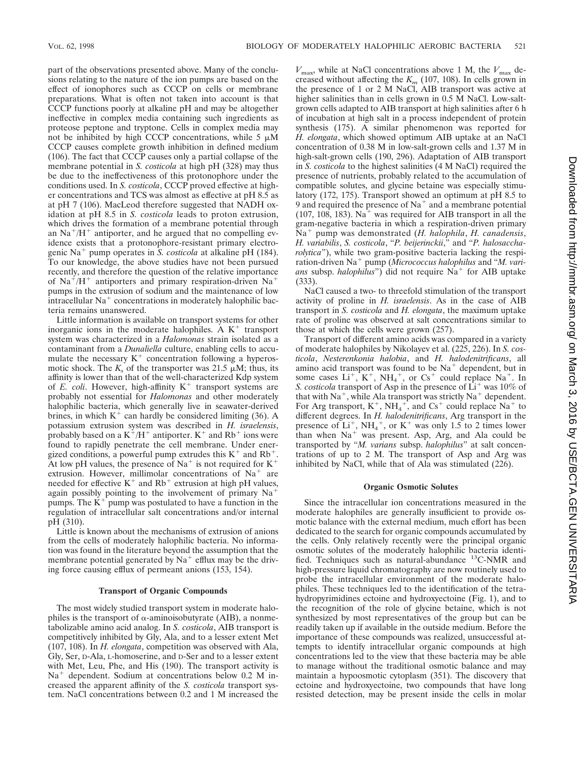part of the observations presented above. Many of the conclusions relating to the nature of the ion pumps are based on the effect of ionophores such as CCCP on cells or membrane preparations. What is often not taken into account is that CCCP functions poorly at alkaline pH and may be altogether ineffective in complex media containing such ingredients as proteose peptone and tryptone. Cells in complex media may not be inhibited by high CCCP concentrations, while 5 μM CCCP causes complete growth inhibition in defined medium (106). The fact that CCCP causes only a partial collapse of the membrane potential in *S. costicola* at high pH (328) may thus be due to the ineffectiveness of this protonophore under the conditions used. In *S. costicola*, CCCP proved effective at higher concentrations and TCS was almost as effective at pH 8.5 as at pH 7 (106). MacLeod therefore suggested that NADH oxidation at pH 8.5 in *S. costicola* leads to proton extrusion, which drives the formation of a membrane potential through an $Na^+/H^+$ antiporter, and he argued that no compelling evidence exists that a protonophore-resistant primary electrogenic $Na^+$ pump operates in *S. costicola* at alkaline pH (184). To our knowledge, the above studies have not been pursued recently, and therefore the question of the relative importance of $Na^+/H^+$ antiporters and primary respiration-driven $Na^+$ pumps in the extrusion of sodium and the maintenance of low intracellular $Na^+$ concentrations in moderately halophilic bacteria remains unanswered.

Little information is available on transport systems for other inorganic ions in the moderate halophiles. A $K^+$ transport system was characterized in a *Halomonas* strain isolated as a contaminant from a *Dunaliella* culture, enabling cells to accumulate the necessary $K^+$ concentration following a hyperosmotic shock. The $K_s$ of the transporter was 21.5 μM; thus, its affinity is lower than that of the well-characterized Kdp system of *E. coli*. However, high-affinity $K^+$ transport systems are probably not essential for *Halomonas* and other moderately halophilic bacteria, which generally live in seawater-derived brines, in which $K^+$ can hardly be considered limiting (36). A potassium extrusion system was described in *H. israelensis*, probably based on a $K^+/H^+$ antiporter. $K^+$ and $Rb^+$ ions were found to rapidly penetrate the cell membrane. Under energized conditions, a powerful pump extrudes this $K^+$ and $Rb^+$. At low pH values, the presence of $Na^+$ is not required for $K^+$ extrusion. However, millimolar concentrations of $Na^+$ are needed for effective $K^+$ and $Rb^+$ extrusion at high pH values, again possibly pointing to the involvement of primary $Na^+$ pumps. The $K^+$ pump was postulated to have a function in the regulation of intracellular salt concentrations and/or internal pH (310).

Little is known about the mechanisms of extrusion of anions from the cells of moderately halophilic bacteria. No information was found in the literature beyond the assumption that the membrane potential generated by $Na^+$ efflux may be the driving force causing efflux of permeant anions (153, 154).

### Transport of Organic Compounds

The most widely studied transport system in moderate halophiles is the transport of α-aminoisobutyrate (AIB), a nonmetabolizable amino acid analog. In *S. costicola*, AIB transport is competitively inhibited by Gly, Ala, and to a lesser extent Met (107, 108). In *H. elongata*, competition was observed with Ala, Gly, Ser, D-Ala, L-homoserine, and D-Ser and to a lesser extent with Met, Leu, Phe, and His (190). The transport activity is $Na^+$ dependent. Sodium at concentrations below 0.2 M increased the apparent affinity of the *S. costicola* transport system. NaCl concentrations between 0.2 and 1 M increased the $V_{max}$, while at NaCl concentrations above 1 M, the $V_{max}$ decreased without affecting the $K_m$ (107, 108). In cells grown in the presence of 1 or 2 M NaCl, AIB transport was active at higher salinities than in cells grown in 0.5 M NaCl. Low-salt-grown cells adapted to AIB transport at high salinities after 6 h of incubation at high salt in a process independent of protein synthesis (175). A similar phenomenon was reported for *H. elongata*, which showed optimum AIB uptake at an NaCl concentration of 0.38 M in low-salt-grown cells and 1.37 M in high-salt-grown cells (190, 296). Adaptation of AIB transport in *S. costicola* to the highest salinities (4 M NaCl) required the presence of nutrients, probably related to the accumulation of compatible solutes, and glycine betaine was especially stimulatory (172, 175). Transport showed an optimum at pH 8.5 to 9 and required the presence of $Na^+$ and a membrane potential (107, 108, 183). $Na^+$ was required for AIB transport in all the gram-negative bacteria in which a respiration-driven primary $Na^+$ pump was demonstrated (*H. halophila*, *H. canadensis*, *H. variabilis*, *S. costicola*, "*P. beijerinckii*," and "*P. halosaccharolytica*"), while two gram-positive bacteria lacking the respiration-driven $Na^+$ pump (*Micrococcus halophilus* and "*M. varians* subsp. *halophilus*") did not require $Na^+$ for AIB uptake (333).

NaCl caused a two- to threefold stimulation of the transport activity of proline in *H. israelensis*. As in the case of AIB transport in *S. costicola* and *H. elongata*, the maximum uptake rate of proline was observed at salt concentrations similar to those at which the cells were grown (257).

Transport of different amino acids was compared in a variety of moderate halophiles by Nikolayev et al. (225, 226). In *S. costicola*, *Nesterenkonia halobia*, and *H. halodenitrificans*, all amino acid transport was found to be $Na^+$ dependent, but in some cases $Li^+$, $K^+$, $NH_4^+$, or $Cs^+$ could replace $Na^+$. In *S. costicola* transport of Asp in the presence of $Li^+$ was 10% of that with $Na^+$, while Ala transport was strictly $Na^+$ dependent. For Arg transport, $K^+$, $NH_4^+$, and $Cs^+$ could replace $Na^+$ to different degrees. In *H. halodenitrificans*, Arg transport in the presence of $Li^+$, $NH_4^+$, or $K^+$ was only 1.5 to 2 times lower than when $Na^+$ was present. Asp, Arg, and Ala could be transported by "*M. varians* subsp. *halophilus*" at salt concentrations of up to 2 M. The transport of Asp and Arg was inhibited by NaCl, while that of Ala was stimulated (226).

### Organic Osmotic Solutes

Since the intracellular ion concentrations measured in the moderate halophiles are generally insufficient to provide osmotic balance with the external medium, much effort has been dedicated to the search for organic compounds accumulated by the cells. Only relatively recently were the principal organic osmotic solutes of the moderately halophilic bacteria identified. Techniques such as natural-abundance $^{13}C$-NMR and high-pressure liquid chromatography are now routinely used to probe the intracellular environment of the moderate halophiles. These techniques led to the identification of the tetrahydropyrimidines ectoine and hydroxyectoine (Fig. 1), and to the recognition of the role of glycine betaine, which is not synthesized by most representatives of the group but can be readily taken up if available in the outside medium. Before the importance of these compounds was realized, unsuccessful attempts to identify intracellular organic compounds at high concentrations led to the view that these bacteria may be able to manage without the traditional osmotic balance and may maintain a hypoosmotic cytoplasm (351). The discovery that ectoine and hydroxyectoine, two compounds that have long resisted detection, may be present inside the cells in molar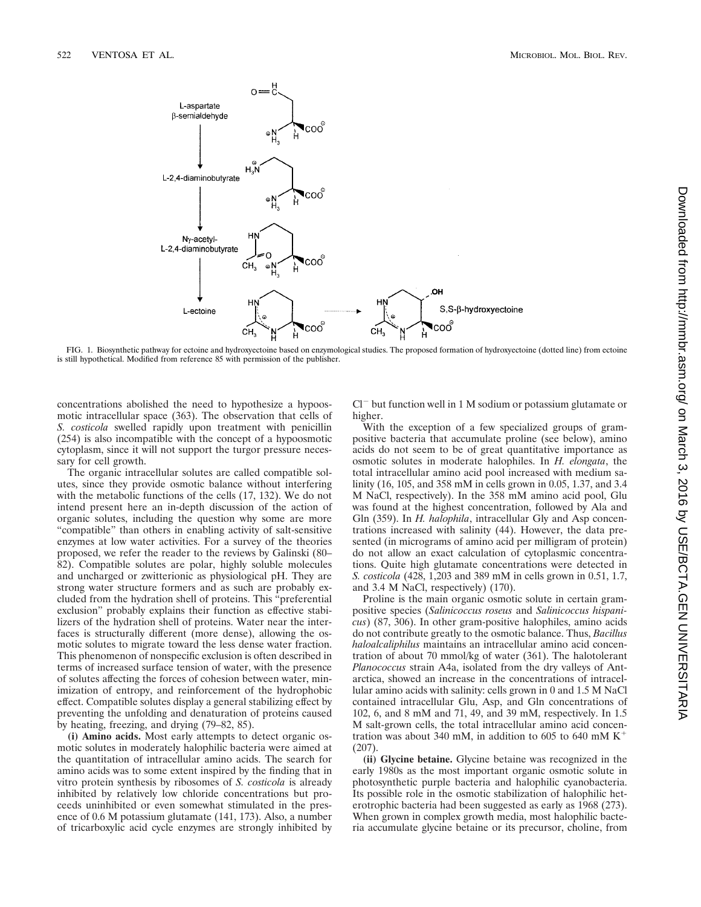FIG. 1. Biosynthetic pathway for ectoine and hydroxyectoine based on enzymological studies. The proposed formation of hydroxyectoine (dotted line) from ectoine is still hypothetical. Modified from reference 85 with permission of the publisher.

concentrations abolished the need to hypothesize a hypoosmotic intracellular space (363). The observation that cells of *S. costicola* swelled rapidly upon treatment with penicillin (254) is also incompatible with the concept of a hypoosmotic cytoplasm, since it will not support the turgor pressure necessary for cell growth.

The organic intracellular solutes are called compatible solutes, since they provide osmotic balance without interfering with the metabolic functions of the cells (17, 132). We do not intend present here an in-depth discussion of the action of organic solutes, including the question why some are more "compatible" than others in enabling activity of salt-sensitive enzymes at low water activities. For a survey of the theories proposed, we refer the reader to the reviews by Galinski (80–82). Compatible solutes are polar, highly soluble molecules and uncharged or zwitterionic as physiological pH. They are strong water structure formers and as such are probably excluded from the hydration shell of proteins. This "preferential exclusion" probably explains their function as effective stabilizers of the hydration shell of proteins. Water near the interfaces is structurally different (more dense), allowing the osmotic solutes to migrate toward the less dense water fraction. This phenomenon of nonspecific exclusion is often described in terms of increased surface tension of water, with the presence of solutes affecting the forces of cohesion between water, minimization of entropy, and reinforcement of the hydrophobic effect. Compatible solutes display a general stabilizing effect by preventing the unfolding and denaturation of proteins caused by heating, freezing, and drying (79–82, 85).

**(i) Amino acids.** Most early attempts to detect organic osmotic solutes in moderately halophilic bacteria were aimed at the quantitation of intracellular amino acids. The search for amino acids was to some extent inspired by the finding that in vitro protein synthesis by ribosomes of *S. costicola* is already inhibited by relatively low chloride concentrations but proceeds uninhibited or even somewhat stimulated in the presence of 0.6 M potassium glutamate (141, 173). Also, a number of tricarboxylic acid cycle enzymes are strongly inhibited by $Cl^-$ but function well in 1 M sodium or potassium glutamate or higher.

With the exception of a few specialized groups of gram-positive bacteria that accumulate proline (see below), amino acids do not seem to be of great quantitative importance as osmotic solutes in moderate halophiles. In *H. elongata*, the total intracellular amino acid pool increased with medium salinity (16, 105, and 358 mM in cells grown in 0.05, 1.37, and 3.4 M NaCl, respectively). In the 358 mM amino acid pool, Glu was found at the highest concentration, followed by Ala and Gln (359). In *H. halophila*, intracellular Gly and Asp concentrations increased with salinity (44). However, the data presented (in micrograms of amino acid per milligram of protein) do not allow an exact calculation of cytoplasmic concentrations. Quite high glutamate concentrations were detected in *S. costicola* (428, 1,203 and 389 mM in cells grown in 0.51, 1.7, and 3.4 M NaCl, respectively) (170).

Proline is the main organic osmotic solute in certain gram-positive species (*Salinicoccus roseus* and *Salinicoccus hispanicus*) (87, 306). In other gram-positive halophiles, amino acids do not contribute greatly to the osmotic balance. Thus, *Bacillus haloalcaliphilus* maintains an intracellular amino acid concentration of about 70 mmol/kg of water (361). The halotolerant *Planococcus* strain A4a, isolated from the dry valleys of Antarctica, showed an increase in the concentrations of intracellular amino acids with salinity: cells grown in 0 and 1.5 M NaCl contained intracellular Glu, Asp, and Gln concentrations of 102, 6, and 8 mM and 71, 49, and 39 mM, respectively. In 1.5 M salt-grown cells, the total intracellular amino acid concentration was about 340 mM, in addition to 605 to 640 mM $K^+$ (207).

**(ii) Glycine betaine.** Glycine betaine was recognized in the early 1980s as the most important organic osmotic solute in photosynthetic purple bacteria and halophilic cyanobacteria. Its possible role in the osmotic stabilization of halophilic heterotrophic bacteria had been suggested as early as 1968 (273). When grown in complex growth media, most halophilic bacteria accumulate glycine betaine or its precursor, choline, from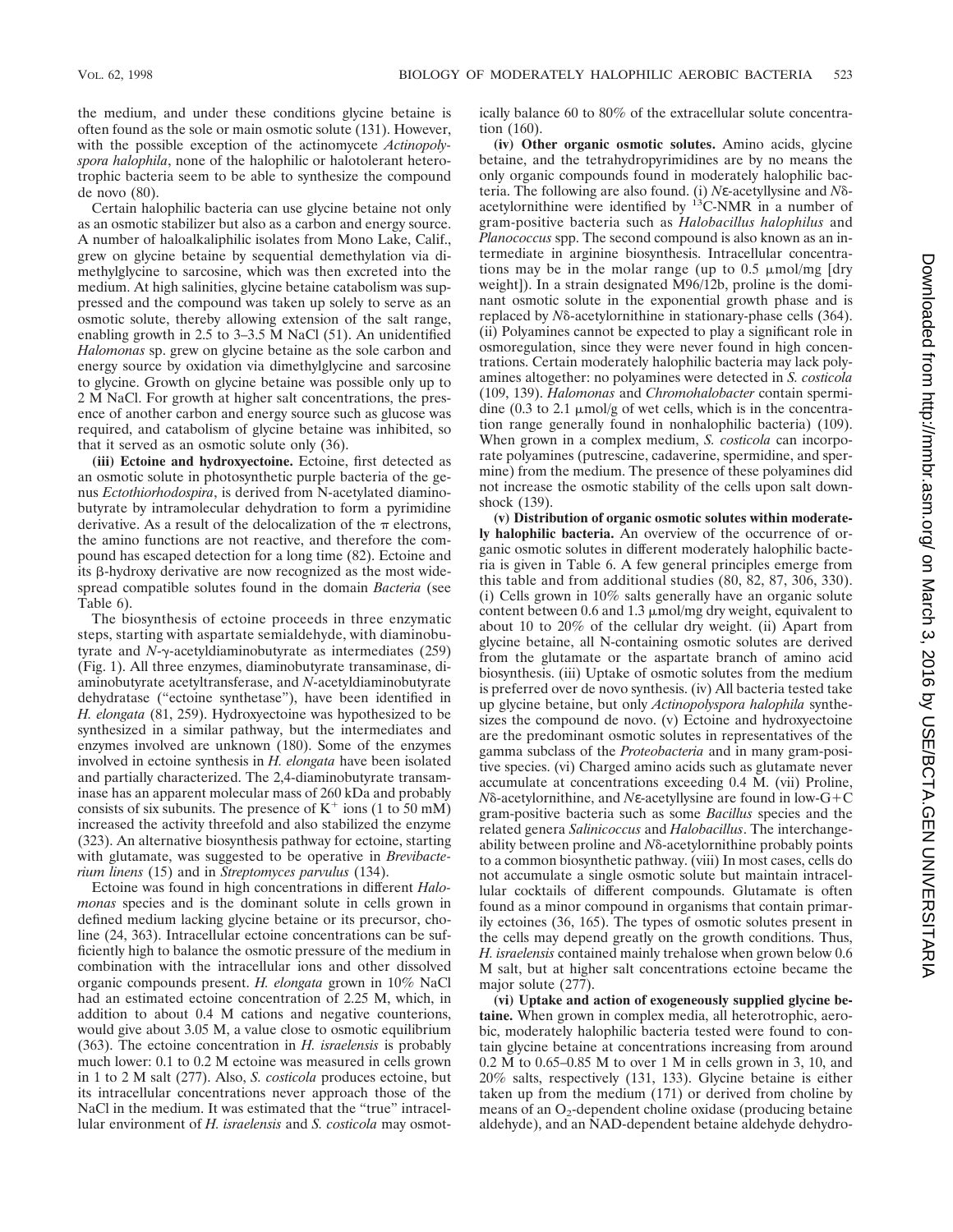the medium, and under these conditions glycine betaine is often found as the sole or main osmotic solute (131). However, with the possible exception of the actinomycete *Actinopolyspora halophila*, none of the halophilic or halotolerant heterotrophic bacteria seem to be able to synthesize the compound de novo (80).

Certain halophilic bacteria can use glycine betaine not only as an osmotic stabilizer but also as a carbon and energy source. A number of haloalkaliphilic isolates from Mono Lake, Calif., grew on glycine betaine by sequential demethylation via dimethylglycine to sarcosine, which was then excreted into the medium. At high salinities, glycine betaine catabolism was suppressed and the compound was taken up solely to serve as an osmotic solute, thereby allowing extension of the salt range, enabling growth in 2.5 to 3–3.5 M NaCl (51). An unidentified *Halomonas* sp. grew on glycine betaine as the sole carbon and energy source by oxidation via dimethylglycine and sarcosine to glycine. Growth on glycine betaine was possible only up to 2 M NaCl. For growth at higher salt concentrations, the presence of another carbon and energy source such as glucose was required, and catabolism of glycine betaine was inhibited, so that it served as an osmotic solute only (36).

**(iii) Ectoine and hydroxyectoine.** Ectoine, first detected as an osmotic solute in photosynthetic purple bacteria of the genus *Ectothiorhodospira*, is derived from N-acetylated diaminobutyrate by intramolecular dehydration to form a pyrimidine derivative. As a result of the delocalization of the $\pi$ electrons, the amino functions are not reactive, and therefore the compound has escaped detection for a long time (82). Ectoine and its $\beta$-hydroxy derivative are now recognized as the most widespread compatible solutes found in the domain *Bacteria* (see Table 6).

The biosynthesis of ectoine proceeds in three enzymatic steps, starting with aspartate semialdehyde, with diaminobutyrate and *N*-$\gamma$-acetyldiaminobutyrate as intermediates (259) (Fig. 1). All three enzymes, diaminobutyrate transaminase, diaminobutyrate acetyltransferase, and *N*-acetyldiaminobutyrate dehydratase ("ectoine synthetase"), have been identified in *H. elongata* (81, 259). Hydroxyectoine was hypothesized to be synthesized in a similar pathway, but the intermediates and enzymes involved are unknown (180). Some of the enzymes involved in ectoine synthesis in *H. elongata* have been isolated and partially characterized. The 2,4-diaminobutyrate transaminase has an apparent molecular mass of 260 kDa and probably consists of six subunits. The presence of $K^+$ ions (1 to 50 mM) increased the activity threefold and also stabilized the enzyme (323). An alternative biosynthesis pathway for ectoine, starting with glutamate, was suggested to be operative in *Brevibacterium linens* (15) and in *Streptomyces parvulus* (134).

Ectoine was found in high concentrations in different *Halomonas* species and is the dominant solute in cells grown in defined medium lacking glycine betaine or its precursor, choline (24, 363). Intracellular ectoine concentrations can be sufficiently high to balance the osmotic pressure of the medium in combination with the intracellular ions and other dissolved organic compounds present. *H. elongata* grown in 10% NaCl had an estimated ectoine concentration of 2.25 M, which, in addition to about 0.4 M cations and negative counterions, would give about 3.05 M, a value close to osmotic equilibrium (363). The ectoine concentration in *H. israelensis* is probably much lower: 0.1 to 0.2 M ectoine was measured in cells grown in 1 to 2 M salt (277). Also, *S. costicola* produces ectoine, but its intracellular concentrations never approach those of the NaCl in the medium. It was estimated that the "true" intracellular environment of *H. israelensis* and *S. costicola* may osmotically balance 60 to 80% of the extracellular solute concentration (160).

**(iv) Other organic osmotic solutes.** Amino acids, glycine betaine, and the tetrahydropyrimidines are by no means the only organic compounds found in moderately halophilic bacteria. The following are also found. (i) *N*$\varepsilon$-acetyllysine and *N*$\delta$-acetylornithine were identified by $^{13}$C-NMR in a number of gram-positive bacteria such as *Halobacillus halophilus* and *Planococcus* spp. The second compound is also known as an intermediate in arginine biosynthesis. Intracellular concentrations may be in the molar range (up to 0.5 $\mu$mol/mg [dry weight]). In a strain designated M96/12b, proline is the dominant osmotic solute in the exponential growth phase and is replaced by *N*$\delta$-acetylornithine in stationary-phase cells (364). (ii) Polyamines cannot be expected to play a significant role in osmoregulation, since they were never found in high concentrations. Certain moderately halophilic bacteria may lack polyamines altogether: no polyamines were detected in *S. costicola* (109, 139). *Halomonas* and *Chromohalobacter* contain spermidine (0.3 to 2.1 $\mu$mol/g of wet cells, which is in the concentration range generally found in nonhalophilic bacteria) (109). When grown in a complex medium, *S. costicola* can incorporate polyamines (putrescine, cadaverine, spermidine, and spermine) from the medium. The presence of these polyamines did not increase the osmotic stability of the cells upon salt downshock (139).

**(v) Distribution of organic osmotic solutes within moderately halophilic bacteria.** An overview of the occurrence of organic osmotic solutes in different moderately halophilic bacteria is given in Table 6. A few general principles emerge from this table and from additional studies (80, 82, 87, 306, 330). (i) Cells grown in 10% salts generally have an organic solute content between 0.6 and 1.3 $\mu$mol/mg dry weight, equivalent to about 10 to 20% of the cellular dry weight. (ii) Apart from glycine betaine, all N-containing osmotic solutes are derived from the glutamate or the aspartate branch of amino acid biosynthesis. (iii) Uptake of osmotic solutes from the medium is preferred over de novo synthesis. (iv) All bacteria tested take up glycine betaine, but only *Actinopolyspora halophila* synthesizes the compound de novo. (v) Ectoine and hydroxyectoine are the predominant osmotic solutes in representatives of the gamma subclass of the *Proteobacteria* and in many gram-positive species. (vi) Charged amino acids such as glutamate never accumulate at concentrations exceeding 0.4 M. (vii) Proline, *N*$\delta$-acetylornithine, and *N*$\varepsilon$-acetyllysine are found in low-G+C gram-positive bacteria such as some *Bacillus* species and the related genera *Salinicoccus* and *Halobacillus*. The interchangeability between proline and *N*$\delta$-acetylornithine probably points to a common biosynthetic pathway. (viii) In most cases, cells do not accumulate a single osmotic solute but maintain intracellular cocktails of different compounds. Glutamate is often found as a minor compound in organisms that contain primarily ectoines (36, 165). The types of osmotic solutes present in the cells may depend greatly on the growth conditions. Thus, *H. israelensis* contained mainly trehalose when grown below 0.6 M salt, but at higher salt concentrations ectoine became the major solute (277).

**(vi) Uptake and action of exogeneously supplied glycine betaine.** When grown in complex media, all heterotrophic, aerobic, moderately halophilic bacteria tested were found to contain glycine betaine at concentrations increasing from around 0.2 M to 0.65–0.85 M to over 1 M in cells grown in 3, 10, and 20% salts, respectively (131, 133). Glycine betaine is either taken up from the medium (171) or derived from choline by means of an $O_2$-dependent choline oxidase (producing betaine aldehyde), and an NAD-dependent betaine aldehyde dehydro-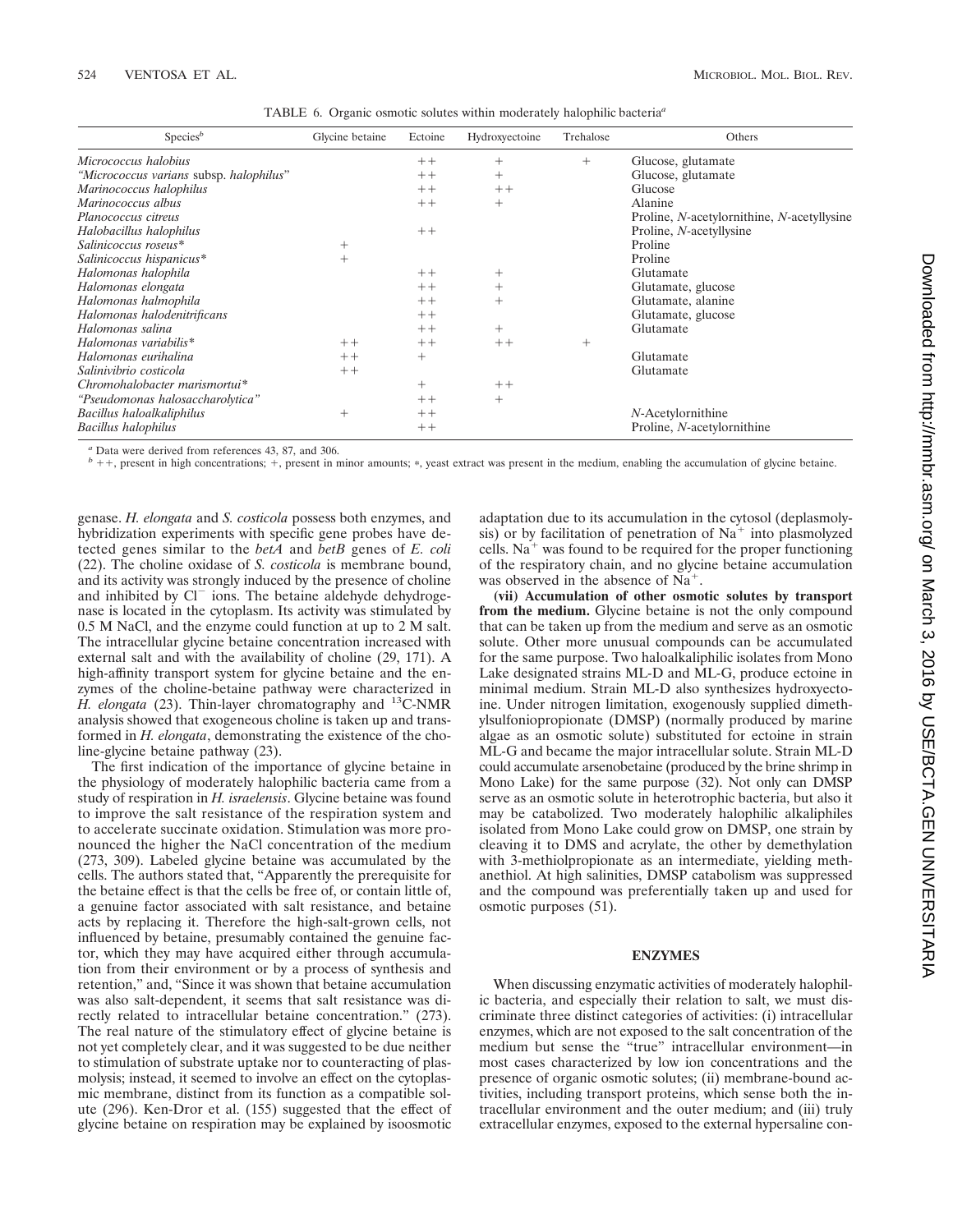TABLE 6. Organic osmotic solutes within moderately halophilic bacteria[a]

| Species[b] | Glycine betaine | Ectoine | Hydroxyectoine | Trehalose | Others |
|---|---|---|---|---|---|
| *Micrococcus halobius* | | ++ | + | + | Glucose, glutamate |
| *"Micrococcus varians* subsp. *halophilus"* | | ++ | + | | Glucose, glutamate |
| *Marinococcus halophilus* | | ++ | ++ | | Glucose |
| *Marinococcus albus* | | ++ | + | | Alanine |
| *Planococcus citreus* | | | | | Proline, *N*-acetylornithine, *N*-acetyllysine |
| *Halobacillus halophilus* | | ++ | | | Proline, *N*-acetyllysine |
| *Salinicoccus roseus** | + | | | | Proline |
| *Salinicoccus hispanicus** | + | | | | Proline |
| *Halomonas halophila* | | ++ | + | | Glutamate |
| *Halomonas elongata* | | ++ | + | | Glutamate, glucose |
| *Halomonas halmophila* | | ++ | + | | Glutamate, alanine |
| *Halomonas halodenitrificans* | | ++ | | | Glutamate, glucose |
| *Halomonas salina* | | ++ | + | | Glutamate |
| *Halomonas variabilis** | ++ | ++ | ++ | + | |
| *Halomonas eurihalina* | ++ | + | | | Glutamate |
| *Salinivibrio costicola* | ++ | | | | Glutamate |
| *Chromohalobacter marismortui** | | + | ++ | | |
| *"Pseudomonas halosaccharolytica"* | | ++ | + | | |
| *Bacillus haloalkaliphilus* | + | ++ | | | *N*-Acetylornithine |
| *Bacillus halophilus* | | ++ | | | Proline, *N*-acetylornithine |

[a] Data were derived from references 43, 87, and 306.

[b] ++, present in high concentrations; +, present in minor amounts; *, yeast extract was present in the medium, enabling the accumulation of glycine betaine.

genase. *H. elongata* and *S. costicola* possess both enzymes, and hybridization experiments with specific gene probes have detected genes similar to the *betA* and *betB* genes of *E. coli* (22). The choline oxidase of *S. costicola* is membrane bound, and its activity was strongly induced by the presence of choline and inhibited by $Cl^-$ ions. The betaine aldehyde dehydrogenase is located in the cytoplasm. Its activity was stimulated by 0.5 M NaCl, and the enzyme could function at up to 2 M salt. The intracellular glycine betaine concentration increased with external salt and with the availability of choline (29, 171). A high-affinity transport system for glycine betaine and the enzymes of the choline-betaine pathway were characterized in *H. elongata* (23). Thin-layer chromatography and $^{13}C$-NMR analysis showed that exogeneous choline is taken up and transformed in *H. elongata*, demonstrating the existence of the choline-glycine betaine pathway (23).

The first indication of the importance of glycine betaine in the physiology of moderately halophilic bacteria came from a study of respiration in *H. israelensis*. Glycine betaine was found to improve the salt resistance of the respiration system and to accelerate succinate oxidation. Stimulation was more pronounced the higher the NaCl concentration of the medium (273, 309). Labeled glycine betaine was accumulated by the cells. The authors stated that, "Apparently the prerequisite for the betaine effect is that the cells be free of, or contain little of, a genuine factor associated with salt resistance, and betaine acts by replacing it. Therefore the high-salt-grown cells, not influenced by betaine, presumably contained the genuine factor, which they may have acquired either through accumulation from their environment or by a process of synthesis and retention," and, "Since it was shown that betaine accumulation was also salt-dependent, it seems that salt resistance was directly related to intracellular betaine concentration." (273). The real nature of the stimulatory effect of glycine betaine is not yet completely clear, and it was suggested to be due neither to stimulation of substrate uptake nor to counteracting of plasmolysis; instead, it seemed to involve an effect on the cytoplasmic membrane, distinct from its function as a compatible solute (296). Ken-Dror et al. (155) suggested that the effect of glycine betaine on respiration may be explained by isoosmotic adaptation due to its accumulation in the cytosol (deplasmolysis) or by facilitation of penetration of $Na^+$ into plasmolyzed cells. $Na^+$ was found to be required for the proper functioning of the respiratory chain, and no glycine betaine accumulation was observed in the absence of $Na^+$.

**(vii) Accumulation of other osmotic solutes by transport from the medium.** Glycine betaine is not the only compound that can be taken up from the medium and serve as an osmotic solute. Other more unusual compounds can be accumulated for the same purpose. Two haloalkaliphilic isolates from Mono Lake designated strains ML-D and ML-G, produce ectoine in minimal medium. Strain ML-D also synthesizes hydroxyectoine. Under nitrogen limitation, exogenously supplied dimethylsulfoniopropionate (DMSP) (normally produced by marine algae as an osmotic solute) substituted for ectoine in strain ML-G and became the major intracellular solute. Strain ML-D could accumulate arsenobetaine (produced by the brine shrimp in Mono Lake) for the same purpose (32). Not only can DMSP serve as an osmotic solute in heterotrophic bacteria, but also it may be catabolized. Two moderately halophilic alkaliphiles isolated from Mono Lake could grow on DMSP, one strain by cleaving it to DMS and acrylate, the other by demethylation with 3-methiolpropionate as an intermediate, yielding methanethiol. At high salinities, DMSP catabolism was suppressed and the compound was preferentially taken up and used for osmotic purposes (51).

## ENZYMES

When discussing enzymatic activities of moderately halophilic bacteria, and especially their relation to salt, we must discriminate three distinct categories of activities: (i) intracellular enzymes, which are not exposed to the salt concentration of the medium but sense the "true" intracellular environment—in most cases characterized by low ion concentrations and the presence of organic osmotic solutes; (ii) membrane-bound activities, including transport proteins, which sense both the intracellular environment and the outer medium; and (iii) truly extracellular enzymes, exposed to the external hypersaline con-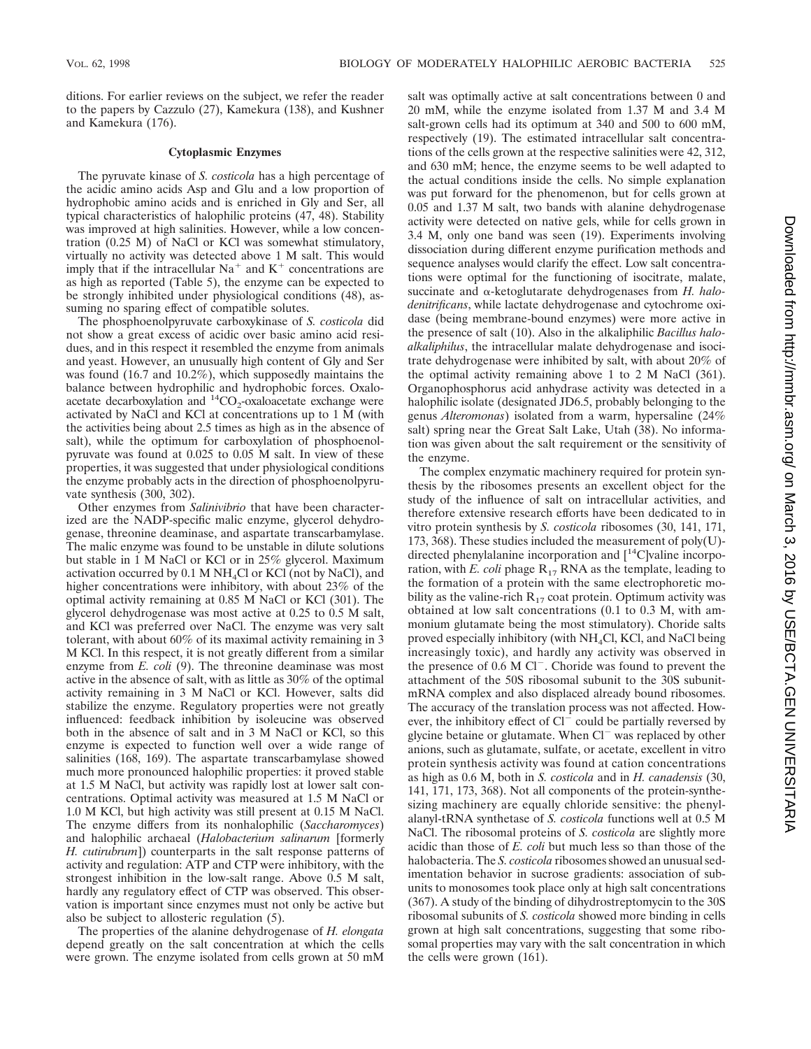ditions. For earlier reviews on the subject, we refer the reader to the papers by Cazzulo (27), Kamekura (138), and Kushner and Kamekura (176).

### Cytoplasmic Enzymes

The pyruvate kinase of *S. costicola* has a high percentage of the acidic amino acids Asp and Glu and a low proportion of hydrophobic amino acids and is enriched in Gly and Ser, all typical characteristics of halophilic proteins (47, 48). Stability was improved at high salinities. However, while a low concentration (0.25 M) of NaCl or KCl was somewhat stimulatory, virtually no activity was detected above 1 M salt. This would imply that if the intracellular $Na^+$ and $K^+$ concentrations are as high as reported (Table 5), the enzyme can be expected to be strongly inhibited under physiological conditions (48), assuming no sparing effect of compatible solutes.

The phosphoenolpyruvate carboxykinase of *S. costicola* did not show a great excess of acidic over basic amino acid residues, and in this respect it resembled the enzyme from animals and yeast. However, an unusually high content of Gly and Ser was found (16.7 and 10.2%), which supposedly maintains the balance between hydrophilic and hydrophobic forces. Oxaloacetate decarboxylation and $^{14}CO_2$-oxaloacetate exchange were activated by NaCl and KCl at concentrations up to 1 M (with the activities being about 2.5 times as high as in the absence of salt), while the optimum for carboxylation of phosphoenolpyruvate was found at 0.025 to 0.05 M salt. In view of these properties, it was suggested that under physiological conditions the enzyme probably acts in the direction of phosphoenolpyruvate synthesis (300, 302).

Other enzymes from *Salinivibrio* that have been characterized are the NADP-specific malic enzyme, glycerol dehydrogenase, threonine deaminase, and aspartate transcarbamylase. The malic enzyme was found to be unstable in dilute solutions but stable in 1 M NaCl or KCl or in 25% glycerol. Maximum activation occurred by 0.1 M $NH_4Cl$ or KCl (not by NaCl), and higher concentrations were inhibitory, with about 23% of the optimal activity remaining at 0.85 M NaCl or KCl (301). The glycerol dehydrogenase was most active at 0.25 to 0.5 M salt, and KCl was preferred over NaCl. The enzyme was very salt tolerant, with about 60% of its maximal activity remaining in 3 M KCl. In this respect, it is not greatly different from a similar enzyme from *E. coli* (9). The threonine deaminase was most active in the absence of salt, with as little as 30% of the optimal activity remaining in 3 M NaCl or KCl. However, salts did stabilize the enzyme. Regulatory properties were not greatly influenced: feedback inhibition by isoleucine was observed both in the absence of salt and in 3 M NaCl or KCl, so this enzyme is expected to function well over a wide range of salinities (168, 169). The aspartate transcarbamylase showed much more pronounced halophilic properties: it proved stable at 1.5 M NaCl, but activity was rapidly lost at lower salt concentrations. Optimal activity was measured at 1.5 M NaCl or 1.0 M KCl, but high activity was still present at 0.15 M NaCl. The enzyme differs from its nonhalophilic (*Saccharomyces*) and halophilic archaeal (*Halobacterium salinarum* [formerly *H. cutirubrum*]) counterparts in the salt response patterns of activity and regulation: ATP and CTP were inhibitory, with the strongest inhibition in the low-salt range. Above 0.5 M salt, hardly any regulatory effect of CTP was observed. This observation is important since enzymes must not only be active but also be subject to allosteric regulation (5).

The properties of the alanine dehydrogenase of *H. elongata* depend greatly on the salt concentration at which the cells were grown. The enzyme isolated from cells grown at 50 mM salt was optimally active at salt concentrations between 0 and 20 mM, while the enzyme isolated from 1.37 M and 3.4 M salt-grown cells had its optimum at 340 and 500 to 600 mM, respectively (19). The estimated intracellular salt concentrations of the cells grown at the respective salinities were 42, 312, and 630 mM; hence, the enzyme seems to be well adapted to the actual conditions inside the cells. No simple explanation was put forward for the phenomenon, but for cells grown at 0.05 and 1.37 M salt, two bands with alanine dehydrogenase activity were detected on native gels, while for cells grown in 3.4 M, only one band was seen (19). Experiments involving dissociation during different enzyme purification methods and sequence analyses would clarify the effect. Low salt concentrations were optimal for the functioning of isocitrate, malate, succinate and α-ketoglutarate dehydrogenases from *H. halodenitrificans*, while lactate dehydrogenase and cytochrome oxidase (being membrane-bound enzymes) were more active in the presence of salt (10). Also in the alkaliphilic *Bacillus haloalkaliphilus*, the intracellular malate dehydrogenase and isocitrate dehydrogenase were inhibited by salt, with about 20% of the optimal activity remaining above 1 to 2 M NaCl (361). Organophosphorus acid anhydrase activity was detected in a halophilic isolate (designated JD6.5, probably belonging to the genus *Alteromonas*) isolated from a warm, hypersaline (24% salt) spring near the Great Salt Lake, Utah (38). No information was given about the salt requirement or the sensitivity of the enzyme.

The complex enzymatic machinery required for protein synthesis by the ribosomes presents an excellent object for the study of the influence of salt on intracellular activities, and therefore extensive research efforts have been dedicated to in vitro protein synthesis by *S. costicola* ribosomes (30, 141, 171, 173, 368). These studies included the measurement of poly(U)-directed phenylalanine incorporation and [$^{14}C$]valine incorporation, with *E. coli* phage $R_{17}$ RNA as the template, leading to the formation of a protein with the same electrophoretic mobility as the valine-rich $R_{17}$ coat protein. Optimum activity was obtained at low salt concentrations (0.1 to 0.3 M, with ammonium glutamate being the most stimulatory). Choride salts proved especially inhibitory (with $NH_4Cl$, KCl, and NaCl being increasingly toxic), and hardly any activity was observed in the presence of 0.6 M $Cl^-$. Choride was found to prevent the attachment of the 50S ribosomal subunit to the 30S subunit-mRNA complex and also displaced already bound ribosomes. The accuracy of the translation process was not affected. However, the inhibitory effect of $Cl^-$ could be partially reversed by glycine betaine or glutamate. When $Cl^-$ was replaced by other anions, such as glutamate, sulfate, or acetate, excellent in vitro protein synthesis activity was found at cation concentrations as high as 0.6 M, both in *S. costicola* and in *H. canadensis* (30, 141, 171, 173, 368). Not all components of the protein-synthesizing machinery are equally chloride sensitive: the phenylalanyl-tRNA synthetase of *S. costicola* functions well at 0.5 M NaCl. The ribosomal proteins of *S. costicola* are slightly more acidic than those of *E. coli* but much less so than those of the halobacteria. The *S. costicola* ribosomes showed an unusual sedimentation behavior in sucrose gradients: association of subunits to monosomes took place only at high salt concentrations (367). A study of the binding of dihydrostreptomycin to the 30S ribosomal subunits of *S. costicola* showed more binding in cells grown at high salt concentrations, suggesting that some ribosomal properties may vary with the salt concentration in which the cells were grown (161).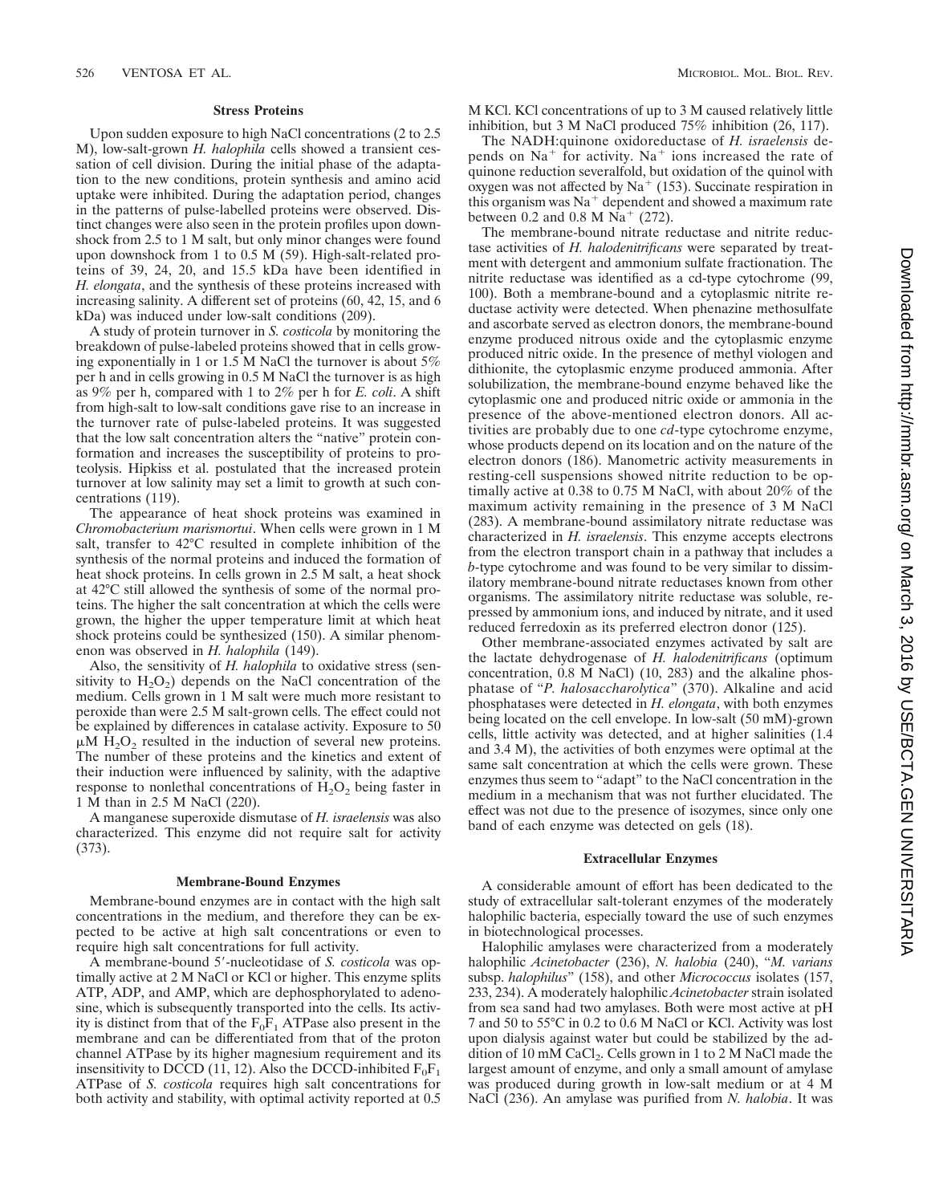### Stress Proteins

Upon sudden exposure to high NaCl concentrations (2 to 2.5 M), low-salt-grown *H. halophila* cells showed a transient cessation of cell division. During the initial phase of the adaptation to the new conditions, protein synthesis and amino acid uptake were inhibited. During the adaptation period, changes in the patterns of pulse-labelled proteins were observed. Distinct changes were also seen in the protein profiles upon downshock from 2.5 to 1 M salt, but only minor changes were found upon downshock from 1 to 0.5 M (59). High-salt-related proteins of 39, 24, 20, and 15.5 kDa have been identified in *H. elongata*, and the synthesis of these proteins increased with increasing salinity. A different set of proteins (60, 42, 15, and 6 kDa) was induced under low-salt conditions (209).

A study of protein turnover in *S. costicola* by monitoring the breakdown of pulse-labeled proteins showed that in cells growing exponentially in 1 or 1.5 M NaCl the turnover is about 5% per h and in cells growing in 0.5 M NaCl the turnover is as high as 9% per h, compared with 1 to 2% per h for *E. coli*. A shift from high-salt to low-salt conditions gave rise to an increase in the turnover rate of pulse-labeled proteins. It was suggested that the low salt concentration alters the "native" protein conformation and increases the susceptibility of proteins to proteolysis. Hipkiss et al. postulated that the increased protein turnover at low salinity may set a limit to growth at such concentrations (119).

The appearance of heat shock proteins was examined in *Chromobacterium marismortui*. When cells were grown in 1 M salt, transfer to 42°C resulted in complete inhibition of the synthesis of the normal proteins and induced the formation of heat shock proteins. In cells grown in 2.5 M salt, a heat shock at 42°C still allowed the synthesis of some of the normal proteins. The higher the salt concentration at which the cells were grown, the higher the upper temperature limit at which heat shock proteins could be synthesized (150). A similar phenomenon was observed in *H. halophila* (149).

Also, the sensitivity of *H. halophila* to oxidative stress (sensitivity to $H_2O_2$) depends on the NaCl concentration of the medium. Cells grown in 1 M salt were much more resistant to peroxide than were 2.5 M salt-grown cells. The effect could not be explained by differences in catalase activity. Exposure to 50 $\mu$M $H_2O_2$ resulted in the induction of several new proteins. The number of these proteins and the kinetics and extent of their induction were influenced by salinity, with the adaptive response to nonlethal concentrations of $H_2O_2$ being faster in 1 M than in 2.5 M NaCl (220).

A manganese superoxide dismutase of *H. israelensis* was also characterized. This enzyme did not require salt for activity (373).

### Membrane-Bound Enzymes

Membrane-bound enzymes are in contact with the high salt concentrations in the medium, and therefore they can be expected to be active at high salt concentrations or even to require high salt concentrations for full activity.

A membrane-bound 5′-nucleotidase of *S. costicola* was optimally active at 2 M NaCl or KCl or higher. This enzyme splits ATP, ADP, and AMP, which are dephosphorylated to adenosine, which is subsequently transported into the cells. Its activity is distinct from that of the $F_0F_1$ ATPase also present in the membrane and can be differentiated from that of the proton channel ATPase by its higher magnesium requirement and its insensitivity to DCCD (11, 12). Also the DCCD-inhibited $F_0F_1$ ATPase of *S. costicola* requires high salt concentrations for both activity and stability, with optimal activity reported at 0.5 M KCl. KCl concentrations of up to 3 M caused relatively little inhibition, but 3 M NaCl produced 75% inhibition (26, 117).

The NADH:quinone oxidoreductase of *H. israelensis* depends on $Na^+$ for activity. $Na^+$ ions increased the rate of quinone reduction severalfold, but oxidation of the quinol with oxygen was not affected by $Na^+$ (153). Succinate respiration in this organism was $Na^+$ dependent and showed a maximum rate between 0.2 and 0.8 M $Na^+$ (272).

The membrane-bound nitrate reductase and nitrite reductase activities of *H. halodenitrificans* were separated by treatment with detergent and ammonium sulfate fractionation. The nitrite reductase was identified as a cd-type cytochrome (99, 100). Both a membrane-bound and a cytoplasmic nitrite reductase activity were detected. When phenazine methosulfate and ascorbate served as electron donors, the membrane-bound enzyme produced nitrous oxide and the cytoplasmic enzyme produced nitric oxide. In the presence of methyl viologen and dithionite, the cytoplasmic enzyme produced ammonia. After solubilization, the membrane-bound enzyme behaved like the cytoplasmic one and produced nitric oxide or ammonia in the presence of the above-mentioned electron donors. All activities are probably due to one *cd*-type cytochrome enzyme, whose products depend on its location and on the nature of the electron donors (186). Manometric activity measurements in resting-cell suspensions showed nitrite reduction to be optimally active at 0.38 to 0.75 M NaCl, with about 20% of the maximum activity remaining in the presence of 3 M NaCl (283). A membrane-bound assimilatory nitrate reductase was characterized in *H. israelensis*. This enzyme accepts electrons from the electron transport chain in a pathway that includes a *b*-type cytochrome and was found to be very similar to dissimilatory membrane-bound nitrate reductases known from other organisms. The assimilatory nitrite reductase was soluble, repressed by ammonium ions, and induced by nitrate, and it used reduced ferredoxin as its preferred electron donor (125).

Other membrane-associated enzymes activated by salt are the lactate dehydrogenase of *H. halodenitrificans* (optimum concentration, 0.8 M NaCl) (10, 283) and the alkaline phosphatase of "*P. halosaccharolytica*" (370). Alkaline and acid phosphatases were detected in *H. elongata*, with both enzymes being located on the cell envelope. In low-salt (50 mM)-grown cells, little activity was detected, and at higher salinities (1.4 and 3.4 M), the activities of both enzymes were optimal at the same salt concentration at which the cells were grown. These enzymes thus seem to "adapt" to the NaCl concentration in the medium in a mechanism that was not further elucidated. The effect was not due to the presence of isozymes, since only one band of each enzyme was detected on gels (18).

### Extracellular Enzymes

A considerable amount of effort has been dedicated to the study of extracellular salt-tolerant enzymes of the moderately halophilic bacteria, especially toward the use of such enzymes in biotechnological processes.

Halophilic amylases were characterized from a moderately halophilic *Acinetobacter* (236), *N. halobia* (240), "*M. varians* subsp. *halophilus*" (158), and other *Micrococcus* isolates (157, 233, 234). A moderately halophilic *Acinetobacter* strain isolated from sea sand had two amylases. Both were most active at pH 7 and 50 to 55°C in 0.2 to 0.6 M NaCl or KCl. Activity was lost upon dialysis against water but could be stabilized by the addition of 10 mM $CaCl_2$. Cells grown in 1 to 2 M NaCl made the largest amount of enzyme, and only a small amount of amylase was produced during growth in low-salt medium or at 4 M NaCl (236). An amylase was purified from *N. halobia*. It was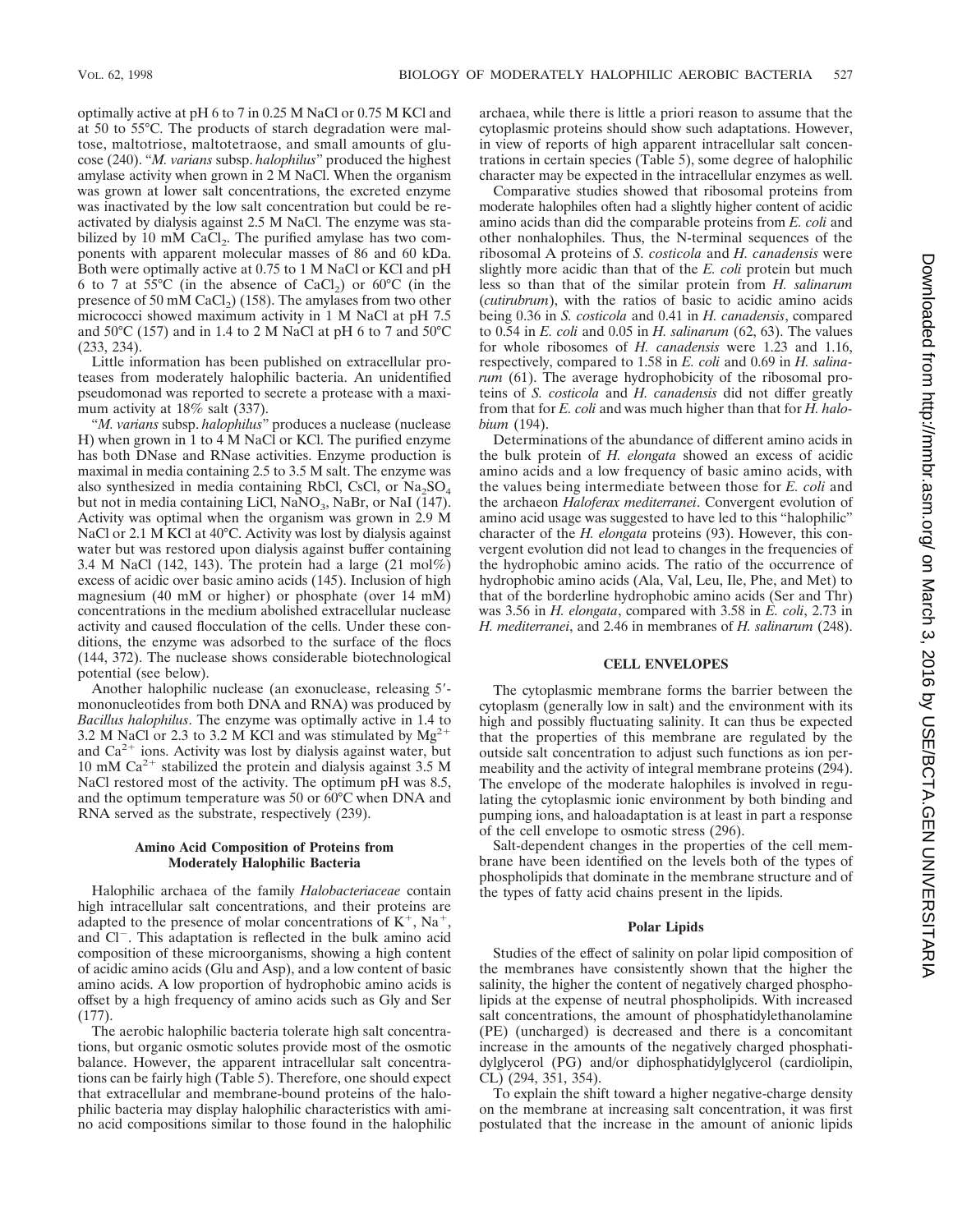optimally active at pH 6 to 7 in 0.25 M NaCl or 0.75 M KCl and at 50 to 55°C. The products of starch degradation were maltose, maltotriose, maltotetraose, and small amounts of glucose (240). "*M. varians* subsp. *halophilus*" produced the highest amylase activity when grown in 2 M NaCl. When the organism was grown at lower salt concentrations, the excreted enzyme was inactivated by the low salt concentration but could be reactivated by dialysis against 2.5 M NaCl. The enzyme was stabilized by 10 mM $CaCl_2$. The purified amylase has two components with apparent molecular masses of 86 and 60 kDa. Both were optimally active at 0.75 to 1 M NaCl or KCl and pH 6 to 7 at 55°C (in the absence of $CaCl_2$) or 60°C (in the presence of 50 mM $CaCl_2$) (158). The amylases from two other micrococci showed maximum activity in 1 M NaCl at pH 7.5 and 50°C (157) and in 1.4 to 2 M NaCl at pH 6 to 7 and 50°C (233, 234).

Little information has been published on extracellular proteases from moderately halophilic bacteria. An unidentified pseudomonad was reported to secrete a protease with a maximum activity at 18% salt (337).

"*M. varians* subsp. *halophilus*" produces a nuclease (nuclease H) when grown in 1 to 4 M NaCl or KCl. The purified enzyme has both DNase and RNase activities. Enzyme production is maximal in media containing 2.5 to 3.5 M salt. The enzyme was also synthesized in media containing RbCl, CsCl, or $Na_2SO_4$ but not in media containing LiCl, $NaNO_3$, NaBr, or NaI (147). Activity was optimal when the organism was grown in 2.9 M NaCl or 2.1 M KCl at 40°C. Activity was lost by dialysis against water but was restored upon dialysis against buffer containing 3.4 M NaCl (142, 143). The protein had a large (21 mol%) excess of acidic over basic amino acids (145). Inclusion of high magnesium (40 mM or higher) or phosphate (over 14 mM) concentrations in the medium abolished extracellular nuclease activity and caused flocculation of the cells. Under these conditions, the enzyme was adsorbed to the surface of the flocs (144, 372). The nuclease shows considerable biotechnological potential (see below).

Another halophilic nuclease (an exonuclease, releasing 5′-mononucleotides from both DNA and RNA) was produced by *Bacillus halophilus*. The enzyme was optimally active in 1.4 to 3.2 M NaCl or 2.3 to 3.2 M KCl and was stimulated by $Mg^{2+}$ and $Ca^{2+}$ ions. Activity was lost by dialysis against water, but 10 mM $Ca^{2+}$ stabilized the protein and dialysis against 3.5 M NaCl restored most of the activity. The optimum pH was 8.5, and the optimum temperature was 50 or 60°C when DNA and RNA served as the substrate, respectively (239).

### Amino Acid Composition of Proteins from Moderately Halophilic Bacteria

Halophilic archaea of the family *Halobacteriaceae* contain high intracellular salt concentrations, and their proteins are adapted to the presence of molar concentrations of $K^+$, $Na^+$, and $Cl^-$. This adaptation is reflected in the bulk amino acid composition of these microorganisms, showing a high content of acidic amino acids (Glu and Asp), and a low content of basic amino acids. A low proportion of hydrophobic amino acids is offset by a high frequency of amino acids such as Gly and Ser (177).

The aerobic halophilic bacteria tolerate high salt concentrations, but organic osmotic solutes provide most of the osmotic balance. However, the apparent intracellular salt concentrations can be fairly high (Table 5). Therefore, one should expect that extracellular and membrane-bound proteins of the halophilic bacteria may display halophilic characteristics with amino acid compositions similar to those found in the halophilic archaea, while there is little a priori reason to assume that the cytoplasmic proteins should show such adaptations. However, in view of reports of high apparent intracellular salt concentrations in certain species (Table 5), some degree of halophilic character may be expected in the intracellular enzymes as well.

Comparative studies showed that ribosomal proteins from moderate halophiles often had a slightly higher content of acidic amino acids than did the comparable proteins from *E. coli* and other nonhalophiles. Thus, the N-terminal sequences of the ribosomal A proteins of *S. costicola* and *H. canadensis* were slightly more acidic than that of the *E. coli* protein but much less so than that of the similar protein from *H. salinarum* (*cutirubrum*), with the ratios of basic to acidic amino acids being 0.36 in *S. costicola* and 0.41 in *H. canadensis*, compared to 0.54 in *E. coli* and 0.05 in *H. salinarum* (62, 63). The values for whole ribosomes of *H. canadensis* were 1.23 and 1.16, respectively, compared to 1.58 in *E. coli* and 0.69 in *H. salinarum* (61). The average hydrophobicity of the ribosomal proteins of *S. costicola* and *H. canadensis* did not differ greatly from that for *E. coli* and was much higher than that for *H. halobium* (194).

Determinations of the abundance of different amino acids in the bulk protein of *H. elongata* showed an excess of acidic amino acids and a low frequency of basic amino acids, with the values being intermediate between those for *E. coli* and the archaeon *Haloferax mediterranei*. Convergent evolution of amino acid usage was suggested to have led to this "halophilic" character of the *H. elongata* proteins (93). However, this convergent evolution did not lead to changes in the frequencies of the hydrophobic amino acids. The ratio of the occurrence of hydrophobic amino acids (Ala, Val, Leu, Ile, Phe, and Met) to that of the borderline hydrophobic amino acids (Ser and Thr) was 3.56 in *H. elongata*, compared with 3.58 in *E. coli*, 2.73 in *H. mediterranei*, and 2.46 in membranes of *H. salinarum* (248).

## CELL ENVELOPES

The cytoplasmic membrane forms the barrier between the cytoplasm (generally low in salt) and the environment with its high and possibly fluctuating salinity. It can thus be expected that the properties of this membrane are regulated by the outside salt concentration to adjust such functions as ion permeability and the activity of integral membrane proteins (294). The envelope of the moderate halophiles is involved in regulating the cytoplasmic ionic environment by both binding and pumping ions, and haloadaptation is at least in part a response of the cell envelope to osmotic stress (296).

Salt-dependent changes in the properties of the cell membrane have been identified on the levels both of the types of phospholipids that dominate in the membrane structure and of the types of fatty acid chains present in the lipids.

### Polar Lipids

Studies of the effect of salinity on polar lipid composition of the membranes have consistently shown that the higher the salinity, the higher the content of negatively charged phospholipids at the expense of neutral phospholipids. With increased salt concentrations, the amount of phosphatidylethanolamine (PE) (uncharged) is decreased and there is a concomitant increase in the amounts of the negatively charged phosphatidylglycerol (PG) and/or diphosphatidylglycerol (cardiolipin, CL) (294, 351, 354).

To explain the shift toward a higher negative-charge density on the membrane at increasing salt concentration, it was first postulated that the increase in the amount of anionic lipids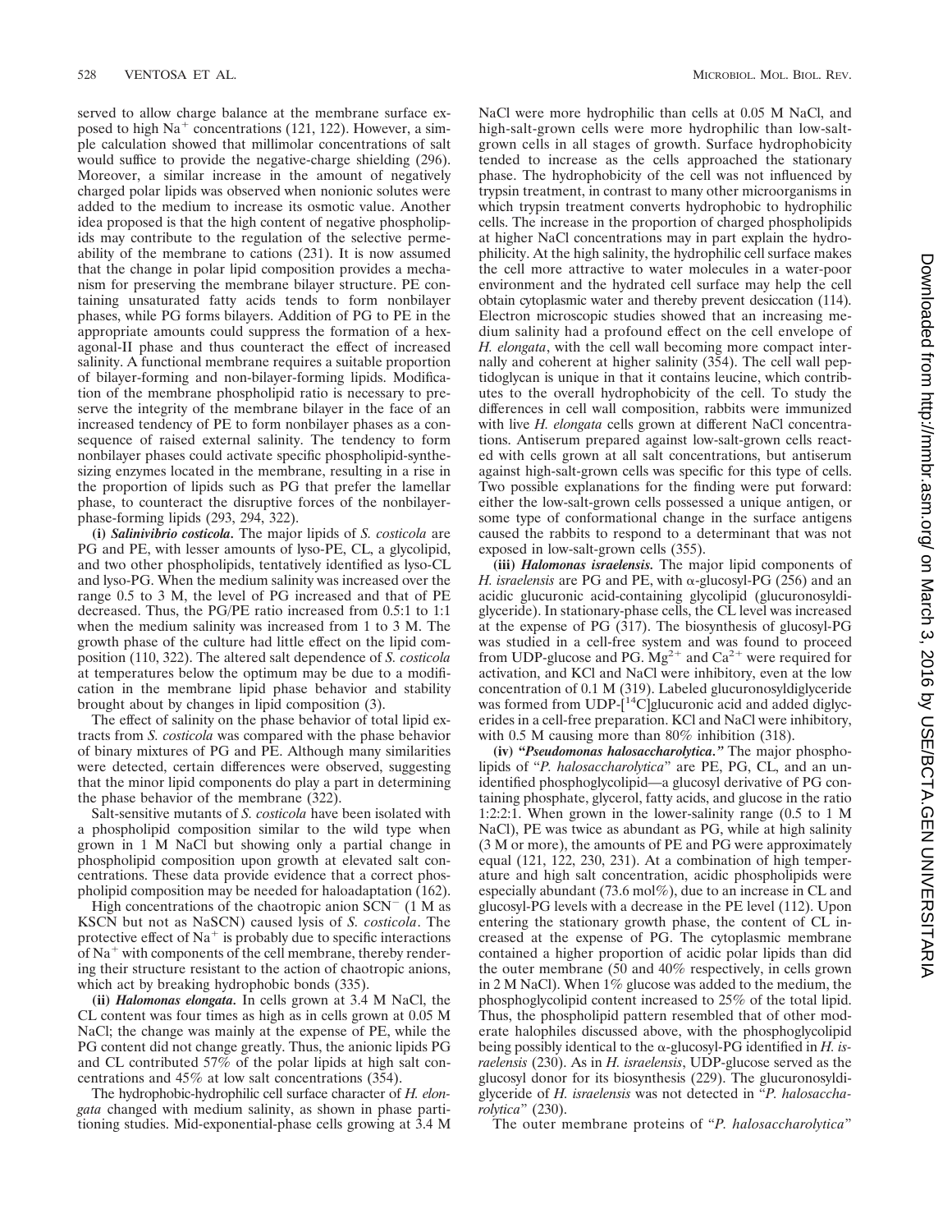served to allow charge balance at the membrane surface exposed to high $Na^+$ concentrations (121, 122). However, a simple calculation showed that millimolar concentrations of salt would suffice to provide the negative-charge shielding (296). Moreover, a similar increase in the amount of negatively charged polar lipids was observed when nonionic solutes were added to the medium to increase its osmotic value. Another idea proposed is that the high content of negative phospholipids may contribute to the regulation of the selective permeability of the membrane to cations (231). It is now assumed that the change in polar lipid composition provides a mechanism for preserving the membrane bilayer structure. PE containing unsaturated fatty acids tends to form nonbilayer phases, while PG forms bilayers. Addition of PG to PE in the appropriate amounts could suppress the formation of a hexagonal-II phase and thus counteract the effect of increased salinity. A functional membrane requires a suitable proportion of bilayer-forming and non-bilayer-forming lipids. Modification of the membrane phospholipid ratio is necessary to preserve the integrity of the membrane bilayer in the face of an increased tendency of PE to form nonbilayer phases as a consequence of raised external salinity. The tendency to form nonbilayer phases could activate specific phospholipid-synthesizing enzymes located in the membrane, resulting in a rise in the proportion of lipids such as PG that prefer the lamellar phase, to counteract the disruptive forces of the nonbilayer-phase-forming lipids (293, 294, 322).

**(i) *Salinivibrio costicola*.** The major lipids of *S. costicola* are PG and PE, with lesser amounts of lyso-PE, CL, a glycolipid, and two other phospholipids, tentatively identified as lyso-CL and lyso-PG. When the medium salinity was increased over the range 0.5 to 3 M, the level of PG increased and that of PE decreased. Thus, the PG/PE ratio increased from 0.5:1 to 1:1 when the medium salinity was increased from 1 to 3 M. The growth phase of the culture had little effect on the lipid composition (110, 322). The altered salt dependence of *S. costicola* at temperatures below the optimum may be due to a modification in the membrane lipid phase behavior and stability brought about by changes in lipid composition (3).

The effect of salinity on the phase behavior of total lipid extracts from *S. costicola* was compared with the phase behavior of binary mixtures of PG and PE. Although many similarities were detected, certain differences were observed, suggesting that the minor lipid components do play a part in determining the phase behavior of the membrane (322).

Salt-sensitive mutants of *S. costicola* have been isolated with a phospholipid composition similar to the wild type when grown in 1 M NaCl but showing only a partial change in phospholipid composition upon growth at elevated salt concentrations. These data provide evidence that a correct phospholipid composition may be needed for haloadaptation (162).

High concentrations of the chaotropic anion $SCN^-$ (1 M as KSCN but not as NaSCN) caused lysis of *S. costicola*. The protective effect of $Na^+$ is probably due to specific interactions of $Na^+$ with components of the cell membrane, thereby rendering their structure resistant to the action of chaotropic anions, which act by breaking hydrophobic bonds (335).

**(ii) *Halomonas elongata*.** In cells grown at 3.4 M NaCl, the CL content was four times as high as in cells grown at 0.05 M NaCl; the change was mainly at the expense of PE, while the PG content did not change greatly. Thus, the anionic lipids PG and CL contributed 57% of the polar lipids at high salt concentrations and 45% at low salt concentrations (354).

The hydrophobic-hydrophilic cell surface character of *H. elongata* changed with medium salinity, as shown in phase partitioning studies. Mid-exponential-phase cells growing at 3.4 M NaCl were more hydrophilic than cells at 0.05 M NaCl, and high-salt-grown cells were more hydrophilic than low-salt-grown cells in all stages of growth. Surface hydrophobicity tended to increase as the cells approached the stationary phase. The hydrophobicity of the cell was not influenced by trypsin treatment, in contrast to many other microorganisms in which trypsin treatment converts hydrophobic to hydrophilic cells. The increase in the proportion of charged phospholipids at higher NaCl concentrations may in part explain the hydrophilicity. At the high salinity, the hydrophilic cell surface makes the cell more attractive to water molecules in a water-poor environment and the hydrated cell surface may help the cell obtain cytoplasmic water and thereby prevent desiccation (114). Electron microscopic studies showed that an increasing medium salinity had a profound effect on the cell envelope of *H. elongata*, with the cell wall becoming more compact internally and coherent at higher salinity (354). The cell wall peptidoglycan is unique in that it contains leucine, which contributes to the overall hydrophobicity of the cell. To study the differences in cell wall composition, rabbits were immunized with live *H. elongata* cells grown at different NaCl concentrations. Antiserum prepared against low-salt-grown cells reacted with cells grown at all salt concentrations, but antiserum against high-salt-grown cells was specific for this type of cells. Two possible explanations for the finding were put forward: either the low-salt-grown cells possessed a unique antigen, or some type of conformational change in the surface antigens caused the rabbits to respond to a determinant that was not exposed in low-salt-grown cells (355).

**(iii) *Halomonas israelensis*.** The major lipid components of *H. israelensis* are PG and PE, with α-glucosyl-PG (256) and an acidic glucuronic acid-containing glycolipid (glucuronosyldiglyceride). In stationary-phase cells, the CL level was increased at the expense of PG (317). The biosynthesis of glucosyl-PG was studied in a cell-free system and was found to proceed from UDP-glucose and PG. $Mg^{2+}$ and $Ca^{2+}$ were required for activation, and KCl and NaCl were inhibitory, even at the low concentration of 0.1 M (319). Labeled glucuronosyldiglyceride was formed from UDP-[$^{14}$C]glucuronic acid and added diglycerides in a cell-free preparation. KCl and NaCl were inhibitory, with 0.5 M causing more than 80% inhibition (318).

**(iv) *"Pseudomonas halosaccharolytica."*** The major phospholipids of "*P. halosaccharolytica*" are PE, PG, CL, and an unidentified phosphoglycolipid—a glucosyl derivative of PG containing phosphate, glycerol, fatty acids, and glucose in the ratio 1:2:2:1. When grown in the lower-salinity range (0.5 to 1 M NaCl), PE was twice as abundant as PG, while at high salinity (3 M or more), the amounts of PE and PG were approximately equal (121, 122, 230, 231). At a combination of high temperature and high salt concentration, acidic phospholipids were especially abundant (73.6 mol%), due to an increase in CL and glucosyl-PG levels with a decrease in the PE level (112). Upon entering the stationary growth phase, the content of CL increased at the expense of PG. The cytoplasmic membrane contained a higher proportion of acidic polar lipids than did the outer membrane (50 and 40% respectively, in cells grown in 2 M NaCl). When 1% glucose was added to the medium, the phosphoglycolipid content increased to 25% of the total lipid. Thus, the phospholipid pattern resembled that of other moderate halophiles discussed above, with the phosphoglycolipid being possibly identical to the α-glucosyl-PG identified in *H. israelensis* (230). As in *H. israelensis*, UDP-glucose served as the glucosyl donor for its biosynthesis (229). The glucuronosyldiglyceride of *H. israelensis* was not detected in "*P. halosaccharolytica*" (230).

The outer membrane proteins of "*P. halosaccharolytica*"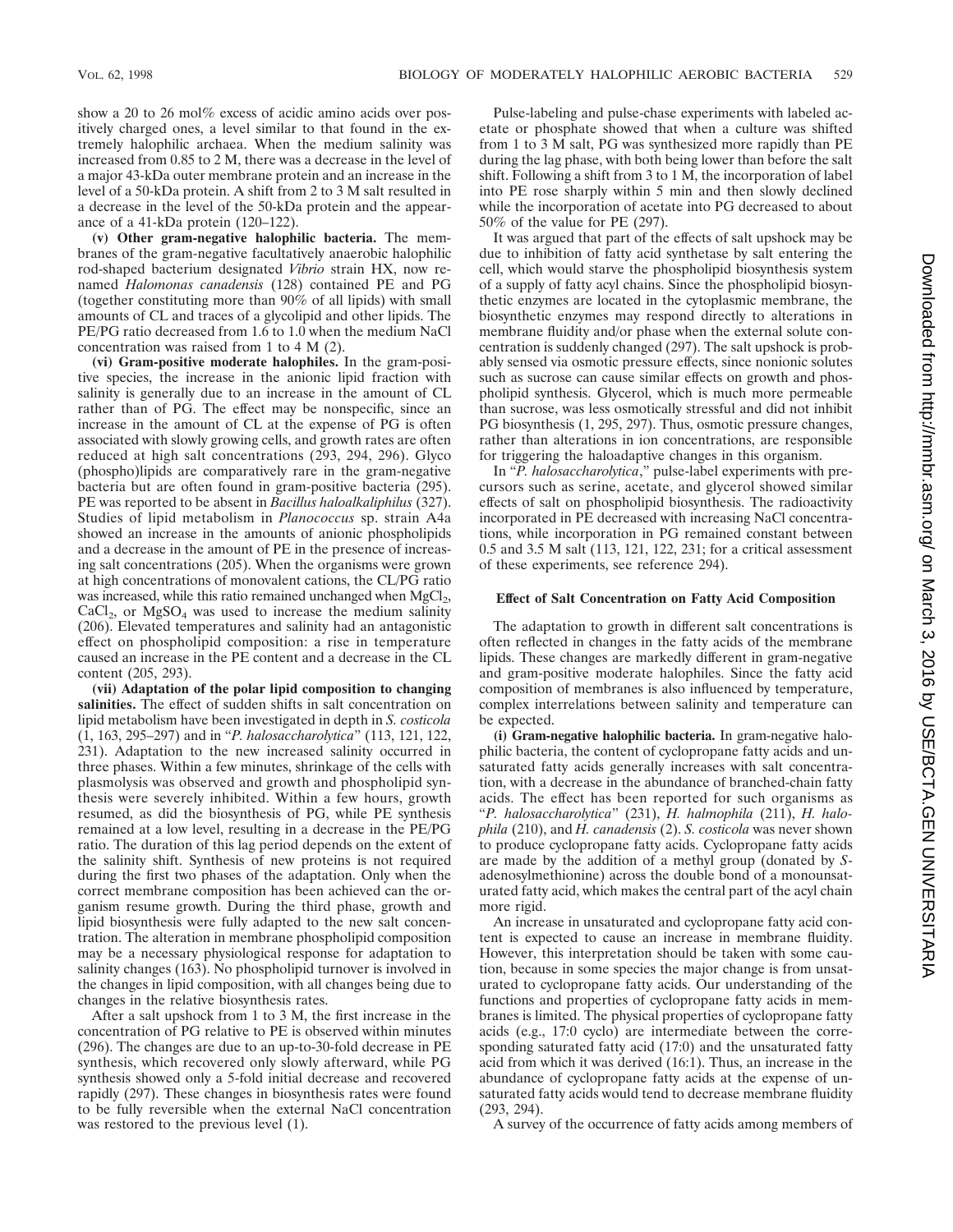show a 20 to 26 mol% excess of acidic amino acids over positively charged ones, a level similar to that found in the extremely halophilic archaea. When the medium salinity was increased from 0.85 to 2 M, there was a decrease in the level of a major 43-kDa outer membrane protein and an increase in the level of a 50-kDa protein. A shift from 2 to 3 M salt resulted in a decrease in the level of the 50-kDa protein and the appearance of a 41-kDa protein (120–122).

**(v) Other gram-negative halophilic bacteria.** The membranes of the gram-negative facultatively anaerobic halophilic rod-shaped bacterium designated *Vibrio* strain HX, now renamed *Halomonas canadensis* (128) contained PE and PG (together constituting more than 90% of all lipids) with small amounts of CL and traces of a glycolipid and other lipids. The PE/PG ratio decreased from 1.6 to 1.0 when the medium NaCl concentration was raised from 1 to 4 M (2).

**(vi) Gram-positive moderate halophiles.** In the gram-positive species, the increase in the anionic lipid fraction with salinity is generally due to an increase in the amount of CL rather than of PG. The effect may be nonspecific, since an increase in the amount of CL at the expense of PG is often associated with slowly growing cells, and growth rates are often reduced at high salt concentrations (293, 294, 296). Glyco (phospho)lipids are comparatively rare in the gram-negative bacteria but are often found in gram-positive bacteria (295). PE was reported to be absent in *Bacillus haloalkaliphilus* (327). Studies of lipid metabolism in *Planococcus* sp. strain A4a showed an increase in the amounts of anionic phospholipids and a decrease in the amount of PE in the presence of increasing salt concentrations (205). When the organisms were grown at high concentrations of monovalent cations, the CL/PG ratio was increased, while this ratio remained unchanged when $MgCl_2$, $CaCl_2$, or $MgSO_4$ was used to increase the medium salinity (206). Elevated temperatures and salinity had an antagonistic effect on phospholipid composition: a rise in temperature caused an increase in the PE content and a decrease in the CL content (205, 293).

**(vii) Adaptation of the polar lipid composition to changing salinities.** The effect of sudden shifts in salt concentration on lipid metabolism have been investigated in depth in *S. costicola* (1, 163, 295–297) and in "*P. halosaccharolytica*" (113, 121, 122, 231). Adaptation to the new increased salinity occurred in three phases. Within a few minutes, shrinkage of the cells with plasmolysis was observed and growth and phospholipid synthesis were severely inhibited. Within a few hours, growth resumed, as did the biosynthesis of PG, while PE synthesis remained at a low level, resulting in a decrease in the PE/PG ratio. The duration of this lag period depends on the extent of the salinity shift. Synthesis of new proteins is not required during the first two phases of the adaptation. Only when the correct membrane composition has been achieved can the organism resume growth. During the third phase, growth and lipid biosynthesis were fully adapted to the new salt concentration. The alteration in membrane phospholipid composition may be a necessary physiological response for adaptation to salinity changes (163). No phospholipid turnover is involved in the changes in lipid composition, with all changes being due to changes in the relative biosynthesis rates.

After a salt upshock from 1 to 3 M, the first increase in the concentration of PG relative to PE is observed within minutes (296). The changes are due to an up-to-30-fold decrease in PE synthesis, which recovered only slowly afterward, while PG synthesis showed only a 5-fold initial decrease and recovered rapidly (297). These changes in biosynthesis rates were found to be fully reversible when the external NaCl concentration was restored to the previous level (1).

Pulse-labeling and pulse-chase experiments with labeled acetate or phosphate showed that when a culture was shifted from 1 to 3 M salt, PG was synthesized more rapidly than PE during the lag phase, with both being lower than before the salt shift. Following a shift from 3 to 1 M, the incorporation of label into PE rose sharply within 5 min and then slowly declined while the incorporation of acetate into PG decreased to about 50% of the value for PE (297).

It was argued that part of the effects of salt upshock may be due to inhibition of fatty acid synthetase by salt entering the cell, which would starve the phospholipid biosynthesis system of a supply of fatty acyl chains. Since the phospholipid biosynthetic enzymes are located in the cytoplasmic membrane, the biosynthetic enzymes may respond directly to alterations in membrane fluidity and/or phase when the external solute concentration is suddenly changed (297). The salt upshock is probably sensed via osmotic pressure effects, since nonionic solutes such as sucrose can cause similar effects on growth and phospholipid synthesis. Glycerol, which is much more permeable than sucrose, was less osmotically stressful and did not inhibit PG biosynthesis (1, 295, 297). Thus, osmotic pressure changes, rather than alterations in ion concentrations, are responsible for triggering the haloadaptive changes in this organism.

In "*P. halosaccharolytica*," pulse-label experiments with precursors such as serine, acetate, and glycerol showed similar effects of salt on phospholipid biosynthesis. The radioactivity incorporated in PE decreased with increasing NaCl concentrations, while incorporation in PG remained constant between 0.5 and 3.5 M salt (113, 121, 122, 231; for a critical assessment of these experiments, see reference 294).

### Effect of Salt Concentration on Fatty Acid Composition

The adaptation to growth in different salt concentrations is often reflected in changes in the fatty acids of the membrane lipids. These changes are markedly different in gram-negative and gram-positive moderate halophiles. Since the fatty acid composition of membranes is also influenced by temperature, complex interrelations between salinity and temperature can be expected.

**(i) Gram-negative halophilic bacteria.** In gram-negative halophilic bacteria, the content of cyclopropane fatty acids and unsaturated fatty acids generally increases with salt concentration, with a decrease in the abundance of branched-chain fatty acids. The effect has been reported for such organisms as "*P. halosaccharolytica*" (231), *H. halmophila* (211), *H. halophila* (210), and *H. canadensis* (2). *S. costicola* was never shown to produce cyclopropane fatty acids. Cyclopropane fatty acids are made by the addition of a methyl group (donated by *S*-adenosylmethionine) across the double bond of a monounsaturated fatty acid, which makes the central part of the acyl chain more rigid.

An increase in unsaturated and cyclopropane fatty acid content is expected to cause an increase in membrane fluidity. However, this interpretation should be taken with some caution, because in some species the major change is from unsaturated to cyclopropane fatty acids. Our understanding of the functions and properties of cyclopropane fatty acids in membranes is limited. The physical properties of cyclopropane fatty acids (e.g., 17:0 cyclo) are intermediate between the corresponding saturated fatty acid (17:0) and the unsaturated fatty acid from which it was derived (16:1). Thus, an increase in the abundance of cyclopropane fatty acids at the expense of unsaturated fatty acids would tend to decrease membrane fluidity (293, 294).

A survey of the occurrence of fatty acids among members of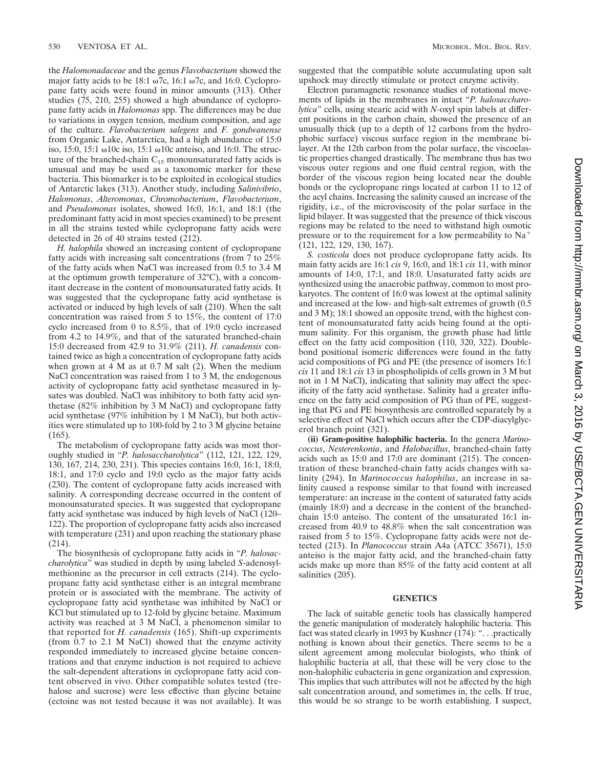the *Halomonadaceae* and the genus *Flavobacterium* showed the major fatty acids to be 18:1 ω7c, 16:1 ω7c, and 16:0. Cyclopropane fatty acids were found in minor amounts (313). Other studies (75, 210, 255) showed a high abundance of cyclopropane fatty acids in *Halomonas* spp. The differences may be due to variations in oxygen tension, medium composition, and age of the culture. *Flavobacterium salegens* and *F. gondwanense* from Organic Lake, Antarctica, had a high abundance of 15:0 iso, 15:0, 15:1 ω10c iso, 15:1 ω10c anteiso, and 16:0. The structure of the branched-chain $C_{15}$ monounsaturated fatty acids is unusual and may be used as a taxonomic marker for these bacteria. This biomarker is to be exploited in ecological studies of Antarctic lakes (313). Another study, including *Salinivibrio*, *Halomonas*, *Alteromonas*, *Chromobacterium*, *Flavobacterium*, and *Pseudomonas* isolates, showed 16:0, 16:1, and 18:1 (the predominant fatty acid in most species examined) to be present in all the strains tested while cyclopropane fatty acids were detected in 26 of 40 strains tested (212).

*H. halophila* showed an increasing content of cyclopropane fatty acids with increasing salt concentrations (from 7 to 25% of the fatty acids when NaCl was increased from 0.5 to 3.4 M at the optimum growth temperature of 32°C), with a concomitant decrease in the content of monounsaturated fatty acids. It was suggested that the cyclopropane fatty acid synthetase is activated or induced by high levels of salt (210). When the salt concentration was raised from 5 to 15%, the content of 17:0 cyclo increased from 0 to 8.5%, that of 19:0 cyclo increased from 4.2 to 14.9%, and that of the saturated branched-chain 15:0 decreased from 42.9 to 31.9% (211). *H. canadensis* contained twice as high a concentration of cyclopropane fatty acids when grown at 4 M as at 0.7 M salt (2). When the medium NaCl concentration was raised from 1 to 3 M, the endogenous activity of cyclopropane fatty acid synthetase measured in lysates was doubled. NaCl was inhibitory to both fatty acid synthetase (82% inhibition by 3 M NaCl) and cyclopropane fatty acid synthetase (97% inhibition by 1 M NaCl), but both activities were stimulated up to 100-fold by 2 to 3 M glycine betaine (165).

The metabolism of cyclopropane fatty acids was most thoroughly studied in "*P. halosaccharolytica*" (112, 121, 122, 129, 130, 167, 214, 230, 231). This species contains 16:0, 16:1, 18:0, 18:1, and 17:0 cyclo and 19:0 cyclo as the major fatty acids (230). The content of cyclopropane fatty acids increased with salinity. A corresponding decrease occurred in the content of monounsaturated species. It was suggested that cyclopropane fatty acid synthetase was induced by high levels of NaCl (120–122). The proportion of cyclopropane fatty acids also increased with temperature (231) and upon reaching the stationary phase (214).

The biosynthesis of cyclopropane fatty acids in "*P. halosaccharolytica*" was studied in depth by using labeled *S*-adenosylmethionine as the precursor in cell extracts (214). The cyclopropane fatty acid synthetase either is an integral membrane protein or is associated with the membrane. The activity of cyclopropane fatty acid synthetase was inhibited by NaCl or KCl but stimulated up to 12-fold by glycine betaine. Maximum activity was reached at 3 M NaCl, a phenomenon similar to that reported for *H. canadensis* (165). Shift-up experiments (from 0.7 to 2.1 M NaCl) showed that the enzyme activity responded immediately to increased glycine betaine concentrations and that enzyme induction is not required to achieve the salt-dependent alterations in cyclopropane fatty acid content observed in vivo. Other compatible solutes tested (trehalose and sucrose) were less effective than glycine betaine (ectoine was not tested because it was not available). It was suggested that the compatible solute accumulating upon salt upshock may directly stimulate or protect enzyme activity.

Electron paramagnetic resonance studies of rotational movements of lipids in the membranes in intact "*P. halosaccharolytica*" cells, using stearic acid with *N*-oxyl spin labels at different positions in the carbon chain, showed the presence of an unusually thick (up to a depth of 12 carbons from the hydrophobic surface) viscous surface region in the membrane bilayer. At the 12th carbon from the polar surface, the viscoelastic properties changed drastically. The membrane thus has two viscous outer regions and one fluid central region, with the border of the viscous region being located near the double bonds or the cyclopropane rings located at carbon 11 to 12 of the acyl chains. Increasing the salinity caused an increase of the rigidity, i.e., of the microviscosity of the polar surface in the lipid bilayer. It was suggested that the presence of thick viscous regions may be related to the need to withstand high osmotic pressure or to the requirement for a low permeability to $Na^{+}$ (121, 122, 129, 130, 167).

*S. costicola* does not produce cyclopropane fatty acids. Its main fatty acids are 16:1 *cis* 9, 16:0, and 18:1 *cis* 11, with minor amounts of 14:0, 17:1, and 18:0. Unsaturated fatty acids are synthesized using the anaerobic pathway, common to most prokaryotes. The content of 16:0 was lowest at the optimal salinity and increased at the low- and high-salt extremes of growth (0.5 and 3 M); 18:1 showed an opposite trend, with the highest content of monounsaturated fatty acids being found at the optimum salinity. For this organism, the growth phase had little effect on the fatty acid composition (110, 320, 322). Double-bond positional isomeric differences were found in the fatty acid compositions of PG and PE (the presence of isomers 16:1 *cis* 11 and 18:1 *cis* 13 in phospholipids of cells grown in 3 M but not in 1 M NaCl), indicating that salinity may affect the specificity of the fatty acid synthetase. Salinity had a greater influence on the fatty acid composition of PG than of PE, suggesting that PG and PE biosynthesis are controlled separately by a selective effect of NaCl which occurs after the CDP-diacylglycerol branch point (321).

**(ii) Gram-positive halophilic bacteria.** In the genera *Marinococcus*, *Nesterenkonia*, and *Halobacillus*, branched-chain fatty acids such as 15:0 and 17:0 are dominant (215). The concentration of these branched-chain fatty acids changes with salinity (294). In *Marinococcus halophilus*, an increase in salinity caused a response similar to that found with increased temperature: an increase in the content of saturated fatty acids (mainly 18:0) and a decrease in the content of the branched-chain 15:0 anteiso. The content of the unsaturated 16:1 increased from 40.9 to 48.8% when the salt concentration was raised from 5 to 15%. Cyclopropane fatty acids were not detected (213). In *Planococcus* strain A4a (ATCC 35671), 15:0 anteiso is the major fatty acid, and the branched-chain fatty acids make up more than 85% of the fatty acid content at all salinities (205).

## GENETICS

The lack of suitable genetic tools has classically hampered the genetic manipulation of moderately halophilic bacteria. This fact was stated clearly in 1993 by Kushner (174): ". . .practically nothing is known about their genetics. There seems to be a silent agreement among molecular biologists, who think of halophilic bacteria at all, that these will be very close to the non-halophilic eubacteria in gene organization and expression. This implies that such attributes will not be affected by the high salt concentration around, and sometimes in, the cells. If true, this would be so strange to be worth establishing. I suspect,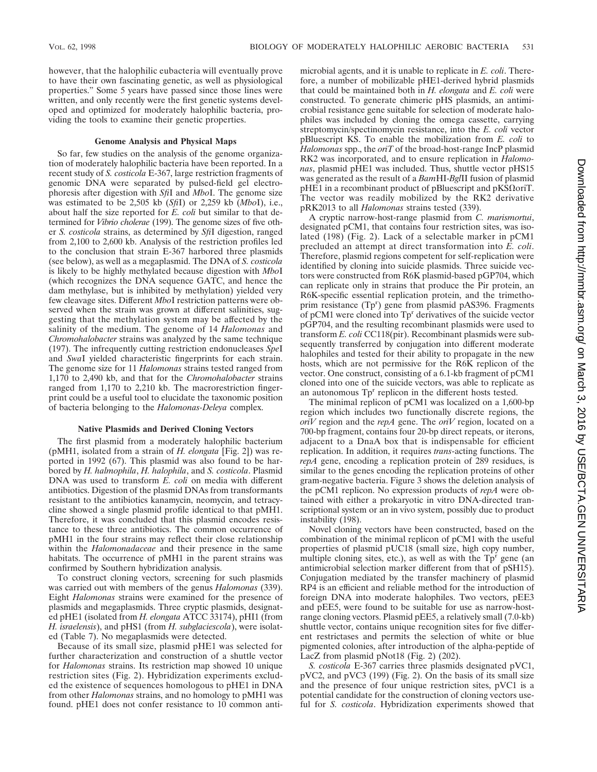however, that the halophilic eubacteria will eventually prove to have their own fascinating genetic, as well as physiological properties." Some 5 years have passed since those lines were written, and only recently were the first genetic systems developed and optimized for moderately halophilic bacteria, providing the tools to examine their genetic properties.

### Genome Analysis and Physical Maps

So far, few studies on the analysis of the genome organization of moderately halophilic bacteria have been reported. In a recent study of *S. costicola* E-367, large restriction fragments of genomic DNA were separated by pulsed-field gel electrophoresis after digestion with *Sfi*I and *Mbo*I. The genome size was estimated to be 2,505 kb (*Sfi*I) or 2,259 kb (*Mbo*I), i.e., about half the size reported for *E. coli* but similar to that determined for *Vibrio cholerae* (199). The genome sizes of five other *S. costicola* strains, as determined by *Sfi*I digestion, ranged from 2,100 to 2,600 kb. Analysis of the restriction profiles led to the conclusion that strain E-367 harbored three plasmids (see below), as well as a megaplasmid. The DNA of *S. costicola* is likely to be highly methylated because digestion with *Mbo*I (which recognizes the DNA sequence GATC, and hence the dam methylase, but is inhibited by methylation) yielded very few cleavage sites. Different *Mbo*I restriction patterns were observed when the strain was grown at different salinities, suggesting that the methylation system may be affected by the salinity of the medium. The genome of 14 *Halomonas* and *Chromohalobacter* strains was analyzed by the same technique (197). The infrequently cutting restriction endonucleases *Spe*I and *Swa*I yielded characteristic fingerprints for each strain. The genome size for 11 *Halomonas* strains tested ranged from 1,170 to 2,490 kb, and that for the *Chromohalobacter* strains ranged from 1,170 to 2,210 kb. The macrorestriction fingerprint could be a useful tool to elucidate the taxonomic position of bacteria belonging to the *Halomonas-Deleya* complex.

### Native Plasmids and Derived Cloning Vectors

The first plasmid from a moderately halophilic bacterium (pMH1, isolated from a strain of *H. elongata* [Fig. 2]) was reported in 1992 (67). This plasmid was also found to be harbored by *H. halmophila*, *H. halophila*, and *S. costicola*. Plasmid DNA was used to transform *E. coli* on media with different antibiotics. Digestion of the plasmid DNAs from transformants resistant to the antibiotics kanamycin, neomycin, and tetracycline showed a single plasmid profile identical to that pMH1. Therefore, it was concluded that this plasmid encodes resistance to these three antibiotics. The common occurrence of pMH1 in the four strains may reflect their close relationship within the *Halomonadaceae* and their presence in the same habitats. The occurrence of pMH1 in the parent strains was confirmed by Southern hybridization analysis.

To construct cloning vectors, screening for such plasmids was carried out with members of the genus *Halomonas* (339). Eight *Halomonas* strains were examined for the presence of plasmids and megaplasmids. Three cryptic plasmids, designated pHE1 (isolated from *H. elongata* ATCC 33174), pHI1 (from *H. israelensis*), and pHS1 (from *H. subglaciescola*), were isolated (Table 7). No megaplasmids were detected.

Because of its small size, plasmid pHE1 was selected for further characterization and construction of a shuttle vector for *Halomonas* strains. Its restriction map showed 10 unique restriction sites (Fig. 2). Hybridization experiments excluded the existence of sequences homologous to pHE1 in DNA from other *Halomonas* strains, and no homology to pMH1 was found. pHE1 does not confer resistance to 10 common antimicrobial agents, and it is unable to replicate in *E. coli*. Therefore, a number of mobilizable pHE1-derived hybrid plasmids that could be maintained both in *H. elongata* and *E. coli* were constructed. To generate chimeric pHS plasmids, an antimicrobial resistance gene suitable for selection of moderate halophiles was included by cloning the omega cassette, carrying streptomycin/spectinomycin resistance, into the *E. coli* vector pBluescript KS. To enable the mobilization from *E. coli* to *Halomonas* spp., the *oriT* of the broad-host-range IncP plasmid RK2 was incorporated, and to ensure replication in *Halomonas*, plasmid pHE1 was included. Thus, shuttle vector pHS15 was generated as the result of a *Bam*HI-*Bgl*II fusion of plasmid pHE1 in a recombinant product of pBluescript and pKSΩoriT. The vector was readily mobilized by the RK2 derivative pRK2013 to all *Halomonas* strains tested (339).

A cryptic narrow-host-range plasmid from *C. marismortui*, designated pCM1, that contains four restriction sites, was isolated (198) (Fig. 2). Lack of a selectable marker in pCM1 precluded an attempt at direct transformation into *E. coli*. Therefore, plasmid regions competent for self-replication were identified by cloning into suicide plasmids. Three suicide vectors were constructed from R6K plasmid-based pGP704, which can replicate only in strains that produce the Pir protein, an R6K-specific essential replication protein, and the trimethoprim resistance (Tp$^r$) gene from plasmid pAS396. Fragments of pCM1 were cloned into Tp$^r$ derivatives of the suicide vector pGP704, and the resulting recombinant plasmids were used to transform *E. coli* CC118(pir). Recombinant plasmids were subsequently transferred by conjugation into different moderate halophiles and tested for their ability to propagate in the new hosts, which are not permissive for the R6K replicon of the vector. One construct, consisting of a 6.1-kb fragment of pCM1 cloned into one of the suicide vectors, was able to replicate as an autonomous Tp$^r$ replicon in the different hosts tested.

The minimal replicon of pCM1 was localized on a 1,600-bp region which includes two functionally discrete regions, the *oriV* region and the *repA* gene. The *oriV* region, located on a 700-bp fragment, contains four 20-bp direct repeats, or iterons, adjacent to a DnaA box that is indispensable for efficient replication. In addition, it requires *trans*-acting functions. The *repA* gene, encoding a replication protein of 289 residues, is similar to the genes encoding the replication proteins of other gram-negative bacteria. Figure 3 shows the deletion analysis of the pCM1 replicon. No expression products of *repA* were obtained with either a prokaryotic in vitro DNA-directed transcriptional system or an in vivo system, possibly due to product instability (198).

Novel cloning vectors have been constructed, based on the combination of the minimal replicon of pCM1 with the useful properties of plasmid pUC18 (small size, high copy number, multiple cloning sites, etc.), as well as with the Tp$^r$ gene (an antimicrobial selection marker different from that of pSH15). Conjugation mediated by the transfer machinery of plasmid RP4 is an efficient and reliable method for the introduction of foreign DNA into moderate halophiles. Two vectors, pEE3 and pEE5, were found to be suitable for use as narrow-host-range cloning vectors. Plasmid pEE5, a relatively small (7.0-kb) shuttle vector, contains unique recognition sites for five different restrictases and permits the selection of white or blue pigmented colonies, after introduction of the alpha-peptide of LacZ from plasmid pNot18 (Fig. 2) (202).

*S. costicola* E-367 carries three plasmids designated pVC1, pVC2, and pVC3 (199) (Fig. 2). On the basis of its small size and the presence of four unique restriction sites, pVC1 is a potential candidate for the construction of cloning vectors useful for *S. costicola*. Hybridization experiments showed that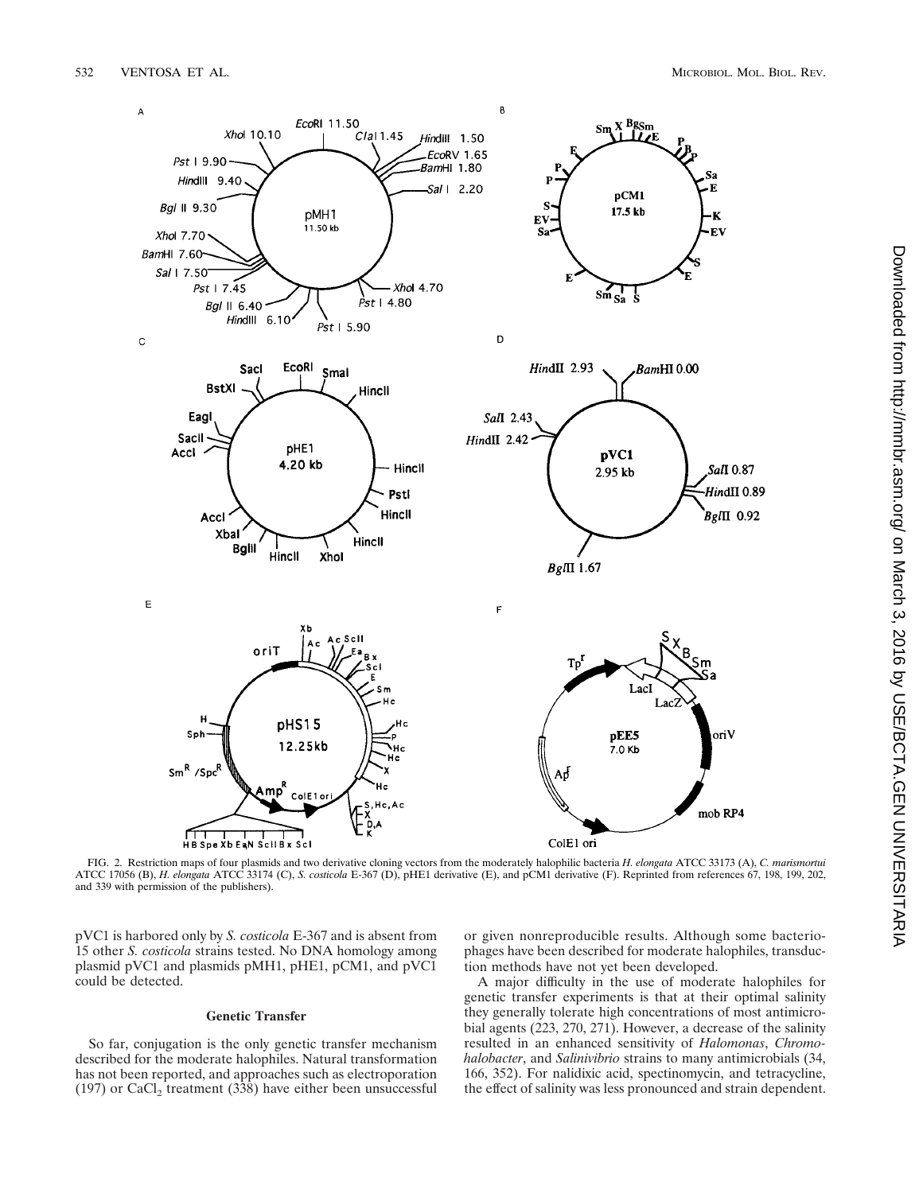FIG. 2. Restriction maps of four plasmids and two derivative cloning vectors from the moderately halophilic bacteria *H. elongata* ATCC 33173 (A), *C. marismortui* ATCC 17056 (B), *H. elongata* ATCC 33174 (C), *S. costicola* E-367 (D), pHE1 derivative (E), and pCM1 derivative (F). Reprinted from references 67, 198, 199, 202, and 339 with permission of the publishers).

pVC1 is harbored only by *S. costicola* E-367 and is absent from 15 other *S. costicola* strains tested. No DNA homology among plasmid pVC1 and plasmids pMH1, pHE1, pCM1, and pVC1 could be detected.

### Genetic Transfer

So far, conjugation is the only genetic transfer mechanism described for the moderate halophiles. Natural transformation has not been reported, and approaches such as electroporation (197) or $CaCl_2$ treatment (338) have either been unsuccessful or given nonreproducible results. Although some bacteriophages have been described for moderate halophiles, transduction methods have not yet been developed.

A major difficulty in the use of moderate halophiles for genetic transfer experiments is that at their optimal salinity they generally tolerate high concentrations of most antimicrobial agents (223, 270, 271). However, a decrease of the salinity resulted in an enhanced sensitivity of *Halomonas*, *Chromohalobacter*, and *Salinivibrio* strains to many antimicrobials (34, 166, 352). For nalidixic acid, spectinomycin, and tetracycline, the effect of salinity was less pronounced and strain dependent.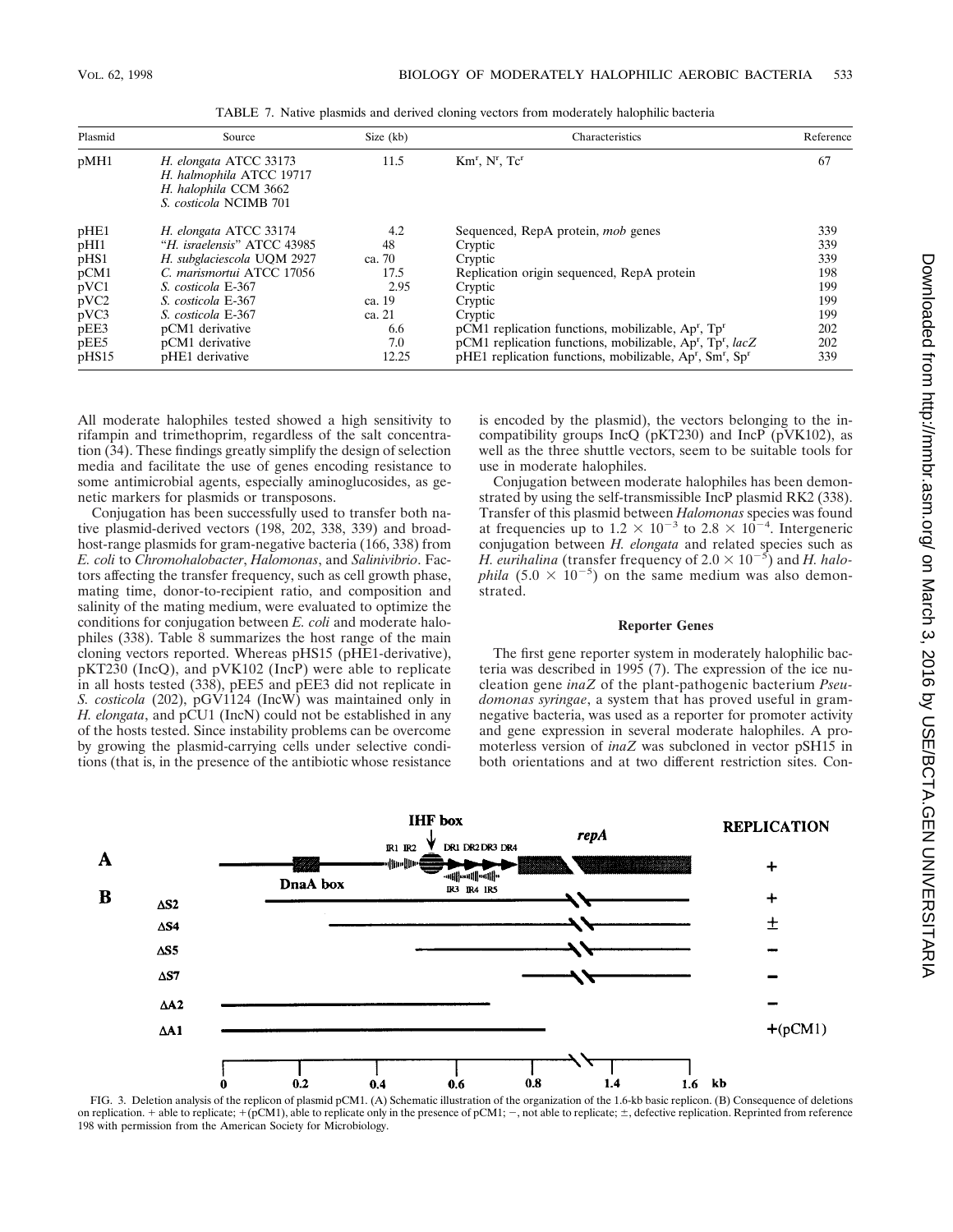TABLE 7. Native plasmids and derived cloning vectors from moderately halophilic bacteria

| Plasmid | Source | Size (kb) | Characteristics | Reference |
|---|---|---|---|---|
| pMH1 | *H. elongata* ATCC 33173<br>*H. halmophila* ATCC 19717<br>*H. halophila* CCM 3662<br>*S. costicola* NCIMB 701 | 11.5 | Km^r^, N^r^, Tc^r^ | 67 |
| pHE1 | *H. elongata* ATCC 33174 | 4.2 | Sequenced, RepA protein, *mob* genes | 339 |
| pHI1 | "*H. israelensis*" ATCC 43985 | 48 | Cryptic | 339 |
| pHS1 | *H. subglaciescola* UQM 2927 | ca. 70 | Cryptic | 339 |
| pCM1 | *C. marismortui* ATCC 17056 | 17.5 | Replication origin sequenced, RepA protein | 198 |
| pVC1 | *S. costicola* E-367 | 2.95 | Cryptic | 199 |
| pVC2 | *S. costicola* E-367 | ca. 19 | Cryptic | 199 |
| pVC3 | *S. costicola* E-367 | ca. 21 | Cryptic | 199 |
| pEE3 | pCM1 derivative | 6.6 | pCM1 replication functions, mobilizable, Ap^r^, Tp^r^ | 202 |
| pEE5 | pCM1 derivative | 7.0 | pCM1 replication functions, mobilizable, Ap^r^, Tp^r^, *lacZ* | 202 |
| pHS15 | pHE1 derivative | 12.25 | pHE1 replication functions, mobilizable, Ap^r^, Sm^r^, Sp^r^ | 339 |

All moderate halophiles tested showed a high sensitivity to rifampin and trimethoprim, regardless of the salt concentration (34). These findings greatly simplify the design of selection media and facilitate the use of genes encoding resistance to some antimicrobial agents, especially aminoglucosides, as genetic markers for plasmids or transposons.

Conjugation has been successfully used to transfer both native plasmid-derived vectors (198, 202, 338, 339) and broad-host-range plasmids for gram-negative bacteria (166, 338) from *E. coli* to *Chromohalobacter*, *Halomonas*, and *Salinivibrio*. Factors affecting the transfer frequency, such as cell growth phase, mating time, donor-to-recipient ratio, and composition and salinity of the mating medium, were evaluated to optimize the conditions for conjugation between *E. coli* and moderate halophiles (338). Table 8 summarizes the host range of the main cloning vectors reported. Whereas pHS15 (pHE1-derivative), pKT230 (IncQ), and pVK102 (IncP) were able to replicate in all hosts tested (338), pEE5 and pEE3 did not replicate in *S. costicola* (202), pGV1124 (IncW) was maintained only in *H. elongata*, and pCU1 (IncN) could not be established in any of the hosts tested. Since instability problems can be overcome by growing the plasmid-carrying cells under selective conditions (that is, in the presence of the antibiotic whose resistance is encoded by the plasmid), the vectors belonging to the incompatibility groups IncQ (pKT230) and IncP (pVK102), as well as the three shuttle vectors, seem to be suitable tools for use in moderate halophiles.

Conjugation between moderate halophiles has been demonstrated by using the self-transmissible IncP plasmid RK2 (338). Transfer of this plasmid between *Halomonas* species was found at frequencies up to $1.2 \times 10^{-3}$ to $2.8 \times 10^{-4}$. Intergeneric conjugation between *H. elongata* and related species such as *H. eurihalina* (transfer frequency of $2.0 \times 10^{-5}$) and *H. halophila* ($5.0 \times 10^{-5}$) on the same medium was also demonstrated.

### Reporter Genes

The first gene reporter system in moderately halophilic bacteria was described in 1995 (7). The expression of the ice nucleation gene *inaZ* of the plant-pathogenic bacterium *Pseudomonas syringae*, a system that has proved useful in gram-negative bacteria, was used as a reporter for promoter activity and gene expression in several moderate halophiles. A promoterless version of *inaZ* was subcloned in vector pSH15 in both orientations and at two different restriction sites. Con-

FIG. 3. Deletion analysis of the replicon of plasmid pCM1. (A) Schematic illustration of the organization of the 1.6-kb basic replicon. (B) Consequence of deletions on replication. + able to replicate; +(pCM1), able to replicate only in the presence of pCM1; −, not able to replicate; ±, defective replication. Reprinted from reference 198 with permission from the American Society for Microbiology.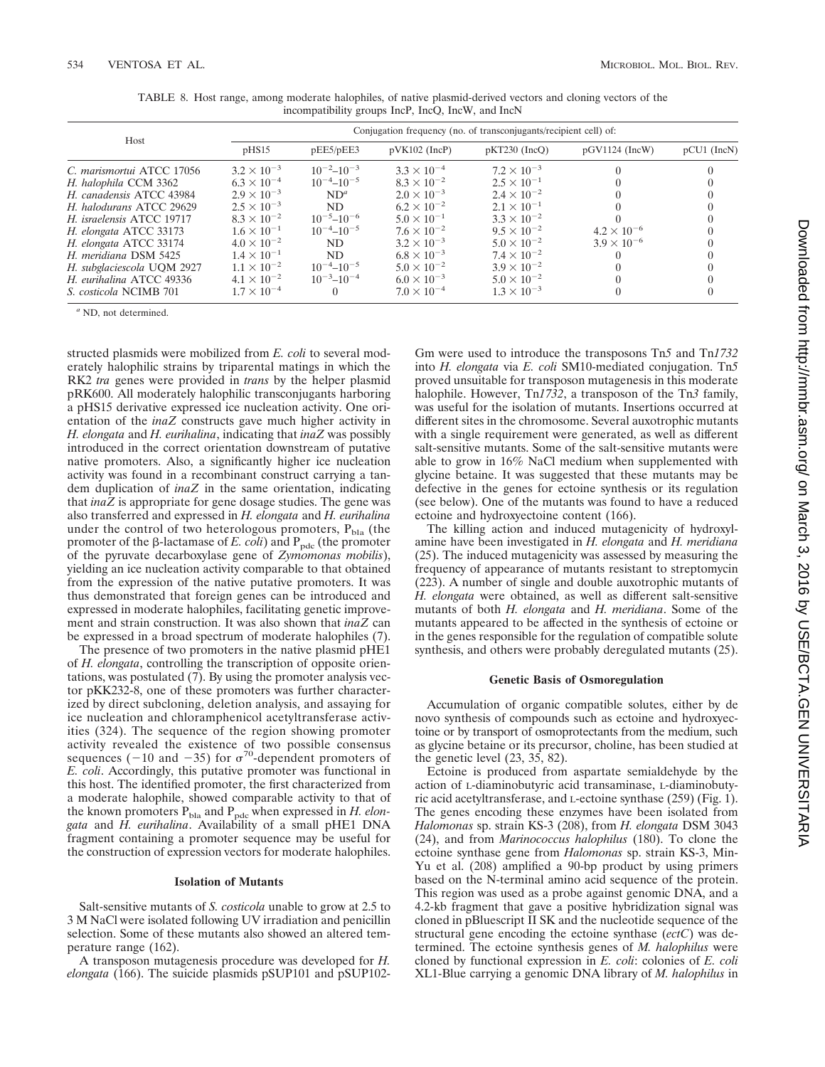TABLE 8. Host range, among moderate halophiles, of native plasmid-derived vectors and cloning vectors of the incompatibility groups IncP, IncQ, IncW, and IncN

| Host | Conjugation frequency (no. of transconjugants/recipient cell) of: | | | | | |
|---|---|---|---|---|---|---|
| | pHS15 | pEE5/pEE3 | pVK102 (IncP) | pKT230 (IncQ) | pGV1124 (IncW) | pCU1 (IncN) |
| *C. marismortui* ATCC 17056 | $3.2 \times 10^{-3}$ | $10^{-2}$–$10^{-3}$ | $3.3 \times 10^{-4}$ | $7.2 \times 10^{-3}$ | 0 | 0 |
| *H. halophila* CCM 3362 | $6.3 \times 10^{-4}$ | $10^{-4}$–$10^{-5}$ | $8.3 \times 10^{-2}$ | $2.5 \times 10^{-1}$ | 0 | 0 |
| *H. canadensis* ATCC 43984 | $2.9 \times 10^{-3}$ | ND[a] | $2.0 \times 10^{-3}$ | $2.4 \times 10^{-2}$ | 0 | 0 |
| *H. halodurans* ATCC 29629 | $2.5 \times 10^{-3}$ | ND | $6.2 \times 10^{-2}$ | $2.1 \times 10^{-1}$ | 0 | 0 |
| *H. israelensis* ATCC 19717 | $8.3 \times 10^{-2}$ | $10^{-5}$–$10^{-6}$ | $5.0 \times 10^{-1}$ | $3.3 \times 10^{-2}$ | 0 | 0 |
| *H. elongata* ATCC 33173 | $1.6 \times 10^{-1}$ | $10^{-4}$–$10^{-5}$ | $7.6 \times 10^{-2}$ | $9.5 \times 10^{-2}$ | $4.2 \times 10^{-6}$ | 0 |
| *H. elongata* ATCC 33174 | $4.0 \times 10^{-2}$ | ND | $3.2 \times 10^{-3}$ | $5.0 \times 10^{-2}$ | $3.9 \times 10^{-6}$ | 0 |
| *H. meridiana* DSM 5425 | $1.4 \times 10^{-1}$ | ND | $6.8 \times 10^{-3}$ | $7.4 \times 10^{-2}$ | 0 | 0 |
| *H. subglaciescola* UQM 2927 | $1.1 \times 10^{-2}$ | $10^{-4}$–$10^{-5}$ | $5.0 \times 10^{-2}$ | $3.9 \times 10^{-2}$ | 0 | 0 |
| *H. eurihalina* ATCC 49336 | $4.1 \times 10^{-2}$ | $10^{-3}$–$10^{-4}$ | $6.0 \times 10^{-3}$ | $5.0 \times 10^{-2}$ | 0 | 0 |
| *S. costicola* NCIMB 701 | $1.7 \times 10^{-4}$ | 0 | $7.0 \times 10^{-4}$ | $1.3 \times 10^{-3}$ | 0 | 0 |

[a] ND, not determined.

structed plasmids were mobilized from *E. coli* to several moderately halophilic strains by triparental matings in which the RK2 *tra* genes were provided in *trans* by the helper plasmid pRK600. All moderately halophilic transconjugants harboring a pHS15 derivative expressed ice nucleation activity. One orientation of the *inaZ* constructs gave much higher activity in *H. elongata* and *H. eurihalina*, indicating that *inaZ* was possibly introduced in the correct orientation downstream of putative native promoters. Also, a significantly higher ice nucleation activity was found in a recombinant construct carrying a tandem duplication of *inaZ* in the same orientation, indicating that *inaZ* is appropriate for gene dosage studies. The gene was also transferred and expressed in *H. elongata* and *H. eurihalina* under the control of two heterologous promoters, $P_{bla}$ (the promoter of the β-lactamase of *E. coli*) and $P_{pdc}$ (the promoter of the pyruvate decarboxylase gene of *Zymomonas mobilis*), yielding an ice nucleation activity comparable to that obtained from the expression of the native putative promoters. It was thus demonstrated that foreign genes can be introduced and expressed in moderate halophiles, facilitating genetic improvement and strain construction. It was also shown that *inaZ* can be expressed in a broad spectrum of moderate halophiles (7).

The presence of two promoters in the native plasmid pHE1 of *H. elongata*, controlling the transcription of opposite orientations, was postulated (7). By using the promoter analysis vector pKK232-8, one of these promoters was further characterized by direct subcloning, deletion analysis, and assaying for ice nucleation and chloramphenicol acetyltransferase activities (324). The sequence of the region showing promoter activity revealed the existence of two possible consensus sequences (−10 and −35) for $\sigma^{70}$-dependent promoters of *E. coli*. Accordingly, this putative promoter was functional in this host. The identified promoter, the first characterized from a moderate halophile, showed comparable activity to that of the known promoters $P_{bla}$ and $P_{pdc}$ when expressed in *H. elongata* and *H. eurihalina*. Availability of a small pHE1 DNA fragment containing a promoter sequence may be useful for the construction of expression vectors for moderate halophiles.

### Isolation of Mutants

Salt-sensitive mutants of *S. costicola* unable to grow at 2.5 to 3 M NaCl were isolated following UV irradiation and penicillin selection. Some of these mutants also showed an altered temperature range (162).

A transposon mutagenesis procedure was developed for *H. elongata* (166). The suicide plasmids pSUP101 and pSUP102-Gm were used to introduce the transposons Tn*5* and Tn*1732* into *H. elongata* via *E. coli* SM10-mediated conjugation. Tn*5* proved unsuitable for transposon mutagenesis in this moderate halophile. However, Tn*1732*, a transposon of the Tn*3* family, was useful for the isolation of mutants. Insertions occurred at different sites in the chromosome. Several auxotrophic mutants with a single requirement were generated, as well as different salt-sensitive mutants. Some of the salt-sensitive mutants were able to grow in 16% NaCl medium when supplemented with glycine betaine. It was suggested that these mutants may be defective in the genes for ectoine synthesis or its regulation (see below). One of the mutants was found to have a reduced ectoine and hydroxyectoine content (166).

The killing action and induced mutagenicity of hydroxylamine have been investigated in *H. elongata* and *H. meridiana* (25). The induced mutagenicity was assessed by measuring the frequency of appearance of mutants resistant to streptomycin (223). A number of single and double auxotrophic mutants of *H. elongata* were obtained, as well as different salt-sensitive mutants of both *H. elongata* and *H. meridiana*. Some of the mutants appeared to be affected in the synthesis of ectoine or in the genes responsible for the regulation of compatible solute synthesis, and others were probably deregulated mutants (25).

### Genetic Basis of Osmoregulation

Accumulation of organic compatible solutes, either by de novo synthesis of compounds such as ectoine and hydroxyectoine or by transport of osmoprotectants from the medium, such as glycine betaine or its precursor, choline, has been studied at the genetic level (23, 35, 82).

Ectoine is produced from aspartate semialdehyde by the action of L-diaminobutyric acid transaminase, L-diaminobutyric acid acetyltransferase, and L-ectoine synthase (259) (Fig. 1). The genes encoding these enzymes have been isolated from *Halomonas* sp. strain KS-3 (208), from *H. elongata* DSM 3043 (24), and from *Marinococcus halophilus* (180). To clone the ectoine synthase gene from *Halomonas* sp. strain KS-3, Min-Yu et al. (208) amplified a 90-bp product by using primers based on the N-terminal amino acid sequence of the protein. This region was used as a probe against genomic DNA, and a 4.2-kb fragment that gave a positive hybridization signal was cloned in pBluescript II SK and the nucleotide sequence of the structural gene encoding the ectoine synthase (*ectC*) was determined. The ectoine synthesis genes of *M. halophilus* were cloned by functional expression in *E. coli*: colonies of *E. coli* XL1-Blue carrying a genomic DNA library of *M. halophilus* in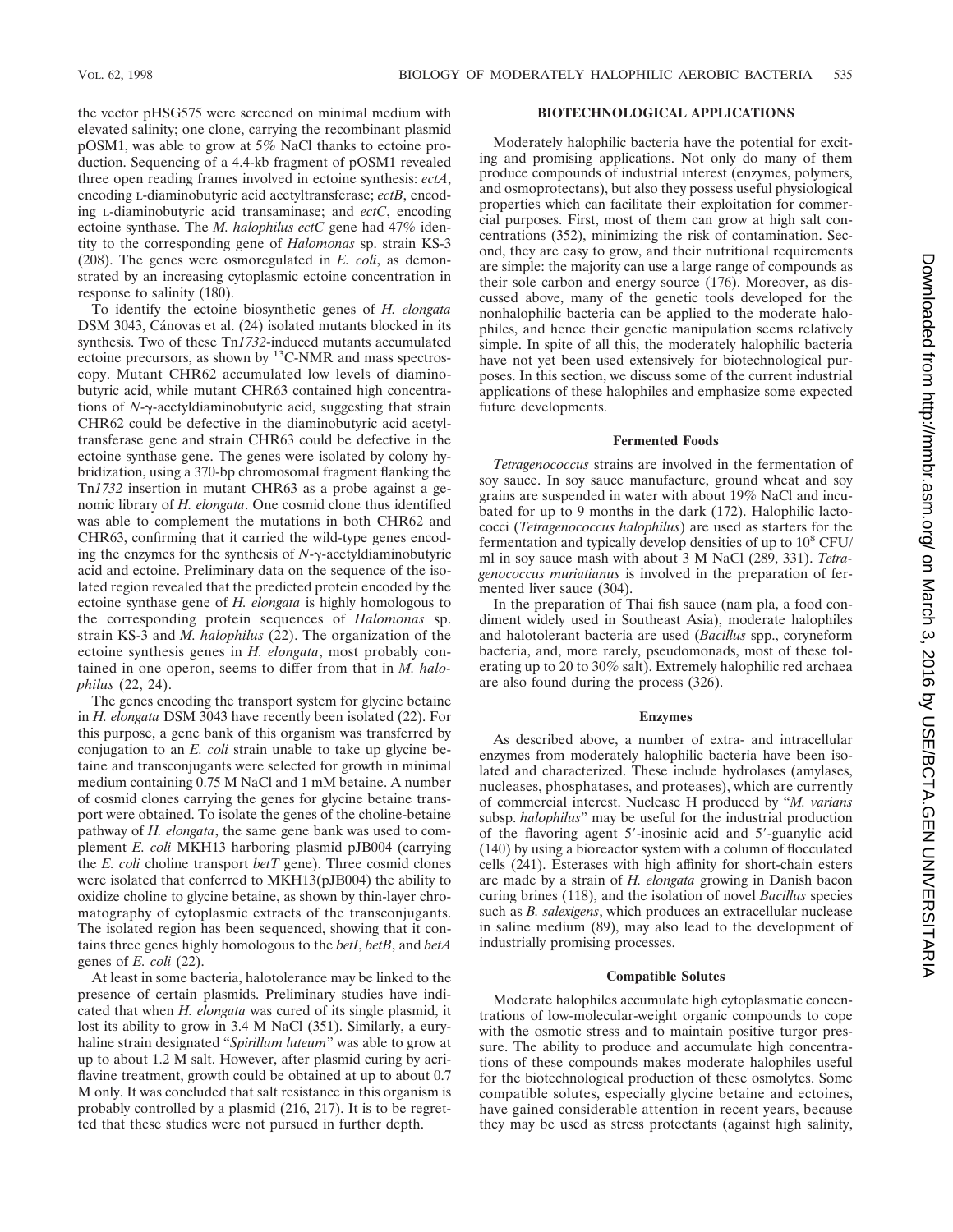the vector pHSG575 were screened on minimal medium with elevated salinity; one clone, carrying the recombinant plasmid pOSM1, was able to grow at 5% NaCl thanks to ectoine production. Sequencing of a 4.4-kb fragment of pOSM1 revealed three open reading frames involved in ectoine synthesis: *ectA*, encoding L-diaminobutyric acid acetyltransferase; *ectB*, encoding L-diaminobutyric acid transaminase; and *ectC*, encoding ectoine synthase. The *M. halophilus ectC* gene had 47% identity to the corresponding gene of *Halomonas* sp. strain KS-3 (208). The genes were osmoregulated in *E. coli*, as demonstrated by an increasing cytoplasmic ectoine concentration in response to salinity (180).

To identify the ectoine biosynthetic genes of *H. elongata* DSM 3043, Cánovas et al. (24) isolated mutants blocked in its synthesis. Two of these Tn*1732*-induced mutants accumulated ectoine precursors, as shown by $^{13}$C-NMR and mass spectroscopy. Mutant CHR62 accumulated low levels of diaminobutyric acid, while mutant CHR63 contained high concentrations of *N*-γ-acetyldiaminobutyric acid, suggesting that strain CHR62 could be defective in the diaminobutyric acid acetyltransferase gene and strain CHR63 could be defective in the ectoine synthase gene. The genes were isolated by colony hybridization, using a 370-bp chromosomal fragment flanking the Tn*1732* insertion in mutant CHR63 as a probe against a genomic library of *H. elongata*. One cosmid clone thus identified was able to complement the mutations in both CHR62 and CHR63, confirming that it carried the wild-type genes encoding the enzymes for the synthesis of *N*-γ-acetyldiaminobutyric acid and ectoine. Preliminary data on the sequence of the isolated region revealed that the predicted protein encoded by the ectoine synthase gene of *H. elongata* is highly homologous to the corresponding protein sequences of *Halomonas* sp. strain KS-3 and *M. halophilus* (22). The organization of the ectoine synthesis genes in *H. elongata*, most probably contained in one operon, seems to differ from that in *M. halophilus* (22, 24).

The genes encoding the transport system for glycine betaine in *H. elongata* DSM 3043 have recently been isolated (22). For this purpose, a gene bank of this organism was transferred by conjugation to an *E. coli* strain unable to take up glycine betaine and transconjugants were selected for growth in minimal medium containing 0.75 M NaCl and 1 mM betaine. A number of cosmid clones carrying the genes for glycine betaine transport were obtained. To isolate the genes of the choline-betaine pathway of *H. elongata*, the same gene bank was used to complement *E. coli* MKH13 harboring plasmid pJB004 (carrying the *E. coli* choline transport *betT* gene). Three cosmid clones were isolated that conferred to MKH13(pJB004) the ability to oxidize choline to glycine betaine, as shown by thin-layer chromatography of cytoplasmic extracts of the transconjugants. The isolated region has been sequenced, showing that it contains three genes highly homologous to the *betI*, *betB*, and *betA* genes of *E. coli* (22).

At least in some bacteria, halotolerance may be linked to the presence of certain plasmids. Preliminary studies have indicated that when *H. elongata* was cured of its single plasmid, it lost its ability to grow in 3.4 M NaCl (351). Similarly, a euryhaline strain designated "*Spirillum luteum*" was able to grow at up to about 1.2 M salt. However, after plasmid curing by acriflavine treatment, growth could be obtained at up to about 0.7 M only. It was concluded that salt resistance in this organism is probably controlled by a plasmid (216, 217). It is to be regretted that these studies were not pursued in further depth.

## BIOTECHNOLOGICAL APPLICATIONS

Moderately halophilic bacteria have the potential for exciting and promising applications. Not only do many of them produce compounds of industrial interest (enzymes, polymers, and osmoprotectans), but also they possess useful physiological properties which can facilitate their exploitation for commercial purposes. First, most of them can grow at high salt concentrations (352), minimizing the risk of contamination. Second, they are easy to grow, and their nutritional requirements are simple: the majority can use a large range of compounds as their sole carbon and energy source (176). Moreover, as discussed above, many of the genetic tools developed for the nonhalophilic bacteria can be applied to the moderate halophiles, and hence their genetic manipulation seems relatively simple. In spite of all this, the moderately halophilic bacteria have not yet been used extensively for biotechnological purposes. In this section, we discuss some of the current industrial applications of these halophiles and emphasize some expected future developments.

### Fermented Foods

*Tetragenococcus* strains are involved in the fermentation of soy sauce. In soy sauce manufacture, ground wheat and soy grains are suspended in water with about 19% NaCl and incubated for up to 9 months in the dark (172). Halophilic lactococci (*Tetragenococcus halophilus*) are used as starters for the fermentation and typically develop densities of up to $10^8$ CFU/ml in soy sauce mash with about 3 M NaCl (289, 331). *Tetragenococcus muriatianus* is involved in the preparation of fermented liver sauce (304).

In the preparation of Thai fish sauce (nam pla, a food condiment widely used in Southeast Asia), moderate halophiles and halotolerant bacteria are used (*Bacillus* spp., coryneform bacteria, and, more rarely, pseudomonads, most of these tolerating up to 20 to 30% salt). Extremely halophilic red archaea are also found during the process (326).

### Enzymes

As described above, a number of extra- and intracellular enzymes from moderately halophilic bacteria have been isolated and characterized. These include hydrolases (amylases, nucleases, phosphatases, and proteases), which are currently of commercial interest. Nuclease H produced by "*M. varians* subsp. *halophilus*" may be useful for the industrial production of the flavoring agent 5′-inosinic acid and 5′-guanylic acid (140) by using a bioreactor system with a column of flocculated cells (241). Esterases with high affinity for short-chain esters are made by a strain of *H. elongata* growing in Danish bacon curing brines (118), and the isolation of novel *Bacillus* species such as *B. salexigens*, which produces an extracellular nuclease in saline medium (89), may also lead to the development of industrially promising processes.

### Compatible Solutes

Moderate halophiles accumulate high cytoplasmatic concentrations of low-molecular-weight organic compounds to cope with the osmotic stress and to maintain positive turgor pressure. The ability to produce and accumulate high concentrations of these compounds makes moderate halophiles useful for the biotechnological production of these osmolytes. Some compatible solutes, especially glycine betaine and ectoines, have gained considerable attention in recent years, because they may be used as stress protectants (against high salinity,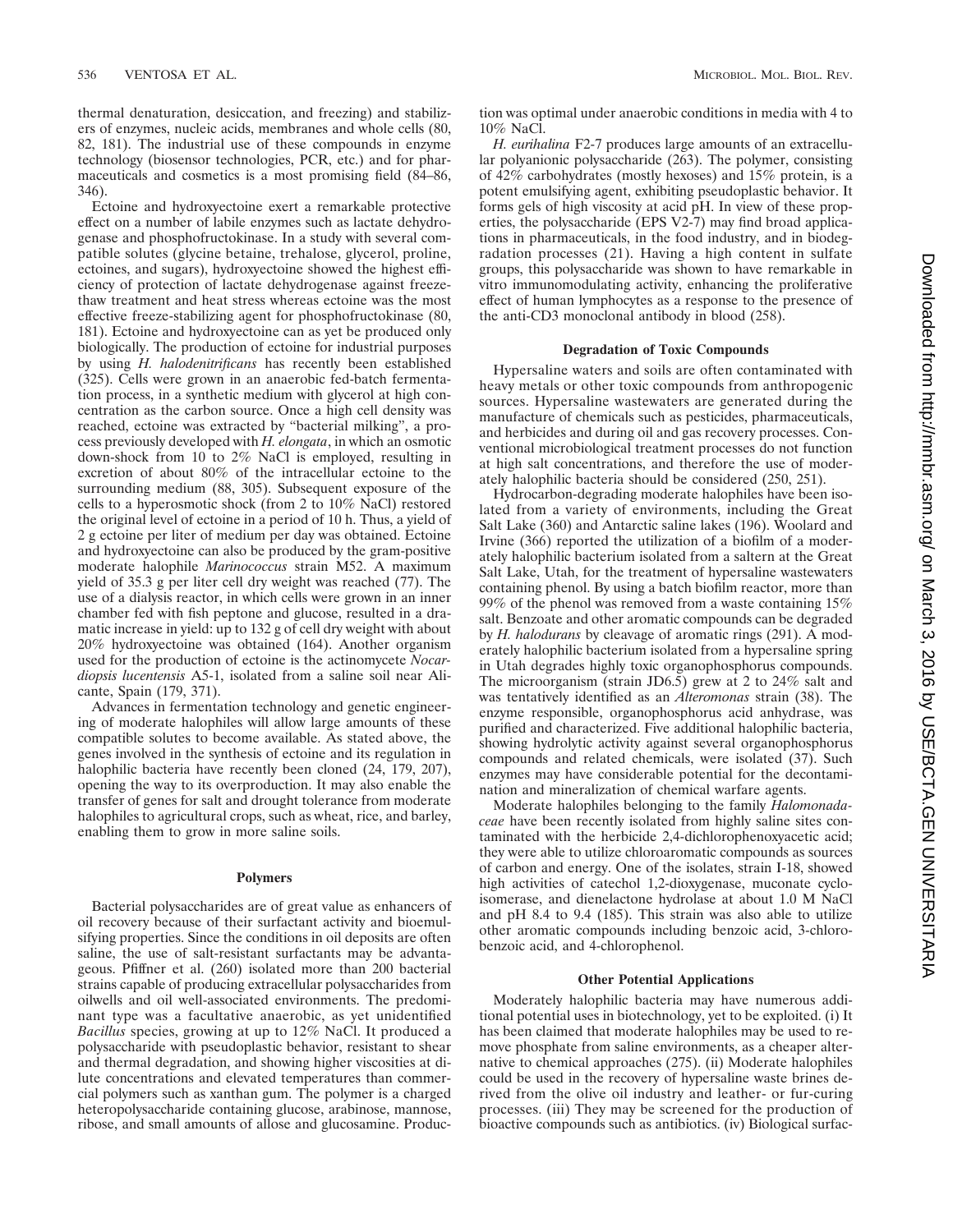thermal denaturation, desiccation, and freezing) and stabilizers of enzymes, nucleic acids, membranes and whole cells (80, 82, 181). The industrial use of these compounds in enzyme technology (biosensor technologies, PCR, etc.) and for pharmaceuticals and cosmetics is a most promising field (84–86, 346).

Ectoine and hydroxyectoine exert a remarkable protective effect on a number of labile enzymes such as lactate dehydrogenase and phosphofructokinase. In a study with several compatible solutes (glycine betaine, trehalose, glycerol, proline, ectoines, and sugars), hydroxyectoine showed the highest efficiency of protection of lactate dehydrogenase against freeze-thaw treatment and heat stress whereas ectoine was the most effective freeze-stabilizing agent for phosphofructokinase (80, 181). Ectoine and hydroxyectoine can as yet be produced only biologically. The production of ectoine for industrial purposes by using *H. halodenitrificans* has recently been established (325). Cells were grown in an anaerobic fed-batch fermentation process, in a synthetic medium with glycerol at high concentration as the carbon source. Once a high cell density was reached, ectoine was extracted by "bacterial milking", a process previously developed with *H. elongata*, in which an osmotic down-shock from 10 to 2% NaCl is employed, resulting in excretion of about 80% of the intracellular ectoine to the surrounding medium (88, 305). Subsequent exposure of the cells to a hyperosmotic shock (from 2 to 10% NaCl) restored the original level of ectoine in a period of 10 h. Thus, a yield of 2 g ectoine per liter of medium per day was obtained. Ectoine and hydroxyectoine can also be produced by the gram-positive moderate halophile *Marinococcus* strain M52. A maximum yield of 35.3 g per liter cell dry weight was reached (77). The use of a dialysis reactor, in which cells were grown in an inner chamber fed with fish peptone and glucose, resulted in a dramatic increase in yield: up to 132 g of cell dry weight with about 20% hydroxyectoine was obtained (164). Another organism used for the production of ectoine is the actinomycete *Nocardiopsis lucentensis* A5-1, isolated from a saline soil near Alicante, Spain (179, 371).

Advances in fermentation technology and genetic engineering of moderate halophiles will allow large amounts of these compatible solutes to become available. As stated above, the genes involved in the synthesis of ectoine and its regulation in halophilic bacteria have recently been cloned (24, 179, 207), opening the way to its overproduction. It may also enable the transfer of genes for salt and drought tolerance from moderate halophiles to agricultural crops, such as wheat, rice, and barley, enabling them to grow in more saline soils.

### Polymers

Bacterial polysaccharides are of great value as enhancers of oil recovery because of their surfactant activity and bioemulsifying properties. Since the conditions in oil deposits are often saline, the use of salt-resistant surfactants may be advantageous. Pfiffner et al. (260) isolated more than 200 bacterial strains capable of producing extracellular polysaccharides from oilwells and oil well-associated environments. The predominant type was a facultative anaerobic, as yet unidentified *Bacillus* species, growing at up to 12% NaCl. It produced a polysaccharide with pseudoplastic behavior, resistant to shear and thermal degradation, and showing higher viscosities at dilute concentrations and elevated temperatures than commercial polymers such as xanthan gum. The polymer is a charged heteropolysaccharide containing glucose, arabinose, mannose, ribose, and small amounts of allose and glucosamine. Production was optimal under anaerobic conditions in media with 4 to 10% NaCl.

*H. eurihalina* F2-7 produces large amounts of an extracellular polyanionic polysaccharide (263). The polymer, consisting of 42% carbohydrates (mostly hexoses) and 15% protein, is a potent emulsifying agent, exhibiting pseudoplastic behavior. It forms gels of high viscosity at acid pH. In view of these properties, the polysaccharide (EPS V2-7) may find broad applications in pharmaceuticals, in the food industry, and in biodegradation processes (21). Having a high content in sulfate groups, this polysaccharide was shown to have remarkable in vitro immunomodulating activity, enhancing the proliferative effect of human lymphocytes as a response to the presence of the anti-CD3 monoclonal antibody in blood (258).

### Degradation of Toxic Compounds

Hypersaline waters and soils are often contaminated with heavy metals or other toxic compounds from anthropogenic sources. Hypersaline wastewaters are generated during the manufacture of chemicals such as pesticides, pharmaceuticals, and herbicides and during oil and gas recovery processes. Conventional microbiological treatment processes do not function at high salt concentrations, and therefore the use of moderately halophilic bacteria should be considered (250, 251).

Hydrocarbon-degrading moderate halophiles have been isolated from a variety of environments, including the Great Salt Lake (360) and Antarctic saline lakes (196). Woolard and Irvine (366) reported the utilization of a biofilm of a moderately halophilic bacterium isolated from a saltern at the Great Salt Lake, Utah, for the treatment of hypersaline wastewaters containing phenol. By using a batch biofilm reactor, more than 99% of the phenol was removed from a waste containing 15% salt. Benzoate and other aromatic compounds can be degraded by *H. halodurans* by cleavage of aromatic rings (291). A moderately halophilic bacterium isolated from a hypersaline spring in Utah degrades highly toxic organophosphorus compounds. The microorganism (strain JD6.5) grew at 2 to 24% salt and was tentatively identified as an *Alteromonas* strain (38). The enzyme responsible, organophosphorus acid anhydrase, was purified and characterized. Five additional halophilic bacteria, showing hydrolytic activity against several organophosphorus compounds and related chemicals, were isolated (37). Such enzymes may have considerable potential for the decontamination and mineralization of chemical warfare agents.

Moderate halophiles belonging to the family *Halomonadaceae* have been recently isolated from highly saline sites contaminated with the herbicide 2,4-dichlorophenoxyacetic acid; they were able to utilize chloroaromatic compounds as sources of carbon and energy. One of the isolates, strain I-18, showed high activities of catechol 1,2-dioxygenase, muconate cycloisomerase, and dienelactone hydrolase at about 1.0 M NaCl and pH 8.4 to 9.4 (185). This strain was also able to utilize other aromatic compounds including benzoic acid, 3-chlorobenzoic acid, and 4-chlorophenol.

### Other Potential Applications

Moderately halophilic bacteria may have numerous additional potential uses in biotechnology, yet to be exploited. (i) It has been claimed that moderate halophiles may be used to remove phosphate from saline environments, as a cheaper alternative to chemical approaches (275). (ii) Moderate halophiles could be used in the recovery of hypersaline waste brines derived from the olive oil industry and leather- or fur-curing processes. (iii) They may be screened for the production of bioactive compounds such as antibiotics. (iv) Biological surfac-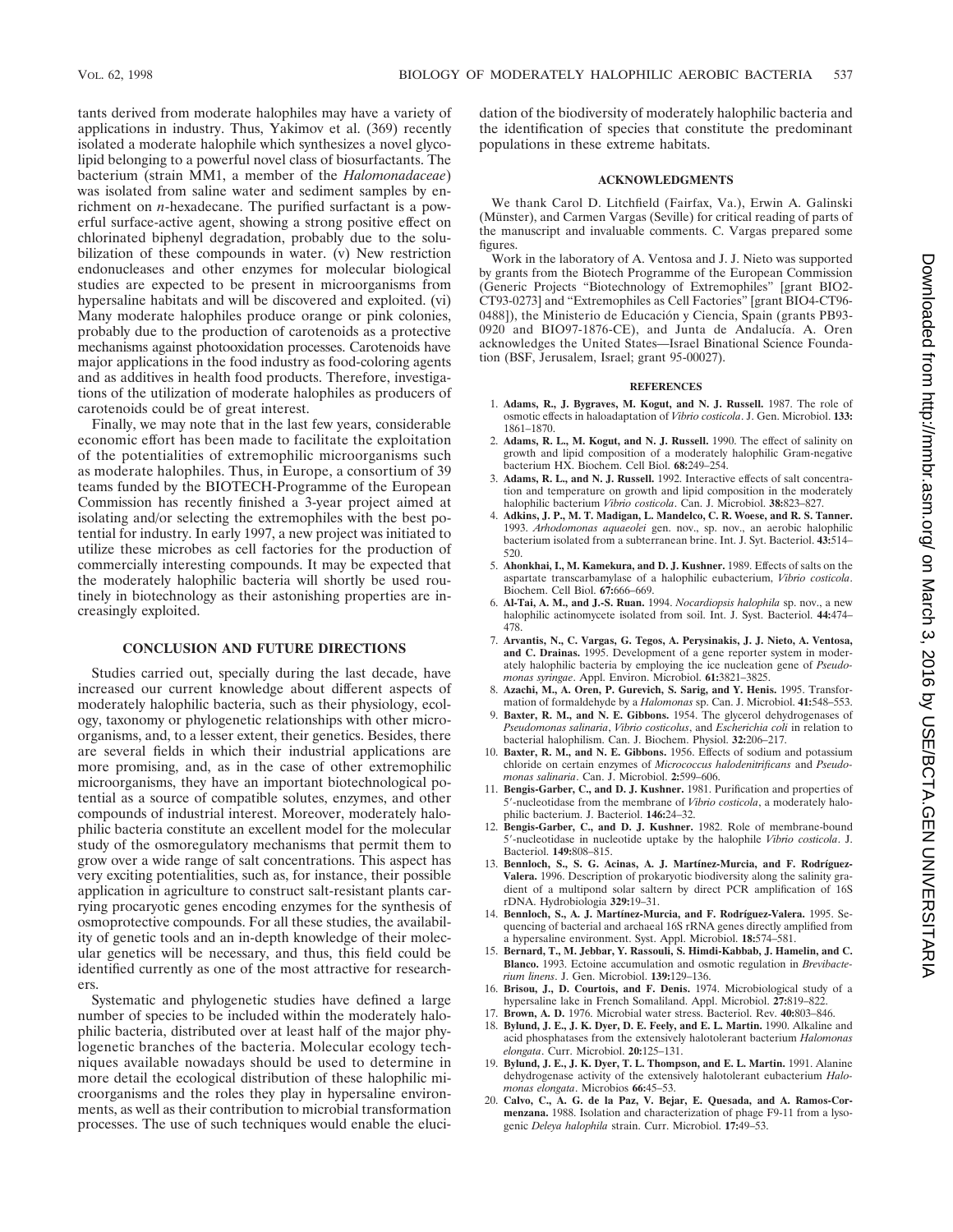tants derived from moderate halophiles may have a variety of applications in industry. Thus, Yakimov et al. (369) recently isolated a moderate halophile which synthesizes a novel glycolipid belonging to a powerful novel class of biosurfactants. The bacterium (strain MM1, a member of the *Halomonadaceae*) was isolated from saline water and sediment samples by enrichment on *n*-hexadecane. The purified surfactant is a powerful surface-active agent, showing a strong positive effect on chlorinated biphenyl degradation, probably due to the solubilization of these compounds in water. (v) New restriction endonucleases and other enzymes for molecular biological studies are expected to be present in microorganisms from hypersaline habitats and will be discovered and exploited. (vi) Many moderate halophiles produce orange or pink colonies, probably due to the production of carotenoids as a protective mechanisms against photooxidation processes. Carotenoids have major applications in the food industry as food-coloring agents and as additives in health food products. Therefore, investigations of the utilization of moderate halophiles as producers of carotenoids could be of great interest.

Finally, we may note that in the last few years, considerable economic effort has been made to facilitate the exploitation of the potentialities of extremophilic microorganisms such as moderate halophiles. Thus, in Europe, a consortium of 39 teams funded by the BIOTECH-Programme of the European Commission has recently finished a 3-year project aimed at isolating and/or selecting the extremophiles with the best potential for industry. In early 1997, a new project was initiated to utilize these microbes as cell factories for the production of commercially interesting compounds. It may be expected that the moderately halophilic bacteria will shortly be used routinely in biotechnology as their astonishing properties are increasingly exploited.

## CONCLUSION AND FUTURE DIRECTIONS

Studies carried out, specially during the last decade, have increased our current knowledge about different aspects of moderately halophilic bacteria, such as their physiology, ecology, taxonomy or phylogenetic relationships with other microorganisms, and, to a lesser extent, their genetics. Besides, there are several fields in which their industrial applications are more promising, and, as in the case of other extremophilic microorganisms, they have an important biotechnological potential as a source of compatible solutes, enzymes, and other compounds of industrial interest. Moreover, moderately halophilic bacteria constitute an excellent model for the molecular study of the osmoregulatory mechanisms that permit them to grow over a wide range of salt concentrations. This aspect has very exciting potentialities, such as, for instance, their possible application in agriculture to construct salt-resistant plants carrying procaryotic genes encoding enzymes for the synthesis of osmoprotective compounds. For all these studies, the availability of genetic tools and an in-depth knowledge of their molecular genetics will be necessary, and thus, this field could be identified currently as one of the most attractive for researchers.

Systematic and phylogenetic studies have defined a large number of species to be included within the moderately halophilic bacteria, distributed over at least half of the major phylogenetic branches of the bacteria. Molecular ecology techniques available nowadays should be used to determine in more detail the ecological distribution of these halophilic microorganisms and the roles they play in hypersaline environments, as well as their contribution to microbial transformation processes. The use of such techniques would enable the elucidation of the biodiversity of moderately halophilic bacteria and the identification of species that constitute the predominant populations in these extreme habitats.

## ACKNOWLEDGMENTS

We thank Carol D. Litchfield (Fairfax, Va.), Erwin A. Galinski (Münster), and Carmen Vargas (Seville) for critical reading of parts of the manuscript and invaluable comments. C. Vargas prepared some figures.

Work in the laboratory of A. Ventosa and J. J. Nieto was supported by grants from the Biotech Programme of the European Commission (Generic Projects "Biotechnology of Extremophiles" [grant BIO2-CT93-0273] and "Extremophiles as Cell Factories" [grant BIO4-CT96-0488]), the Ministerio de Educación y Ciencia, Spain (grants PB93-0920 and BIO97-1876-CE), and Junta de Andalucía. A. Oren acknowledges the United States—Israel Binational Science Foundation (BSF, Jerusalem, Israel; grant 95-00027).

## REFERENCES

1. **Adams, R., J. Bygraves, M. Kogut, and N. J. Russell.** 1987. The role of osmotic effects in haloadaptation of *Vibrio costicola*. J. Gen. Microbiol. **133:** 1861–1870.
2. **Adams, R. L., M. Kogut, and N. J. Russell.** 1990. The effect of salinity on growth and lipid composition of a moderately halophilic Gram-negative bacterium HX. Biochem. Cell Biol. **68:**249–254.
3. **Adams, R. L., and N. J. Russell.** 1992. Interactive effects of salt concentration and temperature on growth and lipid composition in the moderately halophilic bacterium *Vibrio costicola*. Can. J. Microbiol. **38:**823–827.
4. **Adkins, J. P., M. T. Madigan, L. Mandelco, C. R. Woese, and R. S. Tanner.** 1993. *Arhodomonas aquaeolei* gen. nov., sp. nov., an aerobic halophilic bacterium isolated from a subterranean brine. Int. J. Syt. Bacteriol. **43:**514–520.
5. **Ahonkhai, I., M. Kamekura, and D. J. Kushner.** 1989. Effects of salts on the aspartate transcarbamylase of a halophilic eubacterium, *Vibrio costicola*. Biochem. Cell Biol. **67:**666–669.
6. **Al-Tai, A. M., and J.-S. Ruan.** 1994. *Nocardiopsis halophila* sp. nov., a new halophilic actinomycete isolated from soil. Int. J. Syst. Bacteriol. **44:**474–478.
7. **Arvantis, N., C. Vargas, G. Tegos, A. Perysinakis, J. J. Nieto, A. Ventosa, and C. Drainas.** 1995. Development of a gene reporter system in moderately halophilic bacteria by employing the ice nucleation gene of *Pseudomonas syringae*. Appl. Environ. Microbiol. **61:**3821–3825.
8. **Azachi, M., A. Oren, P. Gurevich, S. Sarig, and Y. Henis.** 1995. Transformation of formaldehyde by a *Halomonas* sp. Can. J. Microbiol. **41:**548–553.
9. **Baxter, R. M., and N. E. Gibbons.** 1954. The glycerol dehydrogenases of *Pseudomonas salinaria*, *Vibrio costicolus*, and *Escherichia coli* in relation to bacterial halophilism. Can. J. Biochem. Physiol. **32:**206–217.
10. **Baxter, R. M., and N. E. Gibbons.** 1956. Effects of sodium and potassium chloride on certain enzymes of *Micrococcus halodenitrificans* and *Pseudomonas salinaria*. Can. J. Microbiol. **2:**599–606.
11. **Bengis-Garber, C., and D. J. Kushner.** 1981. Purification and properties of 5′-nucleotidase from the membrane of *Vibrio costicola*, a moderately halophilic bacterium. J. Bacteriol. **146:**24–32.
12. **Bengis-Garber, C., and D. J. Kushner.** 1982. Role of membrane-bound 5′-nucleotidase in nucleotide uptake by the halophile *Vibrio costicola*. J. Bacteriol. **149:**808–815.
13. **Bennloch, S., S. G. Acinas, A. J. Martínez-Murcia, and F. Rodríguez-Valera.** 1996. Description of prokaryotic biodiversity along the salinity gradient of a multipond solar saltern by direct PCR amplification of 16S rDNA. Hydrobiologia **329:**19–31.
14. **Bennloch, S., A. J. Martínez-Murcia, and F. Rodríguez-Valera.** 1995. Sequencing of bacterial and archaeal 16S rRNA genes directly amplified from a hypersaline environment. Syst. Appl. Microbiol. **18:**574–581.
15. **Bernard, T., M. Jebbar, Y. Rassouli, S. Himdi-Kabbab, J. Hamelin, and C. Blanco.** 1993. Ectoine accumulation and osmotic regulation in *Brevibacterium linens*. J. Gen. Microbiol. **139:**129–136.
16. **Brisou, J., D. Courtois, and F. Denis.** 1974. Microbiological study of a hypersaline lake in French Somaliland. Appl. Microbiol. **27:**819–822.
17. **Brown, A. D.** 1976. Microbial water stress. Bacteriol. Rev. **40:**803–846.
18. **Bylund, J. E., J. K. Dyer, D. E. Feely, and E. L. Martin.** 1990. Alkaline and acid phosphatases from the extensively halotolerant bacterium *Halomonas elongata*. Curr. Microbiol. **20:**125–131.
19. **Bylund, J. E., J. K. Dyer, T. L. Thompson, and E. L. Martin.** 1991. Alanine dehydrogenase activity of the extensively halotolerant eubacterium *Halomonas elongata*. Microbios **66:**45–53.
20. **Calvo, C., A. G. de la Paz, V. Bejar, E. Quesada, and A. Ramos-Cormenzana.** 1988. Isolation and characterization of phage F9-11 from a lysogenic *Deleya halophila* strain. Curr. Microbiol. **17:**49–53.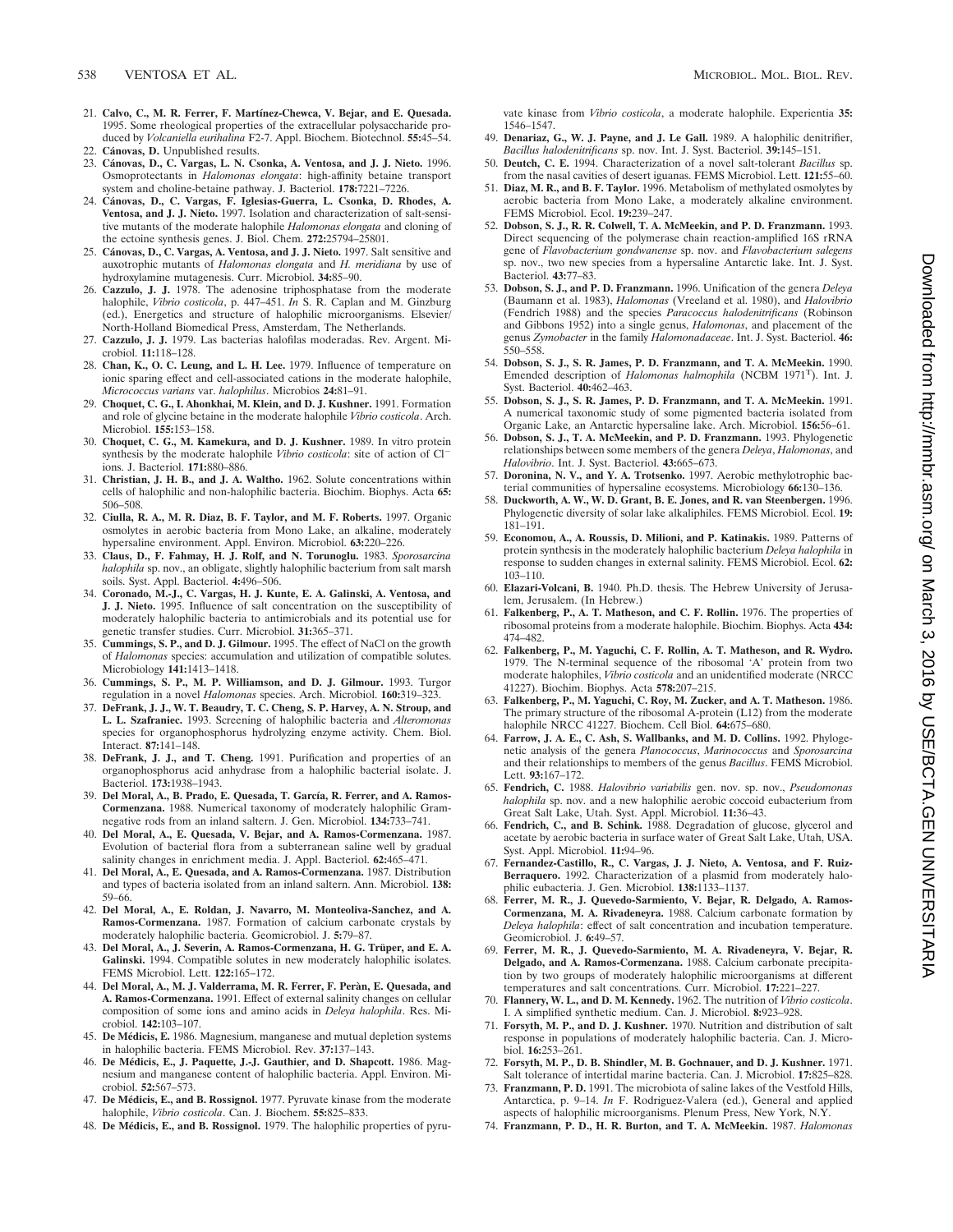21. **Calvo, C., M. R. Ferrer, F. Martínez-Chewca, V. Bejar, and E. Quesada.** 1995. Some rheological properties of the extracellular polysaccharide produced by *Volcaniella eurihalina* F2-7. Appl. Biochem. Biotechnol. **55:**45–54.
22. **Cánovas, D.** Unpublished results.
23. **Cánovas, D., C. Vargas, L. N. Csonka, A. Ventosa, and J. J. Nieto.** 1996. Osmoprotectants in *Halomonas elongata*: high-affinity betaine transport system and choline-betaine pathway. J. Bacteriol. **178:**7221–7226.
24. **Cánovas, D., C. Vargas, F. Iglesias-Guerra, L. Csonka, D. Rhodes, A. Ventosa, and J. J. Nieto.** 1997. Isolation and characterization of salt-sensitive mutants of the moderate halophile *Halomonas elongata* and cloning of the ectoine synthesis genes. J. Biol. Chem. **272:**25794–25801.
25. **Cánovas, D., C. Vargas, A. Ventosa, and J. J. Nieto.** 1997. Salt sensitive and auxotrophic mutants of *Halomonas elongata* and *H. meridiana* by use of hydroxylamine mutagenesis. Curr. Microbiol. **34:**85–90.
26. **Cazzulo, J. J.** 1978. The adenosine triphosphatase from the moderate halophile, *Vibrio costicola*, p. 447–451. *In* S. R. Caplan and M. Ginzburg (ed.), Energetics and structure of halophilic microorganisms. Elsevier/North-Holland Biomedical Press, Amsterdam, The Netherlands.
27. **Cazzulo, J. J.** 1979. Las bacterias halofilas moderadas. Rev. Argent. Microbiol. **11:**118–128.
28. **Chan, K., O. C. Leung, and L. H. Lee.** 1979. Influence of temperature on ionic sparing effect and cell-associated cations in the moderate halophile, *Micrococcus varians* var. *halophilus*. Microbios **24:**81–91.
29. **Choquet, C. G., I. Ahonkhai, M. Klein, and D. J. Kushner.** 1991. Formation and role of glycine betaine in the moderate halophile *Vibrio costicola*. Arch. Microbiol. **155:**153–158.
30. **Choquet, C. G., M. Kamekura, and D. J. Kushner.** 1989. In vitro protein synthesis by the moderate halophile *Vibrio costicola*: site of action of $Cl^-$ ions. J. Bacteriol. **171:**880–886.
31. **Christian, J. H. B., and J. A. Waltho.** 1962. Solute concentrations within cells of halophilic and non-halophilic bacteria. Biochim. Biophys. Acta **65:** 506–508.
32. **Ciulla, R. A., M. R. Diaz, B. F. Taylor, and M. F. Roberts.** 1997. Organic osmolytes in aerobic bacteria from Mono Lake, an alkaline, moderately hypersaline environment. Appl. Environ. Microbiol. **63:**220–226.
33. **Claus, D., F. Fahmay, H. J. Rolf, and N. Torunoglu.** 1983. *Sporosarcina halophila* sp. nov., an obligate, slightly halophilic bacterium from salt marsh soils. Syst. Appl. Bacteriol. **4:**496–506.
34. **Coronado, M.-J., C. Vargas, H. J. Kunte, E. A. Galinski, A. Ventosa, and J. J. Nieto.** 1995. Influence of salt concentration on the susceptibility of moderately halophilic bacteria to antimicrobials and its potential use for genetic transfer studies. Curr. Microbiol. **31:**365–371.
35. **Cummings, S. P., and D. J. Gilmour.** 1995. The effect of NaCl on the growth of *Halomonas* species: accumulation and utilization of compatible solutes. Microbiology **141:**1413–1418.
36. **Cummings, S. P., M. P. Williamson, and D. J. Gilmour.** 1993. Turgor regulation in a novel *Halomonas* species. Arch. Microbiol. **160:**319–323.
37. **DeFrank, J. J., W. T. Beaudry, T. C. Cheng, S. P. Harvey, A. N. Stroup, and L. L. Szafraniec.** 1993. Screening of halophilic bacteria and *Alteromonas* species for organophosphorus hydrolyzing enzyme activity. Chem. Biol. Interact. **87:**141–148.
38. **DeFrank, J. J., and T. Cheng.** 1991. Purification and properties of an organophosphorus acid anhydrase from a halophilic bacterial isolate. J. Bacteriol. **173:**1938–1943.
39. **Del Moral, A., B. Prado, E. Quesada, T. García, R. Ferrer, and A. Ramos-Cormenzana.** 1988. Numerical taxonomy of moderately halophilic Gram-negative rods from an inland saltern. J. Gen. Microbiol. **134:**733–741.
40. **Del Moral, A., E. Quesada, V. Bejar, and A. Ramos-Cormenzana.** 1987. Evolution of bacterial flora from a subterranean saline well by gradual salinity changes in enrichment media. J. Appl. Bacteriol. **62:**465–471.
41. **Del Moral, A., E. Quesada, and A. Ramos-Cormenzana.** 1987. Distribution and types of bacteria isolated from an inland saltern. Ann. Microbiol. **138:** 59–66.
42. **Del Moral, A., E. Roldan, J. Navarro, M. Monteoliva-Sanchez, and A. Ramos-Cormenzana.** 1987. Formation of calcium carbonate crystals by moderately halophilic bacteria. Geomicrobiol. J. **5:**79–87.
43. **Del Moral, A., J. Severin, A. Ramos-Cormenzana, H. G. Trüper, and E. A. Galinski.** 1994. Compatible solutes in new moderately halophilic isolates. FEMS Microbiol. Lett. **122:**165–172.
44. **Del Moral, A., M. J. Valderrama, M. R. Ferrer, F. Peràn, E. Quesada, and A. Ramos-Cormenzana.** 1991. Effect of external salinity changes on cellular composition of some ions and amino acids in *Deleya halophila*. Res. Microbiol. **142:**103–107.
45. **De Médicis, E.** 1986. Magnesium, manganese and mutual depletion systems in halophilic bacteria. FEMS Microbiol. Rev. **37:**137–143.
46. **De Médicis, E., J. Paquette, J.-J. Gauthier, and D. Shapcott.** 1986. Magnesium and manganese content of halophilic bacteria. Appl. Environ. Microbiol. **52:**567–573.
47. **De Médicis, E., and B. Rossignol.** 1977. Pyruvate kinase from the moderate halophile, *Vibrio costicola*. Can. J. Biochem. **55:**825–833.
48. **De Médicis, E., and B. Rossignol.** 1979. The halophilic properties of pyruvate kinase from *Vibrio costicola*, a moderate halophile. Experientia **35:** 1546–1547.
49. **Denariaz, G., W. J. Payne, and J. Le Gall.** 1989. A halophilic denitrifier, *Bacillus halodenitrificans* sp. nov. Int. J. Syst. Bacteriol. **39:**145–151.
50. **Deutch, C. E.** 1994. Characterization of a novel salt-tolerant *Bacillus* sp. from the nasal cavities of desert iguanas. FEMS Microbiol. Lett. **121:**55–60.
51. **Diaz, M. R., and B. F. Taylor.** 1996. Metabolism of methylated osmolytes by aerobic bacteria from Mono Lake, a moderately alkaline environment. FEMS Microbiol. Ecol. **19:**239–247.
52. **Dobson, S. J., R. R. Colwell, T. A. McMeekin, and P. D. Franzmann.** 1993. Direct sequencing of the polymerase chain reaction-amplified 16S rRNA gene of *Flavobacterium gondwanense* sp. nov. and *Flavobacterium salegens* sp. nov., two new species from a hypersaline Antarctic lake. Int. J. Syst. Bacteriol. **43:**77–83.
53. **Dobson, S. J., and P. D. Franzmann.** 1996. Unification of the genera *Deleya* (Baumann et al. 1983), *Halomonas* (Vreeland et al. 1980), and *Halovibrio* (Fendrich 1988) and the species *Paracoccus halodenitrificans* (Robinson and Gibbons 1952) into a single genus, *Halomonas*, and placement of the genus *Zymobacter* in the family *Halomonadaceae*. Int. J. Syst. Bacteriol. **46:** 550–558.
54. **Dobson, S. J., S. R. James, P. D. Franzmann, and T. A. McMeekin.** 1990. Emended description of *Halomonas halmophila* (NCBM 1971$^T$). Int. J. Syst. Bacteriol. **40:**462–463.
55. **Dobson, S. J., S. R. James, P. D. Franzmann, and T. A. McMeekin.** 1991. A numerical taxonomic study of some pigmented bacteria isolated from Organic Lake, an Antarctic hypersaline lake. Arch. Microbiol. **156:**56–61.
56. **Dobson, S. J., T. A. McMeekin, and P. D. Franzmann.** 1993. Phylogenetic relationships between some members of the genera *Deleya*, *Halomonas*, and *Halovibrio*. Int. J. Syst. Bacteriol. **43:**665–673.
57. **Doronina, N. V., and Y. A. Trotsenko.** 1997. Aerobic methylotrophic bacterial communities of hypersaline ecosystems. Microbiology **66:**130–136.
58. **Duckworth, A. W., W. D. Grant, B. E. Jones, and R. van Steenbergen.** 1996. Phylogenetic diversity of solar lake alkaliphiles. FEMS Microbiol. Ecol. **19:** 181–191.
59. **Economou, A., A. Roussis, D. Milioni, and P. Katinakis.** 1989. Patterns of protein synthesis in the moderately halophilic bacterium *Deleya halophila* in response to sudden changes in external salinity. FEMS Microbiol. Ecol. **62:** 103–110.
60. **Elazari-Volcani, B.** 1940. Ph.D. thesis. The Hebrew University of Jerusalem, Jerusalem. (In Hebrew.)
61. **Falkenberg, P., A. T. Matheson, and C. F. Rollin.** 1976. The properties of ribosomal proteins from a moderate halophile. Biochim. Biophys. Acta **434:** 474–482.
62. **Falkenberg, P., M. Yaguchi, C. F. Rollin, A. T. Matheson, and R. Wydro.** 1979. The N-terminal sequence of the ribosomal 'A' protein from two moderate halophiles, *Vibrio costicola* and an unidentified moderate (NRCC 41227). Biochim. Biophys. Acta **578:**207–215.
63. **Falkenberg, P., M. Yaguchi, C. Roy, M. Zucker, and A. T. Matheson.** 1986. The primary structure of the ribosomal A-protein (L12) from the moderate halophile NRCC 41227. Biochem. Cell Biol. **64:**675–680.
64. **Farrow, J. A. E., C. Ash, S. Wallbanks, and M. D. Collins.** 1992. Phylogenetic analysis of the genera *Planococcus*, *Marinococcus* and *Sporosarcina* and their relationships to members of the genus *Bacillus*. FEMS Microbiol. Lett. **93:**167–172.
65. **Fendrich, C.** 1988. *Halovibrio variabilis* gen. nov. sp. nov., *Pseudomonas halophila* sp. nov. and a new halophilic aerobic coccoid eubacterium from Great Salt Lake, Utah. Syst. Appl. Microbiol. **11:**36–43.
66. **Fendrich, C., and B. Schink.** 1988. Degradation of glucose, glycerol and acetate by aerobic bacteria in surface water of Great Salt Lake, Utah, USA. Syst. Appl. Microbiol. **11:**94–96.
67. **Fernandez-Castillo, R., C. Vargas, J. J. Nieto, A. Ventosa, and F. Ruiz-Berraquero.** 1992. Characterization of a plasmid from moderately halophilic eubacteria. J. Gen. Microbiol. **138:**1133–1137.
68. **Ferrer, M. R., J. Quevedo-Sarmiento, V. Bejar, R. Delgado, A. Ramos-Cormenzana, M. A. Rivadeneyra.** 1988. Calcium carbonate formation by *Deleya halophila*: effect of salt concentration and incubation temperature. Geomicrobiol. J. **6:**49–57.
69. **Ferrer, M. R., J. Quevedo-Sarmiento, M. A. Rivadeneyra, V. Bejar, R. Delgado, and A. Ramos-Cormenzana.** 1988. Calcium carbonate precipitation by two groups of moderately halophilic microorganisms at different temperatures and salt concentrations. Curr. Microbiol. **17:**221–227.
70. **Flannery, W. L., and D. M. Kennedy.** 1962. The nutrition of *Vibrio costicola*. I. A simplified synthetic medium. Can. J. Microbiol. **8:**923–928.
71. **Forsyth, M. P., and D. J. Kushner.** 1970. Nutrition and distribution of salt response in populations of moderately halophilic bacteria. Can. J. Microbiol. **16:**253–261.
72. **Forsyth, M. P., D. B. Shindler, M. B. Gochnauer, and D. J. Kushner.** 1971. Salt tolerance of intertidal marine bacteria. Can. J. Microbiol. **17:**825–828.
73. **Franzmann, P. D.** 1991. The microbiota of saline lakes of the Vestfold Hills, Antarctica, p. 9–14. *In* F. Rodriguez-Valera (ed.), General and applied aspects of halophilic microorganisms. Plenum Press, New York, N.Y.
74. **Franzmann, P. D., H. R. Burton, and T. A. McMeekin.** 1987. *Halomonas*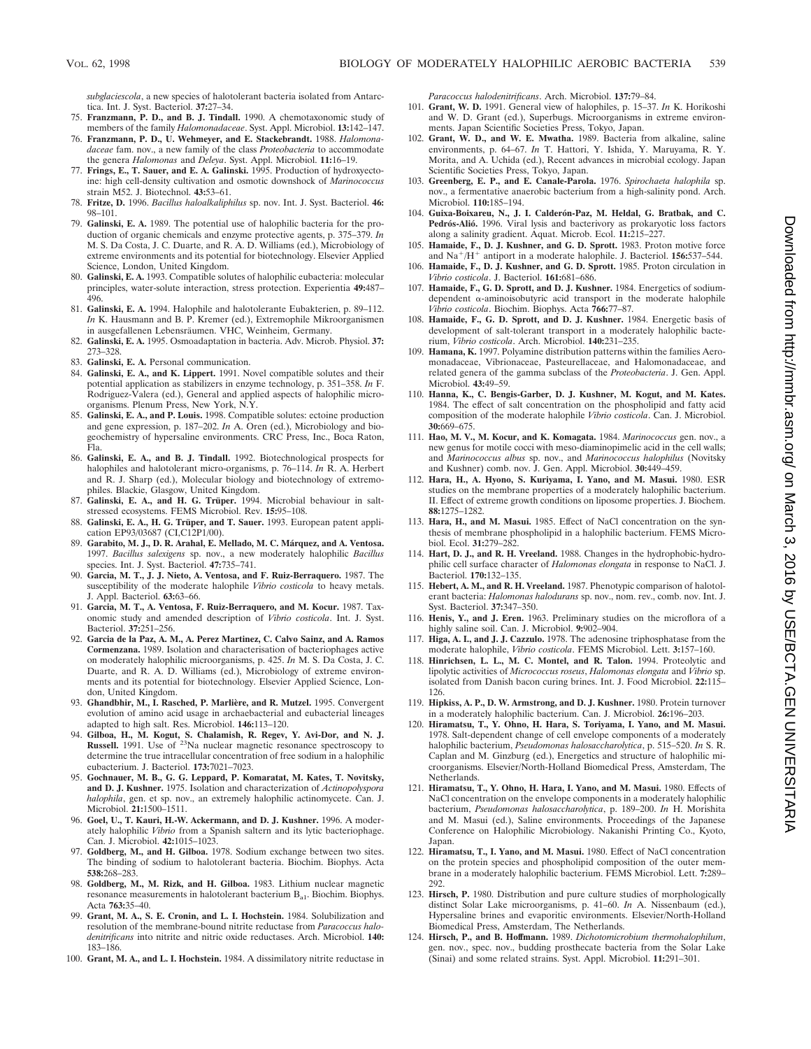*subglaciescola*, a new species of halotolerant bacteria isolated from Antarctica. Int. J. Syst. Bacteriol. **37:**27–34.

75. **Franzmann, P. D., and B. J. Tindall.** 1990. A chemotaxonomic study of members of the family *Halomonadaceae*. Syst. Appl. Microbiol. **13:**142–147.
76. **Franzmann, P. D., U. Wehmeyer, and E. Stackebrandt.** 1988. *Halomonadaceae* fam. nov., a new family of the class *Proteobacteria* to accommodate the genera *Halomonas* and *Deleya*. Syst. Appl. Microbiol. **11:**16–19.
77. **Frings, E., T. Sauer, and E. A. Galinski.** 1995. Production of hydroxyectoine: high cell-density cultivation and osmotic downshock of *Marinococcus* strain M52. J. Biotechnol. **43:**53–61.
78. **Fritze, D.** 1996. *Bacillus haloalkaliphilus* sp. nov. Int. J. Syst. Bacteriol. **46:** 98–101.
79. **Galinski, E. A.** 1989. The potential use of halophilic bacteria for the production of organic chemicals and enzyme protective agents, p. 375–379. *In* M. S. Da Costa, J. C. Duarte, and R. A. D. Williams (ed.), Microbiology of extreme environments and its potential for biotechnology. Elsevier Applied Science, London, United Kingdom.
80. **Galinski, E. A.** 1993. Compatible solutes of halophilic eubacteria: molecular principles, water-solute interaction, stress protection. Experientia **49:**487–496.
81. **Galinski, E. A.** 1994. Halophile and halotolerante Eubakterien, p. 89–112. *In* K. Hausmann and B. P. Kremer (ed.), Extremophile Mikroorganismen in ausgefallenen Lebensräumen. VHC, Weinheim, Germany.
82. **Galinski, E. A.** 1995. Osmoadaptation in bacteria. Adv. Microb. Physiol. **37:** 273–328.
83. **Galinski, E. A.** Personal communication.
84. **Galinski, E. A., and K. Lippert.** 1991. Novel compatible solutes and their potential application as stabilizers in enzyme technology, p. 351–358. *In* F. Rodriguez-Valera (ed.), General and applied aspects of halophilic microorganisms. Plenum Press, New York, N.Y.
85. **Galinski, E. A., and P. Louis.** 1998. Compatible solutes: ectoine production and gene expression, p. 187–202. *In* A. Oren (ed.), Microbiology and biogeochemistry of hypersaline environments. CRC Press, Inc., Boca Raton, Fla.
86. **Galinski, E. A., and B. J. Tindall.** 1992. Biotechnological prospects for halophiles and halotolerant micro-organisms, p. 76–114. *In* R. A. Herbert and R. J. Sharp (ed.), Molecular biology and biotechnology of extremophiles. Blackie, Glasgow, United Kingdom.
87. **Galinski, E. A., and H. G. Trüper.** 1994. Microbial behaviour in salt-stressed ecosystems. FEMS Microbiol. Rev. **15:**95–108.
88. **Galinski, E. A., H. G. Trüper, and T. Sauer.** 1993. European patent application EP93/03687 (CI,C12P1/00).
89. **Garabito, M. J., D. R. Arahal, E. Mellado, M. C. Márquez, and A. Ventosa.** 1997. *Bacillus salexigens* sp. nov., a new moderately halophilic *Bacillus* species. Int. J. Syst. Bacteriol. **47:**735–741.
90. **Garcia, M. T., J. J. Nieto, A. Ventosa, and F. Ruiz-Berraquero.** 1987. The susceptibility of the moderate halophile *Vibrio costicola* to heavy metals. J. Appl. Bacteriol. **63:**63–66.
91. **Garcia, M. T., A. Ventosa, F. Ruiz-Berraquero, and M. Kocur.** 1987. Taxonomic study and amended description of *Vibrio costicola*. Int. J. Syst. Bacteriol. **37:**251–256.
92. **Garcia de la Paz, A. M., A. Perez Martinez, C. Calvo Sainz, and A. Ramos Cormenzana.** 1989. Isolation and characterisation of bacteriophages active on moderately halophilic microorganisms, p. 425. *In* M. S. Da Costa, J. C. Duarte, and R. A. D. Williams (ed.), Microbiology of extreme environments and its potential for biotechnology. Elsevier Applied Science, London, United Kingdom.
93. **Ghandbhir, M., I. Rasched, P. Marlière, and R. Mutzel.** 1995. Convergent evolution of amino acid usage in archaebacterial and eubacterial lineages adapted to high salt. Res. Microbiol. **146:**113–120.
94. **Gilboa, H., M. Kogut, S. Chalamish, R. Regev, Y. Avi-Dor, and N. J. Russell.** 1991. Use of $^{23}$Na nuclear magnetic resonance spectroscopy to determine the true intracellular concentration of free sodium in a halophilic eubacterium. J. Bacteriol. **173:**7021–7023.
95. **Gochnauer, M. B., G. G. Leppard, P. Komaratat, M. Kates, T. Novitsky, and D. J. Kushner.** 1975. Isolation and characterization of *Actinopolyspora halophila*, gen. et sp. nov., an extremely halophilic actinomycete. Can. J. Microbiol. **21:**1500–1511.
96. **Goel, U., T. Kauri, H.-W. Ackermann, and D. J. Kushner.** 1996. A moderately halophilic *Vibrio* from a Spanish saltern and its lytic bacteriophage. Can. J. Microbiol. **42:**1015–1023.
97. **Goldberg, M., and H. Gilboa.** 1978. Sodium exchange between two sites. The binding of sodium to halotolerant bacteria. Biochim. Biophys. Acta **538:**268–283.
98. **Goldberg, M., M. Rizk, and H. Gilboa.** 1983. Lithium nuclear magnetic resonance measurements in halotolerant bacterium $B_{a1}$. Biochim. Biophys. Acta **763:**35–40.
99. **Grant, M. A., S. E. Cronin, and L. I. Hochstein.** 1984. Solubilization and resolution of the membrane-bound nitrite reductase from *Paracoccus halodenitrificans* into nitrite and nitric oxide reductases. Arch. Microbiol. **140:** 183–186.
100. **Grant, M. A., and L. I. Hochstein.** 1984. A dissimilatory nitrite reductase in *Paracoccus halodenitrificans*. Arch. Microbiol. **137:**79–84.
101. **Grant, W. D.** 1991. General view of halophiles, p. 15–37. *In* K. Horikoshi and W. D. Grant (ed.), Superbugs. Microorganisms in extreme environments. Japan Scientific Societies Press, Tokyo, Japan.
102. **Grant, W. D., and W. E. Mwatha.** 1989. Bacteria from alkaline, saline environments, p. 64–67. *In* T. Hattori, Y. Ishida, Y. Maruyama, R. Y. Morita, and A. Uchida (ed.), Recent advances in microbial ecology. Japan Scientific Societies Press, Tokyo, Japan.
103. **Greenberg, E. P., and E. Canale-Parola.** 1976. *Spirochaeta halophila* sp. nov., a fermentative anaerobic bacterium from a high-salinity pond. Arch. Microbiol. **110:**185–194.
104. **Guixa-Boixareu, N., J. I. Calderón-Paz, M. Heldal, G. Bratbak, and C. Pedrós-Alió.** 1996. Viral lysis and bacterivory as prokaryotic loss factors along a salinity gradient. Aquat. Microb. Ecol. **11:**215–227.
105. **Hamaide, F., D. J. Kushner, and G. D. Sprott.** 1983. Proton motive force and $Na^+/H^+$ antiport in a moderate halophile. J. Bacteriol. **156:**537–544.
106. **Hamaide, F., D. J. Kushner, and G. D. Sprott.** 1985. Proton circulation in *Vibrio costicola*. J. Bacteriol. **161:**681–686.
107. **Hamaide, F., G. D. Sprott, and D. J. Kushner.** 1984. Energetics of sodium-dependent α-aminoisobutyric acid transport in the moderate halophile *Vibrio costicola*. Biochim. Biophys. Acta **766:**77–87.
108. **Hamaide, F., G. D. Sprott, and D. J. Kushner.** 1984. Energetic basis of development of salt-tolerant transport in a moderately halophilic bacterium, *Vibrio costicola*. Arch. Microbiol. **140:**231–235.
109. **Hamana, K.** 1997. Polyamine distribution patterns within the families Aeromonadaceae, Vibrionaceae, Pasteurellaceae, and Halomonadaceae, and related genera of the gamma subclass of the *Proteobacteria*. J. Gen. Appl. Microbiol. **43:**49–59.
110. **Hanna, K., C. Bengis-Garber, D. J. Kushner, M. Kogut, and M. Kates.** 1984. The effect of salt concentration on the phospholipid and fatty acid composition of the moderate halophile *Vibrio costicola*. Can. J. Microbiol. **30:**669–675.
111. **Hao, M. V., M. Kocur, and K. Komagata.** 1984. *Marinococcus* gen. nov., a new genus for motile cocci with meso-diaminopimelic acid in the cell walls; and *Marinococcus albus* sp. nov., and *Marinococcus halophilus* (Novitsky and Kushner) comb. nov. J. Gen. Appl. Microbiol. **30:**449–459.
112. **Hara, H., A. Hyono, S. Kuriyama, I. Yano, and M. Masui.** 1980. ESR studies on the membrane properties of a moderately halophilic bacterium. II. Effect of extreme growth conditions on liposome properties. J. Biochem. **88:**1275–1282.
113. **Hara, H., and M. Masui.** 1985. Effect of NaCl concentration on the synthesis of membrane phospholipid in a halophilic bacterium. FEMS Microbiol. Ecol. **31:**279–282.
114. **Hart, D. J., and R. H. Vreeland.** 1988. Changes in the hydrophobic-hydrophilic cell surface character of *Halomonas elongata* in response to NaCl. J. Bacteriol. **170:**132–135.
115. **Hebert, A. M., and R. H. Vreeland.** 1987. Phenotypic comparison of halotolerant bacteria: *Halomonas halodurans* sp. nov., nom. rev., comb. nov. Int. J. Syst. Bacteriol. **37:**347–350.
116. **Henis, Y., and J. Eren.** 1963. Preliminary studies on the microflora of a highly saline soil. Can. J. Microbiol. **9:**902–904.
117. **Higa, A. I., and J. J. Cazzulo.** 1978. The adenosine triphosphatase from the moderate halophile, *Vibrio costicola*. FEMS Microbiol. Lett. **3:**157–160.
118. **Hinrichsen, L. L., M. C. Montel, and R. Talon.** 1994. Proteolytic and lipolytic activities of *Micrococcus roseus*, *Halomonas elongata* and *Vibrio* sp. isolated from Danish bacon curing brines. Int. J. Food Microbiol. **22:**115–126.
119. **Hipkiss, A. P., D. W. Armstrong, and D. J. Kushner.** 1980. Protein turnover in a moderately halophilic bacterium. Can. J. Microbiol. **26:**196–203.
120. **Hiramatsu, T., Y. Ohno, H. Hara, S. Toriyama, I. Yano, and M. Masui.** 1978. Salt-dependent change of cell envelope components of a moderately halophilic bacterium, *Pseudomonas halosaccharolytica*, p. 515–520. *In* S. R. Caplan and M. Ginzburg (ed.), Energetics and structure of halophilic microorganisms. Elsevier/North-Holland Biomedical Press, Amsterdam, The Netherlands.
121. **Hiramatsu, T., Y. Ohno, H. Hara, I. Yano, and M. Masui.** 1980. Effects of NaCl concentration on the envelope components in a moderately halophilic bacterium, *Pseudomonas halosaccharolytica*, p. 189–200. *In* H. Morishita and M. Masui (ed.), Saline environments. Proceedings of the Japanese Conference on Halophilic Microbiology. Nakanishi Printing Co., Kyoto, Japan.
122. **Hiramatsu, T., I. Yano, and M. Masui.** 1980. Effect of NaCl concentration on the protein species and phospholipid composition of the outer membrane in a moderately halophilic bacterium. FEMS Microbiol. Lett. **7:**289–292.
123. **Hirsch, P.** 1980. Distribution and pure culture studies of morphologically distinct Solar Lake microorganisms, p. 41–60. *In* A. Nissenbaum (ed.), Hypersaline brines and evaporitic environments. Elsevier/North-Holland Biomedical Press, Amsterdam, The Netherlands.
124. **Hirsch, P., and B. Hoffmann.** 1989. *Dichotomicrobium thermohalophilum*, gen. nov., spec. nov., budding prosthecate bacteria from the Solar Lake (Sinai) and some related strains. Syst. Appl. Microbiol. **11:**291–301.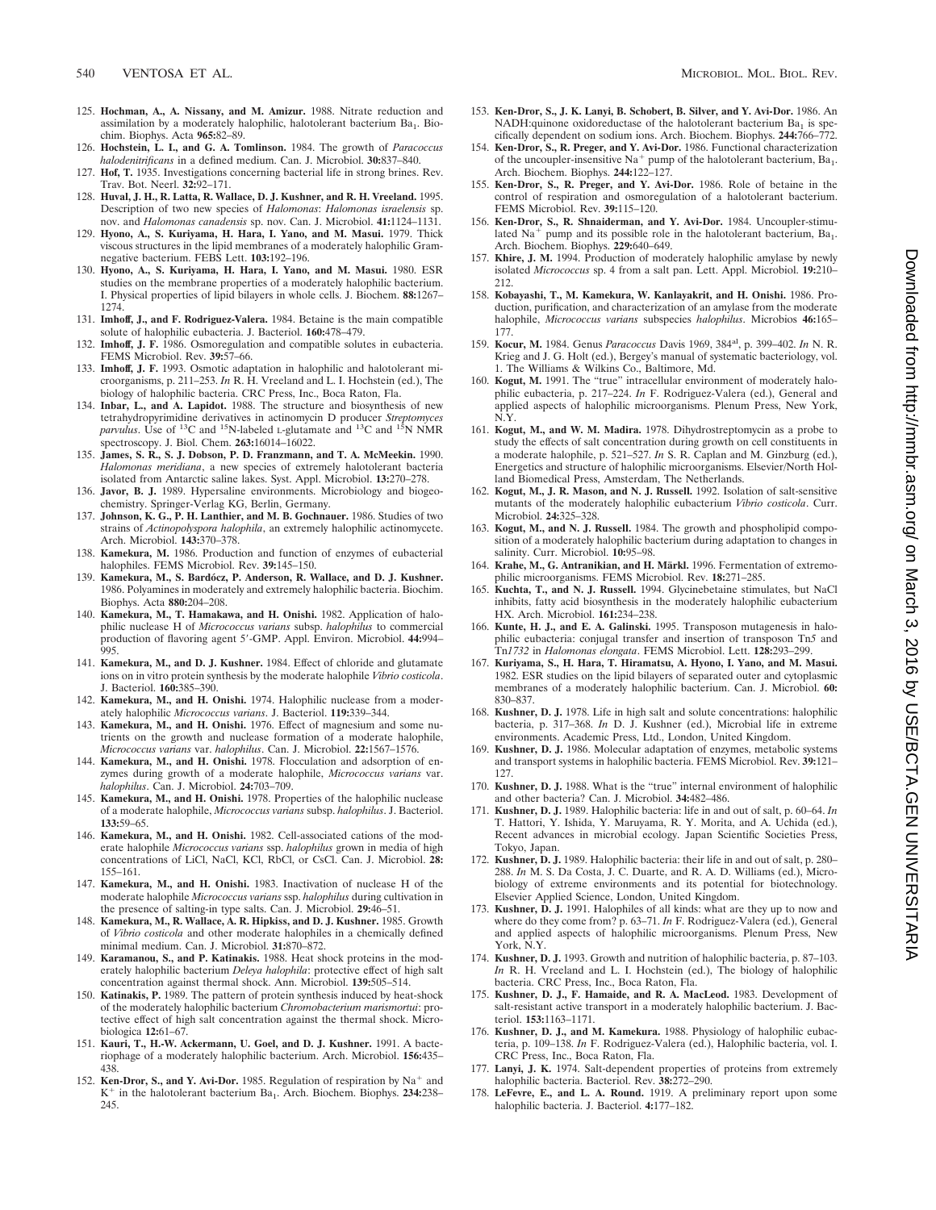125. **Hochman, A., A. Nissany, and M. Amizur.** 1988. Nitrate reduction and assimilation by a moderately halophilic, halotolerant bacterium $Ba_1$. Biochim. Biophys. Acta **965:**82–89.
126. **Hochstein, L. I., and G. A. Tomlinson.** 1984. The growth of *Paracoccus halodenitrificans* in a defined medium. Can. J. Microbiol. **30:**837–840.
127. **Hof, T.** 1935. Investigations concerning bacterial life in strong brines. Rev. Trav. Bot. Neerl. **32:**92–171.
128. **Huval, J. H., R. Latta, R. Wallace, D. J. Kushner, and R. H. Vreeland.** 1995. Description of two new species of *Halomonas*: *Halomonas israelensis* sp. nov. and *Halomonas canadensis* sp. nov. Can. J. Microbiol. **41:**1124–1131.
129. **Hyono, A., S. Kuriyama, H. Hara, I. Yano, and M. Masui.** 1979. Thick viscous structures in the lipid membranes of a moderately halophilic Gram-negative bacterium. FEBS Lett. **103:**192–196.
130. **Hyono, A., S. Kuriyama, H. Hara, I. Yano, and M. Masui.** 1980. ESR studies on the membrane properties of a moderately halophilic bacterium. I. Physical properties of lipid bilayers in whole cells. J. Biochem. **88:**1267–1274.
131. **Imhoff, J., and F. Rodriguez-Valera.** 1984. Betaine is the main compatible solute of halophilic eubacteria. J. Bacteriol. **160:**478–479.
132. **Imhoff, J. F.** 1986. Osmoregulation and compatible solutes in eubacteria. FEMS Microbiol. Rev. **39:**57–66.
133. **Imhoff, J. F.** 1993. Osmotic adaptation in halophilic and halotolerant microorganisms, p. 211–253. *In* R. H. Vreeland and L. I. Hochstein (ed.), The biology of halophilic bacteria. CRC Press, Inc., Boca Raton, Fla.
134. **Inbar, L., and A. Lapidot.** 1988. The structure and biosynthesis of new tetrahydropyrimidine derivatives in actinomycin D producer *Streptomyces parvulus*. Use of $^{13}C$ and $^{15}N$-labeled L-glutamate and $^{13}C$ and $^{15}N$ NMR spectroscopy. J. Biol. Chem. **263:**16014–16022.
135. **James, S. R., S. J. Dobson, P. D. Franzmann, and T. A. McMeekin.** 1990. *Halomonas meridiana*, a new species of extremely halotolerant bacteria isolated from Antarctic saline lakes. Syst. Appl. Microbiol. **13:**270–278.
136. **Javor, B. J.** 1989. Hypersaline environments. Microbiology and biogeochemistry. Springer-Verlag KG, Berlin, Germany.
137. **Johnson, K. G., P. H. Lanthier, and M. B. Gochnauer.** 1986. Studies of two strains of *Actinopolyspora halophila*, an extremely halophilic actinomycete. Arch. Microbiol. **143:**370–378.
138. **Kamekura, M.** 1986. Production and function of enzymes of eubacterial halophiles. FEMS Microbiol. Rev. **39:**145–150.
139. **Kamekura, M., S. Bardócz, P. Anderson, R. Wallace, and D. J. Kushner.** 1986. Polyamines in moderately and extremely halophilic bacteria. Biochim. Biophys. Acta **880:**204–208.
140. **Kamekura, M., T. Hamakawa, and H. Onishi.** 1982. Application of halophilic nuclease H of *Micrococcus varians* subsp. *halophilus* to commercial production of flavoring agent 5′-GMP. Appl. Environ. Microbiol. **44:**994–995.
141. **Kamekura, M., and D. J. Kushner.** 1984. Effect of chloride and glutamate ions on in vitro protein synthesis by the moderate halophile *Vibrio costicola*. J. Bacteriol. **160:**385–390.
142. **Kamekura, M., and H. Onishi.** 1974. Halophilic nuclease from a moderately halophilic *Micrococcus varians*. J. Bacteriol. **119:**339–344.
143. **Kamekura, M., and H. Onishi.** 1976. Effect of magnesium and some nutrients on the growth and nuclease formation of a moderate halophile, *Micrococcus varians* var. *halophilus*. Can. J. Microbiol. **22:**1567–1576.
144. **Kamekura, M., and H. Onishi.** 1978. Flocculation and adsorption of enzymes during growth of a moderate halophile, *Micrococcus varians* var. *halophilus*. Can. J. Microbiol. **24:**703–709.
145. **Kamekura, M., and H. Onishi.** 1978. Properties of the halophilic nuclease of a moderate halophile, *Micrococcus varians* subsp. *halophilus*. J. Bacteriol. **133:**59–65.
146. **Kamekura, M., and H. Onishi.** 1982. Cell-associated cations of the moderate halophile *Micrococcus varians* ssp. *halophilus* grown in media of high concentrations of LiCl, NaCl, KCl, RbCl, or CsCl. Can. J. Microbiol. **28:**155–161.
147. **Kamekura, M., and H. Onishi.** 1983. Inactivation of nuclease H of the moderate halophile *Micrococcus varians* ssp. *halophilus* during cultivation in the presence of salting-in type salts. Can. J. Microbiol. **29:**46–51.
148. **Kamekura, M., R. Wallace, A. R. Hipkiss, and D. J. Kushner.** 1985. Growth of *Vibrio costicola* and other moderate halophiles in a chemically defined minimal medium. Can. J. Microbiol. **31:**870–872.
149. **Karamanou, S., and P. Katinakis.** 1988. Heat shock proteins in the moderately halophilic bacterium *Deleya halophila*: protective effect of high salt concentration against thermal shock. Ann. Microbiol. **139:**505–514.
150. **Katinakis, P.** 1989. The pattern of protein synthesis induced by heat-shock of the moderately halophilic bacterium *Chromobacterium marismortui*: protective effect of high salt concentration against the thermal shock. Microbiologica **12:**61–67.
151. **Kauri, T., H.-W. Ackermann, U. Goel, and D. J. Kushner.** 1991. A bacteriophage of a moderately halophilic bacterium. Arch. Microbiol. **156:**435–438.
152. **Ken-Dror, S., and Y. Avi-Dor.** 1985. Regulation of respiration by $Na^+$ and $K^+$ in the halotolerant bacterium $Ba_1$. Arch. Biochem. Biophys. **234:**238–245.
153. **Ken-Dror, S., J. K. Lanyi, B. Schobert, B. Silver, and Y. Avi-Dor.** 1986. An NADH:quinone oxidoreductase of the halotolerant bacterium $Ba_1$ is specifically dependent on sodium ions. Arch. Biochem. Biophys. **244:**766–772.
154. **Ken-Dror, S., R. Preger, and Y. Avi-Dor.** 1986. Functional characterization of the uncoupler-insensitive $Na^+$ pump of the halotolerant bacterium, $Ba_1$. Arch. Biochem. Biophys. **244:**122–127.
155. **Ken-Dror, S., R. Preger, and Y. Avi-Dor.** 1986. Role of betaine in the control of respiration and osmoregulation of a halotolerant bacterium. FEMS Microbiol. Rev. **39:**115–120.
156. **Ken-Dror, S., R. Shnaiderman, and Y. Avi-Dor.** 1984. Uncoupler-stimulated $Na^+$ pump and its possible role in the halotolerant bacterium, $Ba_1$. Arch. Biochem. Biophys. **229:**640–649.
157. **Khire, J. M.** 1994. Production of moderately halophilic amylase by newly isolated *Micrococcus* sp. 4 from a salt pan. Lett. Appl. Microbiol. **19:**210–212.
158. **Kobayashi, T., M. Kamekura, W. Kanlayakrit, and H. Onishi.** 1986. Production, purification, and characterization of an amylase from the moderate halophile, *Micrococcus varians* subspecies *halophilus*. Microbios **46:**165–177.
159. **Kocur, M.** 1984. Genus *Paracoccus* Davis 1969, 384[al], p. 399–402. *In* N. R. Krieg and J. G. Holt (ed.), Bergey's manual of systematic bacteriology, vol. 1. The Williams & Wilkins Co., Baltimore, Md.
160. **Kogut, M.** 1991. The "true" intracellular environment of moderately halophilic eubacteria, p. 217–224. *In* F. Rodriguez-Valera (ed.), General and applied aspects of halophilic microorganisms. Plenum Press, New York, N.Y.
161. **Kogut, M., and W. M. Madira.** 1978. Dihydrostreptomycin as a probe to study the effects of salt concentration during growth on cell constituents in a moderate halophile, p. 521–527. *In* S. R. Caplan and M. Ginzburg (ed.), Energetics and structure of halophilic microorganisms. Elsevier/North Holland Biomedical Press, Amsterdam, The Netherlands.
162. **Kogut, M., J. R. Mason, and N. J. Russell.** 1992. Isolation of salt-sensitive mutants of the moderately halophilic eubacterium *Vibrio costicola*. Curr. Microbiol. **24:**325–328.
163. **Kogut, M., and N. J. Russell.** 1984. The growth and phospholipid composition of a moderately halophilic bacterium during adaptation to changes in salinity. Curr. Microbiol. **10:**95–98.
164. **Krahe, M., G. Antranikian, and H. Märkl.** 1996. Fermentation of extremophilic microorganisms. FEMS Microbiol. Rev. **18:**271–285.
165. **Kuchta, T., and N. J. Russell.** 1994. Glycinebetaine stimulates, but NaCl inhibits, fatty acid biosynthesis in the moderately halophilic eubacterium HX. Arch. Microbiol. **161:**234–238.
166. **Kunte, H. J., and E. A. Galinski.** 1995. Transposon mutagenesis in halophilic eubacteria: conjugal transfer and insertion of transposon Tn*5* and Tn*1732* in *Halomonas elongata*. FEMS Microbiol. Lett. **128:**293–299.
167. **Kuriyama, S., H. Hara, T. Hiramatsu, A. Hyono, I. Yano, and M. Masui.** 1982. ESR studies on the lipid bilayers of separated outer and cytoplasmic membranes of a moderately halophilic bacterium. Can. J. Microbiol. **60:**830–837.
168. **Kushner, D. J.** 1978. Life in high salt and solute concentrations: halophilic bacteria, p. 317–368. *In* D. J. Kushner (ed.), Microbial life in extreme environments. Academic Press, Ltd., London, United Kingdom.
169. **Kushner, D. J.** 1986. Molecular adaptation of enzymes, metabolic systems and transport systems in halophilic bacteria. FEMS Microbiol. Rev. **39:**121–127.
170. **Kushner, D. J.** 1988. What is the "true" internal environment of halophilic and other bacteria? Can. J. Microbiol. **34:**482–486.
171. **Kushner, D. J.** 1989. Halophilic bacteria: life in and out of salt, p. 60–64. *In* T. Hattori, Y. Ishida, Y. Maruyama, R. Y. Morita, and A. Uchida (ed.), Recent advances in microbial ecology. Japan Scientific Societies Press, Tokyo, Japan.
172. **Kushner, D. J.** 1989. Halophilic bacteria: their life in and out of salt, p. 280–288. *In* M. S. Da Costa, J. C. Duarte, and R. A. D. Williams (ed.), Microbiology of extreme environments and its potential for biotechnology. Elsevier Applied Science, London, United Kingdom.
173. **Kushner, D. J.** 1991. Halophiles of all kinds: what are they up to now and where do they come from? p. 63–71. *In* F. Rodriguez-Valera (ed.), General and applied aspects of halophilic microorganisms. Plenum Press, New York, N.Y.
174. **Kushner, D. J.** 1993. Growth and nutrition of halophilic bacteria, p. 87–103. *In* R. H. Vreeland and L. I. Hochstein (ed.), The biology of halophilic bacteria. CRC Press, Inc., Boca Raton, Fla.
175. **Kushner, D. J., F. Hamaide, and R. A. MacLeod.** 1983. Development of salt-resistant active transport in a moderately halophilic bacterium. J. Bacteriol. **153:**1163–1171.
176. **Kushner, D. J., and M. Kamekura.** 1988. Physiology of halophilic eubacteria, p. 109–138. *In* F. Rodriguez-Valera (ed.), Halophilic bacteria, vol. I. CRC Press, Inc., Boca Raton, Fla.
177. **Lanyi, J. K.** 1974. Salt-dependent properties of proteins from extremely halophilic bacteria. Bacteriol. Rev. **38:**272–290.
178. **LeFevre, E., and L. A. Round.** 1919. A preliminary report upon some halophilic bacteria. J. Bacteriol. **4:**177–182.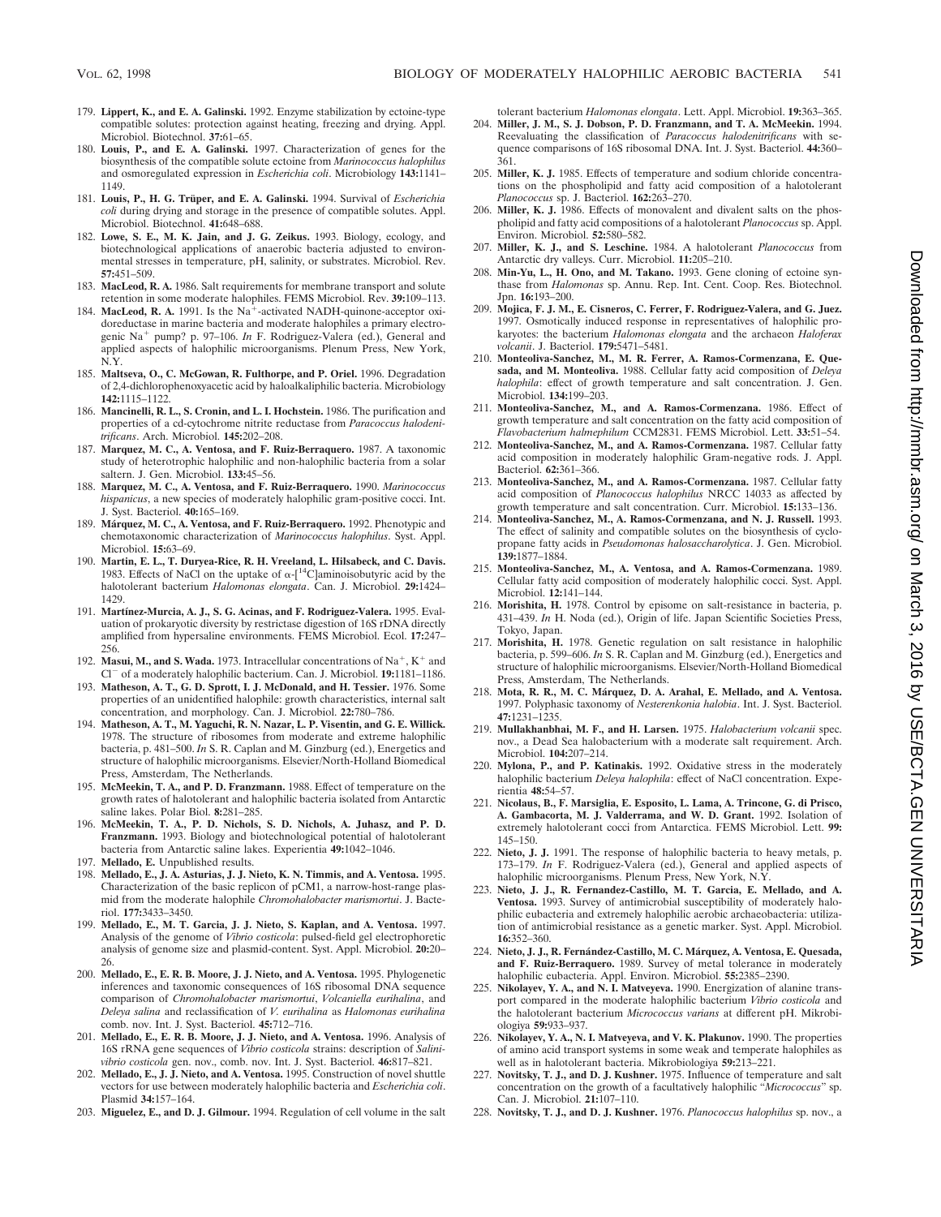179. **Lippert, K., and E. A. Galinski.** 1992. Enzyme stabilization by ectoine-type compatible solutes: protection against heating, freezing and drying. Appl. Microbiol. Biotechnol. **37:**61–65.
180. **Louis, P., and E. A. Galinski.** 1997. Characterization of genes for the biosynthesis of the compatible solute ectoine from *Marinococcus halophilus* and osmoregulated expression in *Escherichia coli*. Microbiology **143:**1141–1149.
181. **Louis, P., H. G. Trüper, and E. A. Galinski.** 1994. Survival of *Escherichia coli* during drying and storage in the presence of compatible solutes. Appl. Microbiol. Biotechnol. **41:**648–688.
182. **Lowe, S. E., M. K. Jain, and J. G. Zeikus.** 1993. Biology, ecology, and biotechnological applications of anaerobic bacteria adjusted to environmental stresses in temperature, pH, salinity, or substrates. Microbiol. Rev. **57:**451–509.
183. **MacLeod, R. A.** 1986. Salt requirements for membrane transport and solute retention in some moderate halophiles. FEMS Microbiol. Rev. **39:**109–113.
184. **MacLeod, R. A.** 1991. Is the $Na^+$-activated NADH-quinone-acceptor oxidoreductase in marine bacteria and moderate halophiles a primary electrogenic $Na^+$ pump? p. 97–106. *In* F. Rodriguez-Valera (ed.), General and applied aspects of halophilic microorganisms. Plenum Press, New York, N.Y.
185. **Maltseva, O., C. McGowan, R. Fulthorpe, and P. Oriel.** 1996. Degradation of 2,4-dichlorophenoxyacetic acid by haloalkaliphilic bacteria. Microbiology **142:**1115–1122.
186. **Mancinelli, R. L., S. Cronin, and L. I. Hochstein.** 1986. The purification and properties of a cd-cytochrome nitrite reductase from *Paracoccus halodenitrificans*. Arch. Microbiol. **145:**202–208.
187. **Marquez, M. C., A. Ventosa, and F. Ruiz-Berraquero.** 1987. A taxonomic study of heterotrophic halophilic and non-halophilic bacteria from a solar saltern. J. Gen. Microbiol. **133:**45–56.
188. **Marquez, M. C., A. Ventosa, and F. Ruiz-Berraquero.** 1990. *Marinococcus hispanicus*, a new species of moderately halophilic gram-positive cocci. Int. J. Syst. Bacteriol. **40:**165–169.
189. **Márquez, M. C., A. Ventosa, and F. Ruiz-Berraquero.** 1992. Phenotypic and chemotaxonomic characterization of *Marinococcus halophilus*. Syst. Appl. Microbiol. **15:**63–69.
190. **Martin, E. L., T. Duryea-Rice, R. H. Vreeland, L. Hilsabeck, and C. Davis.** 1983. Effects of NaCl on the uptake of α-[$^{14}$C]aminoisobutyric acid by the halotolerant bacterium *Halomonas elongata*. Can. J. Microbiol. **29:**1424–1429.
191. **Martínez-Murcia, A. J., S. G. Acinas, and F. Rodriguez-Valera.** 1995. Evaluation of prokaryotic diversity by restrictase digestion of 16S rDNA directly amplified from hypersaline environments. FEMS Microbiol. Ecol. **17:**247–256.
192. **Masui, M., and S. Wada.** 1973. Intracellular concentrations of $Na^+$, $K^+$ and $Cl^-$ of a moderately halophilic bacterium. Can. J. Microbiol. **19:**1181–1186.
193. **Matheson, A. T., G. D. Sprott, I. J. McDonald, and H. Tessier.** 1976. Some properties of an unidentified halophile: growth characteristics, internal salt concentration, and morphology. Can. J. Microbiol. **22:**780–786.
194. **Matheson, A. T., M. Yaguchi, R. N. Nazar, L. P. Visentin, and G. E. Willick.** 1978. The structure of ribosomes from moderate and extreme halophilic bacteria, p. 481–500. *In* S. R. Caplan and M. Ginzburg (ed.), Energetics and structure of halophilic microorganisms. Elsevier/North-Holland Biomedical Press, Amsterdam, The Netherlands.
195. **McMeekin, T. A., and P. D. Franzmann.** 1988. Effect of temperature on the growth rates of halotolerant and halophilic bacteria isolated from Antarctic saline lakes. Polar Biol. **8:**281–285.
196. **McMeekin, T. A., P. D. Nichols, S. D. Nichols, A. Juhasz, and P. D. Franzmann.** 1993. Biology and biotechnological potential of halotolerant bacteria from Antarctic saline lakes. Experientia **49:**1042–1046.
197. **Mellado, E.** Unpublished results.
198. **Mellado, E., J. A. Asturias, J. J. Nieto, K. N. Timmis, and A. Ventosa.** 1995. Characterization of the basic replicon of pCM1, a narrow-host-range plasmid from the moderate halophile *Chromohalobacter marismortui*. J. Bacteriol. **177:**3433–3450.
199. **Mellado, E., M. T. Garcia, J. J. Nieto, S. Kaplan, and A. Ventosa.** 1997. Analysis of the genome of *Vibrio costicola*: pulsed-field gel electrophoretic analysis of genome size and plasmid-content. Syst. Appl. Microbiol. **20:**20–26.
200. **Mellado, E., E. R. B. Moore, J. J. Nieto, and A. Ventosa.** 1995. Phylogenetic inferences and taxonomic consequences of 16S ribosomal DNA sequence comparison of *Chromohalobacter marismortui*, *Volcaniella eurihalina*, and *Deleya salina* and reclassification of *V. eurihalina* as *Halomonas eurihalina* comb. nov. Int. J. Syst. Bacteriol. **45:**712–716.
201. **Mellado, E., E. R. B. Moore, J. J. Nieto, and A. Ventosa.** 1996. Analysis of 16S rRNA gene sequences of *Vibrio costicola* strains: description of *Salinivibrio costicola* gen. nov., comb. nov. Int. J. Syst. Bacteriol. **46:**817–821.
202. **Mellado, E., J. J. Nieto, and A. Ventosa.** 1995. Construction of novel shuttle vectors for use between moderately halophilic bacteria and *Escherichia coli*. Plasmid **34:**157–164.
203. **Miguelez, E., and D. J. Gilmour.** 1994. Regulation of cell volume in the salt tolerant bacterium *Halomonas elongata*. Lett. Appl. Microbiol. **19:**363–365.
204. **Miller, J. M., S. J. Dobson, P. D. Franzmann, and T. A. McMeekin.** 1994. Reevaluating the classification of *Paracoccus halodenitrificans* with sequence comparisons of 16S ribosomal DNA. Int. J. Syst. Bacteriol. **44:**360–361.
205. **Miller, K. J.** 1985. Effects of temperature and sodium chloride concentrations on the phospholipid and fatty acid composition of a halotolerant *Planococcus* sp. J. Bacteriol. **162:**263–270.
206. **Miller, K. J.** 1986. Effects of monovalent and divalent salts on the phospholipid and fatty acid compositions of a halotolerant *Planococcus* sp. Appl. Environ. Microbiol. **52:**580–582.
207. **Miller, K. J., and S. Leschine.** 1984. A halotolerant *Planococcus* from Antarctic dry valleys. Curr. Microbiol. **11:**205–210.
208. **Min-Yu, L., H. Ono, and M. Takano.** 1993. Gene cloning of ectoine synthase from *Halomonas* sp. Annu. Rep. Int. Cent. Coop. Res. Biotechnol. Jpn. **16:**193–200.
209. **Mojica, F. J. M., E. Cisneros, C. Ferrer, F. Rodriguez-Valera, and G. Juez.** 1997. Osmotically induced response in representatives of halophilic prokaryotes: the bacterium *Halomonas elongata* and the archaeon *Haloferax volcanii*. J. Bacteriol. **179:**5471–5481.
210. **Monteoliva-Sanchez, M., M. R. Ferrer, A. Ramos-Cormenzana, E. Quesada, and M. Monteoliva.** 1988. Cellular fatty acid composition of *Deleya halophila*: effect of growth temperature and salt concentration. J. Gen. Microbiol. **134:**199–203.
211. **Monteoliva-Sanchez, M., and A. Ramos-Cormenzana.** 1986. Effect of growth temperature and salt concentration on the fatty acid composition of *Flavobacterium halmephilum* CCM2831. FEMS Microbiol. Lett. **33:**51–54.
212. **Monteoliva-Sanchez, M., and A. Ramos-Cormenzana.** 1987. Cellular fatty acid composition in moderately halophilic Gram-negative rods. J. Appl. Bacteriol. **62:**361–366.
213. **Monteoliva-Sanchez, M., and A. Ramos-Cormenzana.** 1987. Cellular fatty acid composition of *Planococcus halophilus* NRCC 14033 as affected by growth temperature and salt concentration. Curr. Microbiol. **15:**133–136.
214. **Monteoliva-Sanchez, M., A. Ramos-Cormenzana, and N. J. Russell.** 1993. The effect of salinity and compatible solutes on the biosynthesis of cyclopropane fatty acids in *Pseudomonas halosaccharolytica*. J. Gen. Microbiol. **139:**1877–1884.
215. **Monteoliva-Sanchez, M., A. Ventosa, and A. Ramos-Cormenzana.** 1989. Cellular fatty acid composition of moderately halophilic cocci. Syst. Appl. Microbiol. **12:**141–144.
216. **Morishita, H.** 1978. Control by episome on salt-resistance in bacteria, p. 431–439. *In* H. Noda (ed.), Origin of life. Japan Scientific Societies Press, Tokyo, Japan.
217. **Morishita, H.** 1978. Genetic regulation on salt resistance in halophilic bacteria, p. 599–606. *In* S. R. Caplan and M. Ginzburg (ed.), Energetics and structure of halophilic microorganisms. Elsevier/North-Holland Biomedical Press, Amsterdam, The Netherlands.
218. **Mota, R. R., M. C. Márquez, D. A. Arahal, E. Mellado, and A. Ventosa.** 1997. Polyphasic taxonomy of *Nesterenkonia halobia*. Int. J. Syst. Bacteriol. **47:**1231–1235.
219. **Mullakhanbhai, M. F., and H. Larsen.** 1975. *Halobacterium volcanii* spec. nov., a Dead Sea halobacterium with a moderate salt requirement. Arch. Microbiol. **104:**207–214.
220. **Mylona, P., and P. Katinakis.** 1992. Oxidative stress in the moderately halophilic bacterium *Deleya halophila*: effect of NaCl concentration. Experientia **48:**54–57.
221. **Nicolaus, B., F. Marsiglia, E. Esposito, L. Lama, A. Trincone, G. di Prisco, A. Gambacorta, M. J. Valderrama, and W. D. Grant.** 1992. Isolation of extremely halotolerant cocci from Antarctica. FEMS Microbiol. Lett. **99:**145–150.
222. **Nieto, J. J.** 1991. The response of halophilic bacteria to heavy metals, p. 173–179. *In* F. Rodriguez-Valera (ed.), General and applied aspects of halophilic microorganisms. Plenum Press, New York, N.Y.
223. **Nieto, J. J., R. Fernandez-Castillo, M. T. Garcia, E. Mellado, and A. Ventosa.** 1993. Survey of antimicrobial susceptibility of moderately halophilic eubacteria and extremely halophilic aerobic archaeobacteria: utilization of antimicrobial resistance as a genetic marker. Syst. Appl. Microbiol. **16:**352–360.
224. **Nieto, J. J., R. Fernández-Castillo, M. C. Márquez, A. Ventosa, E. Quesada, and F. Ruiz-Berraquero.** 1989. Survey of metal tolerance in moderately halophilic eubacteria. Appl. Environ. Microbiol. **55:**2385–2390.
225. **Nikolayev, Y. A., and N. I. Matveyeva.** 1990. Energization of alanine transport compared in the moderate halophilic bacterium *Vibrio costicola* and the halotolerant bacterium *Micrococcus varians* at different pH. Mikrobiologiya **59:**933–937.
226. **Nikolayev, Y. A., N. I. Matveyeva, and V. K. Plakunov.** 1990. The properties of amino acid transport systems in some weak and temperate halophiles as well as in halotolerant bacteria. Mikrobiologiya **59:**213–221.
227. **Novitsky, T. J., and D. J. Kushner.** 1975. Influence of temperature and salt concentration on the growth of a facultatively halophilic "*Micrococcus*" sp. Can. J. Microbiol. **21:**107–110.
228. **Novitsky, T. J., and D. J. Kushner.** 1976. *Planococcus halophilus* sp. nov., a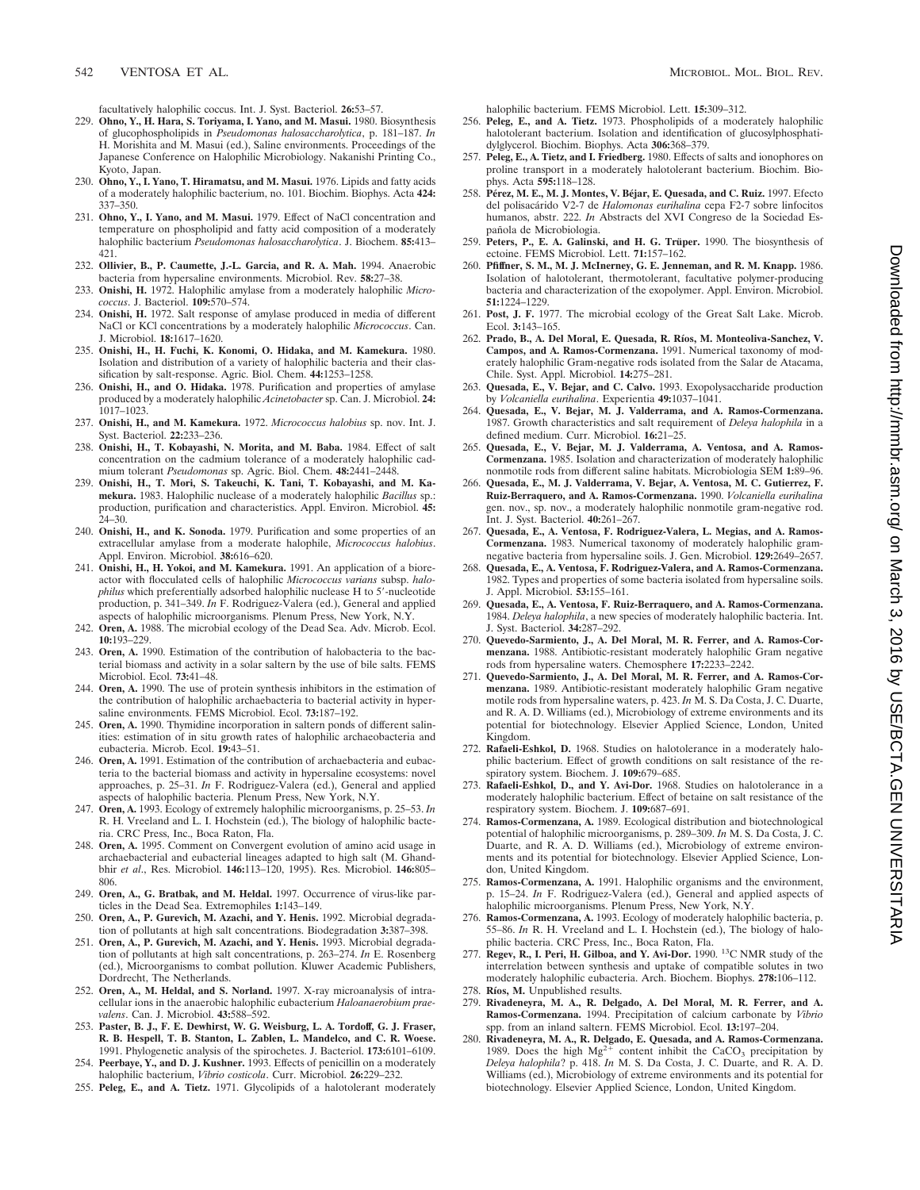facultatively halophilic coccus. Int. J. Syst. Bacteriol. **26:**53–57.

229. **Ohno, Y., H. Hara, S. Toriyama, I. Yano, and M. Masui.** 1980. Biosynthesis of glucophospholipids in *Pseudomonas halosaccharolytica*, p. 181–187. *In* H. Morishita and M. Masui (ed.), Saline environments. Proceedings of the Japanese Conference on Halophilic Microbiology. Nakanishi Printing Co., Kyoto, Japan.
230. **Ohno, Y., I. Yano, T. Hiramatsu, and M. Masui.** 1976. Lipids and fatty acids of a moderately halophilic bacterium, no. 101. Biochim. Biophys. Acta **424:** 337–350.
231. **Ohno, Y., I. Yano, and M. Masui.** 1979. Effect of NaCl concentration and temperature on phospholipid and fatty acid composition of a moderately halophilic bacterium *Pseudomonas halosaccharolytica*. J. Biochem. **85:**413–421.
232. **Ollivier, B., P. Caumette, J.-L. Garcia, and R. A. Mah.** 1994. Anaerobic bacteria from hypersaline environments. Microbiol. Rev. **58:**27–38.
233. **Onishi, H.** 1972. Halophilic amylase from a moderately halophilic *Micrococcus*. J. Bacteriol. **109:**570–574.
234. **Onishi, H.** 1972. Salt response of amylase produced in media of different NaCl or KCl concentrations by a moderately halophilic *Micrococcus*. Can. J. Microbiol. **18:**1617–1620.
235. **Onishi, H., H. Fuchi, K. Konomi, O. Hidaka, and M. Kamekura.** 1980. Isolation and distribution of a variety of halophilic bacteria and their classification by salt-response. Agric. Biol. Chem. **44:**1253–1258.
236. **Onishi, H., and O. Hidaka.** 1978. Purification and properties of amylase produced by a moderately halophilic *Acinetobacter* sp. Can. J. Microbiol. **24:** 1017–1023.
237. **Onishi, H., and M. Kamekura.** 1972. *Micrococcus halobius* sp. nov. Int. J. Syst. Bacteriol. **22:**233–236.
238. **Onishi, H., T. Kobayashi, N. Morita, and M. Baba.** 1984. Effect of salt concentration on the cadmium tolerance of a moderately halophilic cadmium tolerant *Pseudomonas* sp. Agric. Biol. Chem. **48:**2441–2448.
239. **Onishi, H., T. Mori, S. Takeuchi, K. Tani, T. Kobayashi, and M. Kamekura.** 1983. Halophilic nuclease of a moderately halophilic *Bacillus* sp.: production, purification and characteristics. Appl. Environ. Microbiol. **45:** 24–30.
240. **Onishi, H., and K. Sonoda.** 1979. Purification and some properties of an extracellular amylase from a moderate halophile, *Micrococcus halobius*. Appl. Environ. Microbiol. **38:**616–620.
241. **Onishi, H., H. Yokoi, and M. Kamekura.** 1991. An application of a bioreactor with flocculated cells of halophilic *Micrococcus varians* subsp. *halophilus* which preferentially adsorbed halophilic nuclease H to 5′-nucleotide production, p. 341–349. *In* F. Rodriguez-Valera (ed.), General and applied aspects of halophilic microorganisms. Plenum Press, New York, N.Y.
242. **Oren, A.** 1988. The microbial ecology of the Dead Sea. Adv. Microb. Ecol. **10:**193–229.
243. **Oren, A.** 1990. Estimation of the contribution of halobacteria to the bacterial biomass and activity in a solar saltern by the use of bile salts. FEMS Microbiol. Ecol. **73:**41–48.
244. **Oren, A.** 1990. The use of protein synthesis inhibitors in the estimation of the contribution of halophilic archaebacteria to bacterial activity in hypersaline environments. FEMS Microbiol. Ecol. **73:**187–192.
245. **Oren, A.** 1990. Thymidine incorporation in saltern ponds of different salinities: estimation of in situ growth rates of halophilic archaeobacteria and eubacteria. Microb. Ecol. **19:**43–51.
246. **Oren, A.** 1991. Estimation of the contribution of archaebacteria and eubacteria to the bacterial biomass and activity in hypersaline ecosystems: novel approaches, p. 25–31. *In* F. Rodriguez-Valera (ed.), General and applied aspects of halophilic bacteria. Plenum Press, New York, N.Y.
247. **Oren, A.** 1993. Ecology of extremely halophilic microorganisms, p. 25–53. *In* R. H. Vreeland and L. I. Hochstein (ed.), The biology of halophilic bacteria. CRC Press, Inc., Boca Raton, Fla.
248. **Oren, A.** 1995. Comment on Convergent evolution of amino acid usage in archaebacterial and eubacterial lineages adapted to high salt (M. Ghandbhir *et al.*, Res. Microbiol. **146:**113–120, 1995). Res. Microbiol. **146:**805–806.
249. **Oren, A., G. Bratbak, and M. Heldal.** 1997. Occurrence of virus-like particles in the Dead Sea. Extremophiles **1:**143–149.
250. **Oren, A., P. Gurevich, M. Azachi, and Y. Henis.** 1992. Microbial degradation of pollutants at high salt concentrations. Biodegradation **3:**387–398.
251. **Oren, A., P. Gurevich, M. Azachi, and Y. Henis.** 1993. Microbial degradation of pollutants at high salt concentrations, p. 263–274. *In* E. Rosenberg (ed.), Microorganisms to combat pollution. Kluwer Academic Publishers, Dordrecht, The Netherlands.
252. **Oren, A., M. Heldal, and S. Norland.** 1997. X-ray microanalysis of intracellular ions in the anaerobic halophilic eubacterium *Haloanaerobium praevalens*. Can. J. Microbiol. **43:**588–592.
253. **Paster, B. J., F. E. Dewhirst, W. G. Weisburg, L. A. Tordoff, G. J. Fraser, R. B. Hespell, T. B. Stanton, L. Zablen, L. Mandelco, and C. R. Woese.** 1991. Phylogenetic analysis of the spirochetes. J. Bacteriol. **173:**6101–6109.
254. **Peerbaye, Y., and D. J. Kushner.** 1993. Effects of penicillin on a moderately halophilic bacterium, *Vibrio costicola*. Curr. Microbiol. **26:**229–232.
255. **Peleg, E., and A. Tietz.** 1971. Glycolipids of a halotolerant moderately halophilic bacterium. FEMS Microbiol. Lett. **15:**309–312.
256. **Peleg, E., and A. Tietz.** 1973. Phospholipids of a moderately halophilic halotolerant bacterium. Isolation and identification of glucosylphosphatidylglycerol. Biochim. Biophys. Acta **306:**368–379.
257. **Peleg, E., A. Tietz, and I. Friedberg.** 1980. Effects of salts and ionophores on proline transport in a moderately halotolerant bacterium. Biochim. Biophys. Acta **595:**118–128.
258. **Pérez, M. E., M. J. Montes, V. Béjar, E. Quesada, and C. Ruiz.** 1997. Efecto del polisacárido V2-7 de *Halomonas eurihalina* cepa F2-7 sobre linfocitos humanos, abstr. 222. *In* Abstracts del XVI Congreso de la Sociedad Española de Microbiologia.
259. **Peters, P., E. A. Galinski, and H. G. Trüper.** 1990. The biosynthesis of ectoine. FEMS Microbiol. Lett. **71:**157–162.
260. **Pfiffner, S. M., M. J. McInerney, G. E. Jenneman, and R. M. Knapp.** 1986. Isolation of halotolerant, thermotolerant, facultative polymer-producing bacteria and characterization of the exopolymer. Appl. Environ. Microbiol. **51:**1224–1229.
261. **Post, J. F.** 1977. The microbial ecology of the Great Salt Lake. Microb. Ecol. **3:**143–165.
262. **Prado, B., A. Del Moral, E. Quesada, R. Ríos, M. Monteoliva-Sanchez, V. Campos, and A. Ramos-Cormenzana.** 1991. Numerical taxonomy of moderately halophilic Gram-negative rods isolated from the Salar de Atacama, Chile. Syst. Appl. Microbiol. **14:**275–281.
263. **Quesada, E., V. Bejar, and C. Calvo.** 1993. Exopolysaccharide production by *Volcaniella eurihalina*. Experientia **49:**1037–1041.
264. **Quesada, E., V. Bejar, M. J. Valderrama, and A. Ramos-Cormenzana.** 1987. Growth characteristics and salt requirement of *Deleya halophila* in a defined medium. Curr. Microbiol. **16:**21–25.
265. **Quesada, E., V. Bejar, M. J. Valderrama, A. Ventosa, and A. Ramos-Cormenzana.** 1985. Isolation and characterization of moderately halophilic nonmotile rods from different saline habitats. Microbiologia SEM **1:**89–96.
266. **Quesada, E., M. J. Valderrama, V. Bejar, A. Ventosa, M. C. Gutierrez, F. Ruiz-Berraquero, and A. Ramos-Cormenzana.** 1990. *Volcaniella eurihalina* gen. nov., sp. nov., a moderately halophilic nonmotile gram-negative rod. Int. J. Syst. Bacteriol. **40:**261–267.
267. **Quesada, E., A. Ventosa, F. Rodriguez-Valera, L. Megias, and A. Ramos-Cormenzana.** 1983. Numerical taxonomy of moderately halophilic gram-negative bacteria from hypersaline soils. J. Gen. Microbiol. **129:**2649–2657.
268. **Quesada, E., A. Ventosa, F. Rodriguez-Valera, and A. Ramos-Cormenzana.** 1982. Types and properties of some bacteria isolated from hypersaline soils. J. Appl. Microbiol. **53:**155–161.
269. **Quesada, E., A. Ventosa, F. Ruiz-Berraquero, and A. Ramos-Cormenzana.** 1984. *Deleya halophila*, a new species of moderately halophilic bacteria. Int. J. Syst. Bacteriol. **34:**287–292.
270. **Quevedo-Sarmiento, J., A. Del Moral, M. R. Ferrer, and A. Ramos-Cormenzana.** 1988. Antibiotic-resistant moderately halophilic Gram negative rods from hypersaline waters. Chemosphere **17:**2233–2242.
271. **Quevedo-Sarmiento, J., A. Del Moral, M. R. Ferrer, and A. Ramos-Cormenzana.** 1989. Antibiotic-resistant moderately halophilic Gram negative motile rods from hypersaline waters, p. 423. *In* M. S. Da Costa, J. C. Duarte, and R. A. D. Williams (ed.), Microbiology of extreme environments and its potential for biotechnology. Elsevier Applied Science, London, United Kingdom.
272. **Rafaeli-Eshkol, D.** 1968. Studies on halotolerance in a moderately halophilic bacterium. Effect of growth conditions on salt resistance of the respiratory system. Biochem. J. **109:**679–685.
273. **Rafaeli-Eshkol, D., and Y. Avi-Dor.** 1968. Studies on halotolerance in a moderately halophilic bacterium. Effect of betaine on salt resistance of the respiratory system. Biochem. J. **109:**687–691.
274. **Ramos-Cormenzana, A.** 1989. Ecological distribution and biotechnological potential of halophilic microorganisms, p. 289–309. *In* M. S. Da Costa, J. C. Duarte, and R. A. D. Williams (ed.), Microbiology of extreme environments and its potential for biotechnology. Elsevier Applied Science, London, United Kingdom.
275. **Ramos-Cormenzana, A.** 1991. Halophilic organisms and the environment, p. 15–24. *In* F. Rodriguez-Valera (ed.), General and applied aspects of halophilic microorganisms. Plenum Press, New York, N.Y.
276. **Ramos-Cormenzana, A.** 1993. Ecology of moderately halophilic bacteria, p. 55–86. *In* R. H. Vreeland and L. I. Hochstein (ed.), The biology of halophilic bacteria. CRC Press, Inc., Boca Raton, Fla.
277. **Regev, R., I. Peri, H. Gilboa, and Y. Avi-Dor.** 1990. $^{13}$C NMR study of the interrelation between synthesis and uptake of compatible solutes in two moderately halophilic eubacteria. Arch. Biochem. Biophys. **278:**106–112.
278. **Ríos, M.** Unpublished results.
279. **Rivadeneyra, M. A., R. Delgado, A. Del Moral, M. R. Ferrer, and A. Ramos-Cormenzana.** 1994. Precipitation of calcium carbonate by *Vibrio* spp. from an inland saltern. FEMS Microbiol. Ecol. **13:**197–204.
280. **Rivadeneyra, M. A., R. Delgado, E. Quesada, and A. Ramos-Cormenzana.** 1989. Does the high $Mg^{2+}$ content inhibit the $CaCO_3$ precipitation by *Deleya halophila*? p. 418. *In* M. S. Da Costa, J. C. Duarte, and R. A. D. Williams (ed.), Microbiology of extreme environments and its potential for biotechnology. Elsevier Applied Science, London, United Kingdom.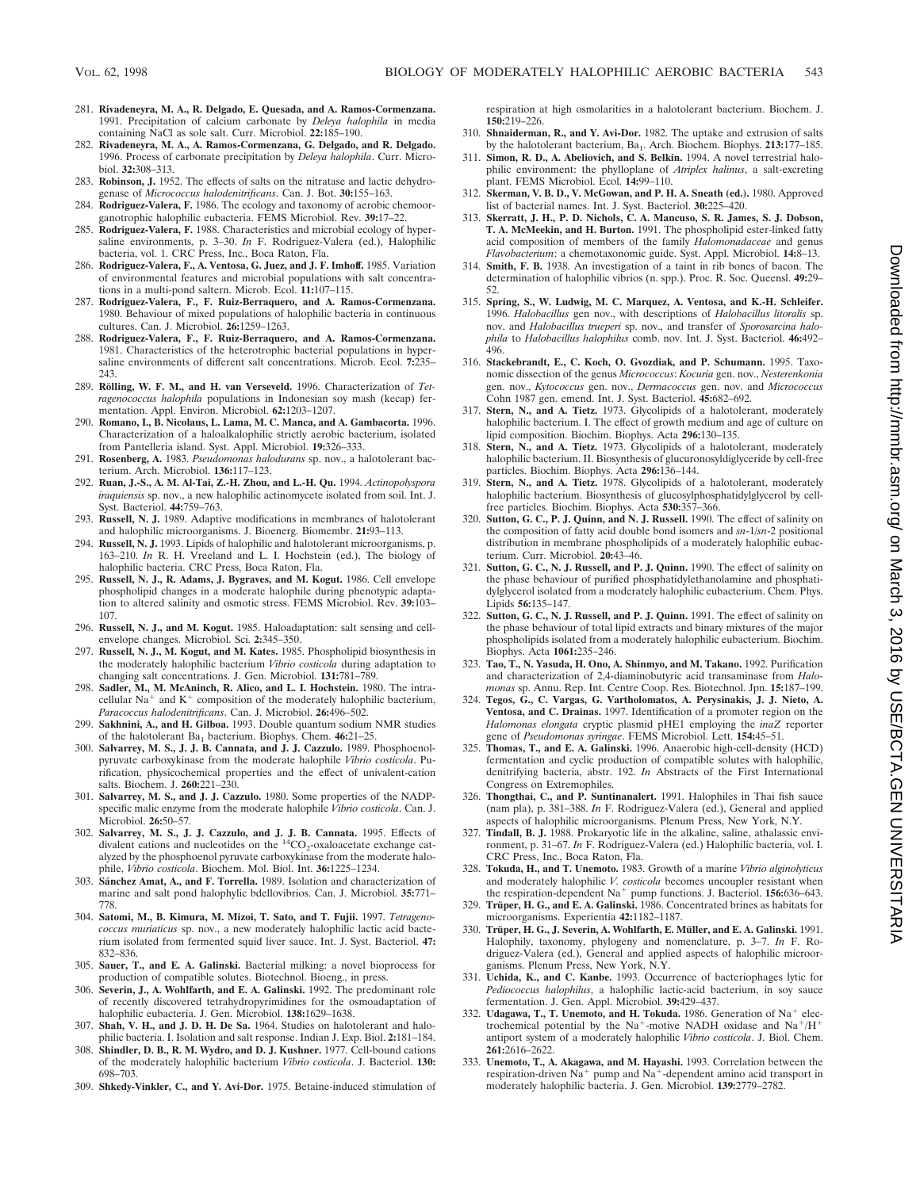281. **Rivadeneyra, M. A., R. Delgado, E. Quesada, and A. Ramos-Cormenzana.** 1991. Precipitation of calcium carbonate by *Deleya halophila* in media containing NaCl as sole salt. Curr. Microbiol. **22:**185–190.

282. **Rivadeneyra, M. A., A. Ramos-Cormenzana, G. Delgado, and R. Delgado.** 1996. Process of carbonate precipitation by *Deleya halophila*. Curr. Microbiol. **32:**308–313.

283. **Robinson, J.** 1952. The effects of salts on the nitratase and lactic dehydrogenase of *Micrococcus halodenitrificans*. Can. J. Bot. **30:**155–163.

284. **Rodriguez-Valera, F.** 1986. The ecology and taxonomy of aerobic chemoorganotrophic halophilic eubacteria. FEMS Microbiol. Rev. **39:**17–22.

285. **Rodriguez-Valera, F.** 1988. Characteristics and microbial ecology of hypersaline environments, p. 3–30. *In* F. Rodriguez-Valera (ed.), Halophilic bacteria, vol. 1. CRC Press, Inc., Boca Raton, Fla.

286. **Rodriguez-Valera, F., A. Ventosa, G. Juez, and J. F. Imhoff.** 1985. Variation of environmental features and microbial populations with salt concentrations in a multi-pond saltern. Microb. Ecol. **11:**107–115.

287. **Rodriguez-Valera, F., F. Ruiz-Berraquero, and A. Ramos-Cormenzana.** 1980. Behaviour of mixed populations of halophilic bacteria in continuous cultures. Can. J. Microbiol. **26:**1259–1263.

288. **Rodriguez-Valera, F., F. Ruiz-Berraquero, and A. Ramos-Cormenzana.** 1981. Characteristics of the heterotrophic bacterial populations in hypersaline environments of different salt concentrations. Microb. Ecol. **7:**235–243.

289. **Rölling, W. F. M., and H. van Verseveld.** 1996. Characterization of *Tetragenococcus halophila* populations in Indonesian soy mash (kecap) fermentation. Appl. Environ. Microbiol. **62:**1203–1207.

290. **Romano, I., B. Nicolaus, L. Lama, M. C. Manca, and A. Gambacorta.** 1996. Characterization of a haloalkalophilic strictly aerobic bacterium, isolated from Pantelleria island. Syst. Appl. Microbiol. **19:**326–333.

291. **Rosenberg, A.** 1983. *Pseudomonas halodurans* sp. nov., a halotolerant bacterium. Arch. Microbiol. **136:**117–123.

292. **Ruan, J.-S., A. M. Al-Tai, Z.-H. Zhou, and L.-H. Qu.** 1994. *Actinopolyspora iraquiensis* sp. nov., a new halophilic actinomycete isolated from soil. Int. J. Syst. Bacteriol. **44:**759–763.

293. **Russell, N. J.** 1989. Adaptive modifications in membranes of halotolerant and halophilic microorganisms. J. Bioenerg. Biomembr. **21:**93–113.

294. **Russell, N. J.** 1993. Lipids of halophilic and halotolerant microorganisms, p. 163–210. *In* R. H. Vreeland and L. I. Hochstein (ed.), The biology of halophilic bacteria. CRC Press, Boca Raton, Fla.

295. **Russell, N. J., R. Adams, J. Bygraves, and M. Kogut.** 1986. Cell envelope phospholipid changes in a moderate halophile during phenotypic adaptation to altered salinity and osmotic stress. FEMS Microbiol. Rev. **39:**103–107.

296. **Russell, N. J., and M. Kogut.** 1985. Haloadaptation: salt sensing and cell-envelope changes. Microbiol. Sci. **2:**345–350.

297. **Russell, N. J., M. Kogut, and M. Kates.** 1985. Phospholipid biosynthesis in the moderately halophilic bacterium *Vibrio costicola* during adaptation to changing salt concentrations. J. Gen. Microbiol. **131:**781–789.

298. **Sadler, M., M. McAninch, R. Alico, and L. I. Hochstein.** 1980. The intracellular $Na^+$ and $K^+$ composition of the moderately halophilic bacterium, *Paracoccus halodenitrificans*. Can. J. Microbiol. **26:**496–502.

299. **Sakhnini, A., and H. Gilboa.** 1993. Double quantum sodium NMR studies of the halotolerant $Ba_1$ bacterium. Biophys. Chem. **46:**21–25.

300. **Salvarrey, M. S., J. J. B. Cannata, and J. J. Cazzulo.** 1989. Phosphoenolpyruvate carboxykinase from the moderate halophile *Vibrio costicola*. Purification, physicochemical properties and the effect of univalent-cation salts. Biochem. J. **260:**221–230.

301. **Salvarrey, M. S., and J. J. Cazzulo.** 1980. Some properties of the NADP-specific malic enzyme from the moderate halophile *Vibrio costicola*. Can. J. Microbiol. **26:**50–57.

302. **Salvarrey, M. S., J. J. Cazzulo, and J. J. B. Cannata.** 1995. Effects of divalent cations and nucleotides on the $^{14}CO_2$-oxaloacetate exchange catalyzed by the phosphoenol pyruvate carboxykinase from the moderate halophile, *Vibrio costicola*. Biochem. Mol. Biol. Int. **36:**1225–1234.

303. **Sánchez Amat, A., and F. Torrella.** 1989. Isolation and characterization of marine and salt pond halophylic bdellovibrios. Can. J. Microbiol. **35:**771–778.

304. **Satomi, M., B. Kimura, M. Mizoi, T. Sato, and T. Fujii.** 1997. *Tetragenococcus muriaticus* sp. nov., a new moderately halophilic lactic acid bacterium isolated from fermented squid liver sauce. Int. J. Syst. Bacteriol. **47:**832–836.

305. **Sauer, T., and E. A. Galinski.** Bacterial milking: a novel bioprocess for production of compatible solutes. Biotechnol. Bioeng., in press.

306. **Severin, J., A. Wohlfarth, and E. A. Galinski.** 1992. The predominant role of recently discovered tetrahydropyrimidines for the osmoadaptation of halophilic eubacteria. J. Gen. Microbiol. **138:**1629–1638.

307. **Shah, V. H., and J. D. H. De Sa.** 1964. Studies on halotolerant and halophilic bacteria. I. Isolation and salt response. Indian J. Exp. Biol. **2:**181–184.

308. **Shindler, D. B., R. M. Wydro, and D. J. Kushner.** 1977. Cell-bound cations of the moderately halophilic bacterium *Vibrio costicola*. J. Bacteriol. **130:**698–703.

309. **Shkedy-Vinkler, C., and Y. Avi-Dor.** 1975. Betaine-induced stimulation of respiration at high osmolarities in a halotolerant bacterium. Biochem. J. **150:**219–226.

310. **Shnaiderman, R., and Y. Avi-Dor.** 1982. The uptake and extrusion of salts by the halotolerant bacterium, $Ba_1$. Arch. Biochem. Biophys. **213:**177–185.

311. **Simon, R. D., A. Abeliovich, and S. Belkin.** 1994. A novel terrestrial halophilic environment: the phylloplane of *Atriplex halimus*, a salt-excreting plant. FEMS Microbiol. Ecol. **14:**99–110.

312. **Skerman, V. B. D., V. McGowan, and P. H. A. Sneath (ed.).** 1980. Approved list of bacterial names. Int. J. Syst. Bacteriol. **30:**225–420.

313. **Skerratt, J. H., P. D. Nichols, C. A. Mancuso, S. R. James, S. J. Dobson, T. A. McMeekin, and H. Burton.** 1991. The phospholipid ester-linked fatty acid composition of members of the family *Halomonadaceae* and genus *Flavobacterium*: a chemotaxonomic guide. Syst. Appl. Microbiol. **14:**8–13.

314. **Smith, F. B.** 1938. An investigation of a taint in rib bones of bacon. The determination of halophilic vibrios (n. spp.). Proc. R. Soc. Queensl. **49:**29–52.

315. **Spring, S., W. Ludwig, M. C. Marquez, A. Ventosa, and K.-H. Schleifer.** 1996. *Halobacillus* gen nov., with descriptions of *Halobacillus litoralis* sp. nov. and *Halobacillus trueperi* sp. nov., and transfer of *Sporosarcina halophila* to *Halobacillus halophilus* comb. nov. Int. J. Syst. Bacteriol. **46:**492–496.

316. **Stackebrandt, E., C. Koch, O. Gvozdiak, and P. Schumann.** 1995. Taxonomic dissection of the genus *Micrococcus*: *Kocuria* gen. nov., *Nesterenkonia* gen. nov., *Kytococcus* gen. nov., *Dermacoccus* gen. nov. and *Micrococcus* Cohn 1987 gen. emend. Int. J. Syst. Bacteriol. **45:**682–692.

317. **Stern, N., and A. Tietz.** 1973. Glycolipids of a halotolerant, moderately halophilic bacterium. I. The effect of growth medium and age of culture on lipid composition. Biochim. Biophys. Acta **296:**130–135.

318. **Stern, N., and A. Tietz.** 1973. Glycolipids of a halotolerant, moderately halophilic bacterium. II. Biosynthesis of glucuronosyldiglyceride by cell-free particles. Biochim. Biophys. Acta **296:**136–144.

319. **Stern, N., and A. Tietz.** 1978. Glycolipids of a halotolerant, moderately halophilic bacterium. Biosynthesis of glucosylphosphatidylglycerol by cell-free particles. Biochim. Biophys. Acta **530:**357–366.

320. **Sutton, G. C., P. J. Quinn, and N. J. Russell.** 1990. The effect of salinity on the composition of fatty acid double bond isomers and *sn*-1/*sn*-2 positional distribution in membrane phospholipids of a moderately halophilic eubacterium. Curr. Microbiol. **20:**43–46.

321. **Sutton, G. C., N. J. Russell, and P. J. Quinn.** 1990. The effect of salinity on the phase behaviour of purified phosphatidylethanolamine and phosphatidylglycerol isolated from a moderately halophilic eubacterium. Chem. Phys. Lipids **56:**135–147.

322. **Sutton, G. C., N. J. Russell, and P. J. Quinn.** 1991. The effect of salinity on the phase behaviour of total lipid extracts and binary mixtures of the major phospholipids isolated from a moderately halophilic eubacterium. Biochim. Biophys. Acta **1061:**235–246.

323. **Tao, T., N. Yasuda, H. Ono, A. Shinmyo, and M. Takano.** 1992. Purification and characterization of 2,4-diaminobutyric acid transaminase from *Halomonas* sp. Annu. Rep. Int. Centre Coop. Res. Biotechnol. Jpn. **15:**187–199.

324. **Tegos, G., C. Vargas, G. Vartholomatos, A. Perysinakis, J. J. Nieto, A. Ventosa, and C. Drainas.** 1997. Identification of a promoter region on the *Halomonas elongata* cryptic plasmid pHE1 employing the *inaZ* reporter gene of *Pseudomonas syringae*. FEMS Microbiol. Lett. **154:**45–51.

325. **Thomas, T., and E. A. Galinski.** 1996. Anaerobic high-cell-density (HCD) fermentation and cyclic production of compatible solutes with halophilic, denitrifying bacteria, abstr. 192. *In* Abstracts of the First International Congress on Extremophiles.

326. **Thongthai, C., and P. Suntinanalert.** 1991. Halophiles in Thai fish sauce (nam pla), p. 381–388. *In* F. Rodriguez-Valera (ed.), General and applied aspects of halophilic microorganisms. Plenum Press, New York, N.Y.

327. **Tindall, B. J.** 1988. Prokaryotic life in the alkaline, saline, athalassic environment, p. 31–67. *In* F. Rodriguez-Valera (ed.) Halophilic bacteria, vol. I. CRC Press, Inc., Boca Raton, Fla.

328. **Tokuda, H., and T. Unemoto.** 1983. Growth of a marine *Vibrio alginolyticus* and moderately halophilic *V. costicola* becomes uncoupler resistant when the respiration-dependent $Na^+$ pump functions. J. Bacteriol. **156:**636–643.

329. **Trüper, H. G., and E. A. Galinski.** 1986. Concentrated brines as habitats for microorganisms. Experientia **42:**1182–1187.

330. **Trüper, H. G., J. Severin, A. Wohlfarth, E. Müller, and E. A. Galinski.** 1991. Halophily, taxonomy, phylogeny and nomenclature, p. 3–7. *In* F. Rodriguez-Valera (ed.), General and applied aspects of halophilic microorganisms. Plenum Press, New York, N.Y.

331. **Uchida, K., and C. Kanbe.** 1993. Occurrence of bacteriophages lytic for *Pediococcus halophilus*, a halophilic lactic-acid bacterium, in soy sauce fermentation. J. Gen. Appl. Microbiol. **39:**429–437.

332. **Udagawa, T., T. Unemoto, and H. Tokuda.** 1986. Generation of $Na^+$ electrochemical potential by the $Na^+$-motive NADH oxidase and $Na^+/H^+$ antiport system of a moderately halophilic *Vibrio costicola*. J. Biol. Chem. **261:**2616–2622.

333. **Unemoto, T., A. Akagawa, and M. Hayashi.** 1993. Correlation between the respiration-driven $Na^+$ pump and $Na^+$-dependent amino acid transport in moderately halophilic bacteria. J. Gen. Microbiol. **139:**2779–2782.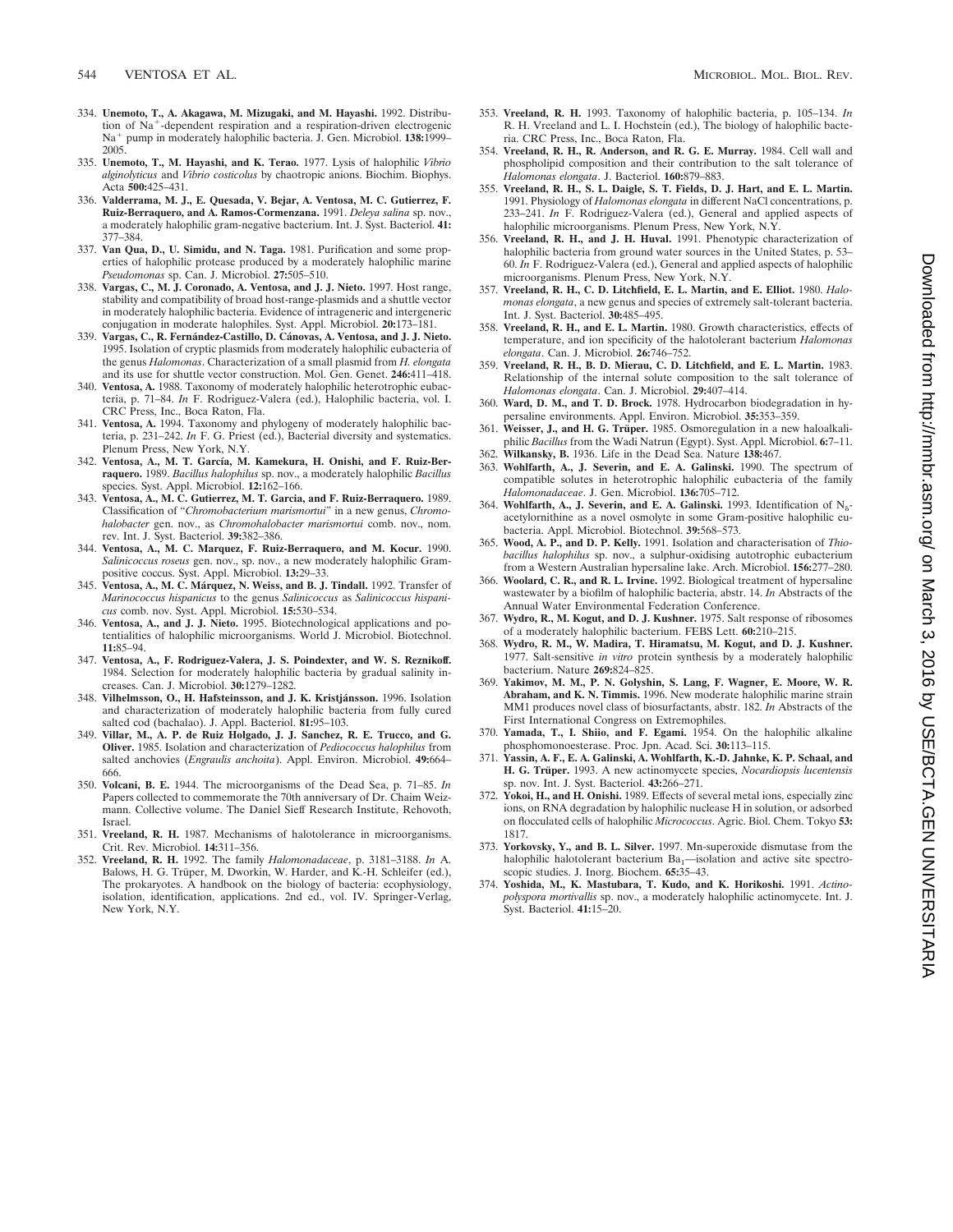334. **Unemoto, T., A. Akagawa, M. Mizugaki, and M. Hayashi.** 1992. Distribution of $Na^+$-dependent respiration and a respiration-driven electrogenic $Na^+$ pump in moderately halophilic bacteria. J. Gen. Microbiol. **138:**1999–2005.
335. **Unemoto, T., M. Hayashi, and K. Terao.** 1977. Lysis of halophilic *Vibrio alginolyticus* and *Vibrio costicolus* by chaotropic anions. Biochim. Biophys. Acta **500:**425–431.
336. **Valderrama, M. J., E. Quesada, V. Bejar, A. Ventosa, M. C. Gutierrez, F. Ruiz-Berraquero, and A. Ramos-Cormenzana.** 1991. *Deleya salina* sp. nov., a moderately halophilic gram-negative bacterium. Int. J. Syst. Bacteriol. **41:**377–384.
337. **Van Qua, D., U. Simidu, and N. Taga.** 1981. Purification and some properties of halophilic protease produced by a moderately halophilic marine *Pseudomonas* sp. Can. J. Microbiol. **27:**505–510.
338. **Vargas, C., M. J. Coronado, A. Ventosa, and J. J. Nieto.** 1997. Host range, stability and compatibility of broad host-range-plasmids and a shuttle vector in moderately halophilic bacteria. Evidence of intrageneric and intergeneric conjugation in moderate halophiles. Syst. Appl. Microbiol. **20:**173–181.
339. **Vargas, C., R. Fernández-Castillo, D. Cánovas, A. Ventosa, and J. J. Nieto.** 1995. Isolation of cryptic plasmids from moderately halophilic eubacteria of the genus *Halomonas*. Characterization of a small plasmid from *H. elongata* and its use for shuttle vector construction. Mol. Gen. Genet. **246:**411–418.
340. **Ventosa, A.** 1988. Taxonomy of moderately halophilic heterotrophic eubacteria, p. 71–84. *In* F. Rodriguez-Valera (ed.), Halophilic bacteria, vol. I. CRC Press, Inc., Boca Raton, Fla.
341. **Ventosa, A.** 1994. Taxonomy and phylogeny of moderately halophilic bacteria, p. 231–242. *In* F. G. Priest (ed.), Bacterial diversity and systematics. Plenum Press, New York, N.Y.
342. **Ventosa, A., M. T. García, M. Kamekura, H. Onishi, and F. Ruiz-Berraquero.** 1989. *Bacillus halophilus* sp. nov., a moderately halophilic *Bacillus* species. Syst. Appl. Microbiol. **12:**162–166.
343. **Ventosa, A., M. C. Gutierrez, M. T. Garcia, and F. Ruiz-Berraquero.** 1989. Classification of "*Chromobacterium marismortui*" in a new genus, *Chromohalobacter* gen. nov., as *Chromohalobacter marismortui* comb. nov., nom. rev. Int. J. Syst. Bacteriol. **39:**382–386.
344. **Ventosa, A., M. C. Marquez, F. Ruiz-Berraquero, and M. Kocur.** 1990. *Salinicoccus roseus* gen. nov., sp. nov., a new moderately halophilic Gram-positive coccus. Syst. Appl. Microbiol. **13:**29–33.
345. **Ventosa, A., M. C. Márquez, N. Weiss, and B. J. Tindall.** 1992. Transfer of *Marinococcus hispanicus* to the genus *Salinicoccus* as *Salinicoccus hispanicus* comb. nov. Syst. Appl. Microbiol. **15:**530–534.
346. **Ventosa, A., and J. J. Nieto.** 1995. Biotechnological applications and potentialities of halophilic microorganisms. World J. Microbiol. Biotechnol. **11:**85–94.
347. **Ventosa, A., F. Rodriguez-Valera, J. S. Poindexter, and W. S. Reznikoff.** 1984. Selection for moderately halophilic bacteria by gradual salinity increases. Can. J. Microbiol. **30:**1279–1282.
348. **Vilhelmsson, O., H. Hafsteinsson, and J. K. Kristjánsson.** 1996. Isolation and characterization of moderately halophilic bacteria from fully cured salted cod (bachalao). J. Appl. Bacteriol. **81:**95–103.
349. **Villar, M., A. P. de Ruiz Holgado, J. J. Sanchez, R. E. Trucco, and G. Oliver.** 1985. Isolation and characterization of *Pediococcus halophilus* from salted anchovies (*Engraulis anchoita*). Appl. Environ. Microbiol. **49:**664–666.
350. **Volcani, B. E.** 1944. The microorganisms of the Dead Sea, p. 71–85. *In* Papers collected to commemorate the 70th anniversary of Dr. Chaim Weizmann. Collective volume. The Daniel Sieff Research Institute, Rehovoth, Israel.
351. **Vreeland, R. H.** 1987. Mechanisms of halotolerance in microorganisms. Crit. Rev. Microbiol. **14:**311–356.
352. **Vreeland, R. H.** 1992. The family *Halomonadaceae*, p. 3181–3188. *In* A. Balows, H. G. Trüper, M. Dworkin, W. Harder, and K.-H. Schleifer (ed.), The prokaryotes. A handbook on the biology of bacteria: ecophysiology, isolation, identification, applications. 2nd ed., vol. IV. Springer-Verlag, New York, N.Y.
353. **Vreeland, R. H.** 1993. Taxonomy of halophilic bacteria, p. 105–134. *In* R. H. Vreeland and L. I. Hochstein (ed.), The biology of halophilic bacteria. CRC Press, Inc., Boca Raton, Fla.
354. **Vreeland, R. H., R. Anderson, and R. G. E. Murray.** 1984. Cell wall and phospholipid composition and their contribution to the salt tolerance of *Halomonas elongata*. J. Bacteriol. **160:**879–883.
355. **Vreeland, R. H., S. L. Daigle, S. T. Fields, D. J. Hart, and E. L. Martin.** 1991. Physiology of *Halomonas elongata* in different NaCl concentrations, p. 233–241. *In* F. Rodriguez-Valera (ed.), General and applied aspects of halophilic microorganisms. Plenum Press, New York, N.Y.
356. **Vreeland, R. H., and J. H. Huval.** 1991. Phenotypic characterization of halophilic bacteria from ground water sources in the United States, p. 53–60. *In* F. Rodriguez-Valera (ed.), General and applied aspects of halophilic microorganisms. Plenum Press, New York, N.Y.
357. **Vreeland, R. H., C. D. Litchfield, E. L. Martin, and E. Elliot.** 1980. *Halomonas elongata*, a new genus and species of extremely salt-tolerant bacteria. Int. J. Syst. Bacteriol. **30:**485–495.
358. **Vreeland, R. H., and E. L. Martin.** 1980. Growth characteristics, effects of temperature, and ion specificity of the halotolerant bacterium *Halomonas elongata*. Can. J. Microbiol. **26:**746–752.
359. **Vreeland, R. H., B. D. Mierau, C. D. Litchfield, and E. L. Martin.** 1983. Relationship of the internal solute composition to the salt tolerance of *Halomonas elongata*. Can. J. Microbiol. **29:**407–414.
360. **Ward, D. M., and T. D. Brock.** 1978. Hydrocarbon biodegradation in hypersaline environments. Appl. Environ. Microbiol. **35:**353–359.
361. **Weisser, J., and H. G. Trüper.** 1985. Osmoregulation in a new haloalkaliphilic *Bacillus* from the Wadi Natrun (Egypt). Syst. Appl. Microbiol. **6:**7–11.
362. **Wilkansky, B.** 1936. Life in the Dead Sea. Nature **138:**467.
363. **Wohlfarth, A., J. Severin, and E. A. Galinski.** 1990. The spectrum of compatible solutes in heterotrophic halophilic eubacteria of the family *Halomonadaceae*. J. Gen. Microbiol. **136:**705–712.
364. **Wohlfarth, A., J. Severin, and E. A. Galinski.** 1993. Identification of $N_\delta$-acetylornithine as a novel osmolyte in some Gram-positive halophilic eubacteria. Appl. Microbiol. Biotechnol. **39:**568–573.
365. **Wood, A. P., and D. P. Kelly.** 1991. Isolation and characterisation of *Thiobacillus halophilus* sp. nov., a sulphur-oxidising autotrophic eubacterium from a Western Australian hypersaline lake. Arch. Microbiol. **156:**277–280.
366. **Woolard, C. R., and R. L. Irvine.** 1992. Biological treatment of hypersaline wastewater by a biofilm of halophilic bacteria, abstr. 14. *In* Abstracts of the Annual Water Environmental Federation Conference.
367. **Wydro, R., M. Kogut, and D. J. Kushner.** 1975. Salt response of ribosomes of a moderately halophilic bacterium. FEBS Lett. **60:**210–215.
368. **Wydro, R. M., W. Madira, T. Hiramatsu, M. Kogut, and D. J. Kushner.** 1977. Salt-sensitive *in vitro* protein synthesis by a moderately halophilic bacterium. Nature **269:**824–825.
369. **Yakimov, M. M., P. N. Golyshin, S. Lang, F. Wagner, E. Moore, W. R. Abraham, and K. N. Timmis.** 1996. New moderate halophilic marine strain MM1 produces novel class of biosurfactants, abstr. 182. *In* Abstracts of the First International Congress on Extremophiles.
370. **Yamada, T., I. Shiio, and F. Egami.** 1954. On the halophilic alkaline phosphomonoesterase. Proc. Jpn. Acad. Sci. **30:**113–115.
371. **Yassin, A. F., E. A. Galinski, A. Wohlfarth, K.-D. Jahnke, K. P. Schaal, and H. G. Trüper.** 1993. A new actinomycete species, *Nocardiopsis lucentensis* sp. nov. Int. J. Syst. Bacteriol. **43:**266–271.
372. **Yokoi, H., and H. Onishi.** 1989. Effects of several metal ions, especially zinc ions, on RNA degradation by halophilic nuclease H in solution, or adsorbed on flocculated cells of halophilic *Micrococcus*. Agric. Biol. Chem. Tokyo **53:**1817.
373. **Yorkovsky, Y., and B. L. Silver.** 1997. Mn-superoxide dismutase from the halophilic halotolerant bacterium $Ba_1$—isolation and active site spectroscopic studies. J. Inorg. Biochem. **65:**35–43.
374. **Yoshida, M., K. Mastubara, T. Kudo, and K. Horikoshi.** 1991. *Actinopolyspora mortivallis* sp. nov., a moderately halophilic actinomycete. Int. J. Syst. Bacteriol. **41:**15–20.